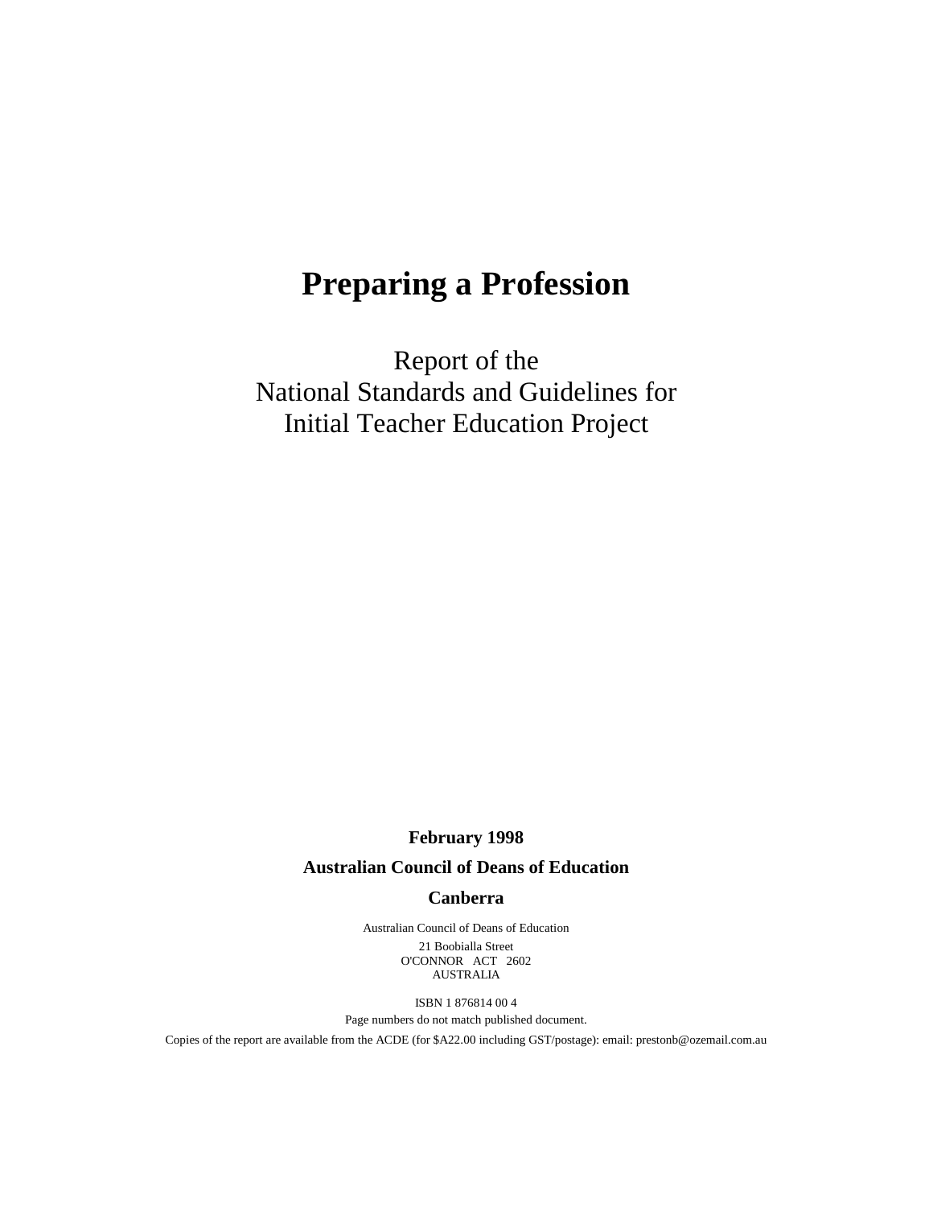# Preparing a Profession

Report of the
National Standards and Guidelines for
Initial Teacher Education Project

**February 1998**

**Australian Council of Deans of Education**

**Canberra**

Australian Council of Deans of Education

21 Boobialla Street
O'CONNOR ACT 2602
AUSTRALIA

ISBN 1 876814 00 4

Page numbers do not match published document.

Copies of the report are available from the ACDE (for $A22.00 including GST/postage): email: prestonb@ozemail.com.au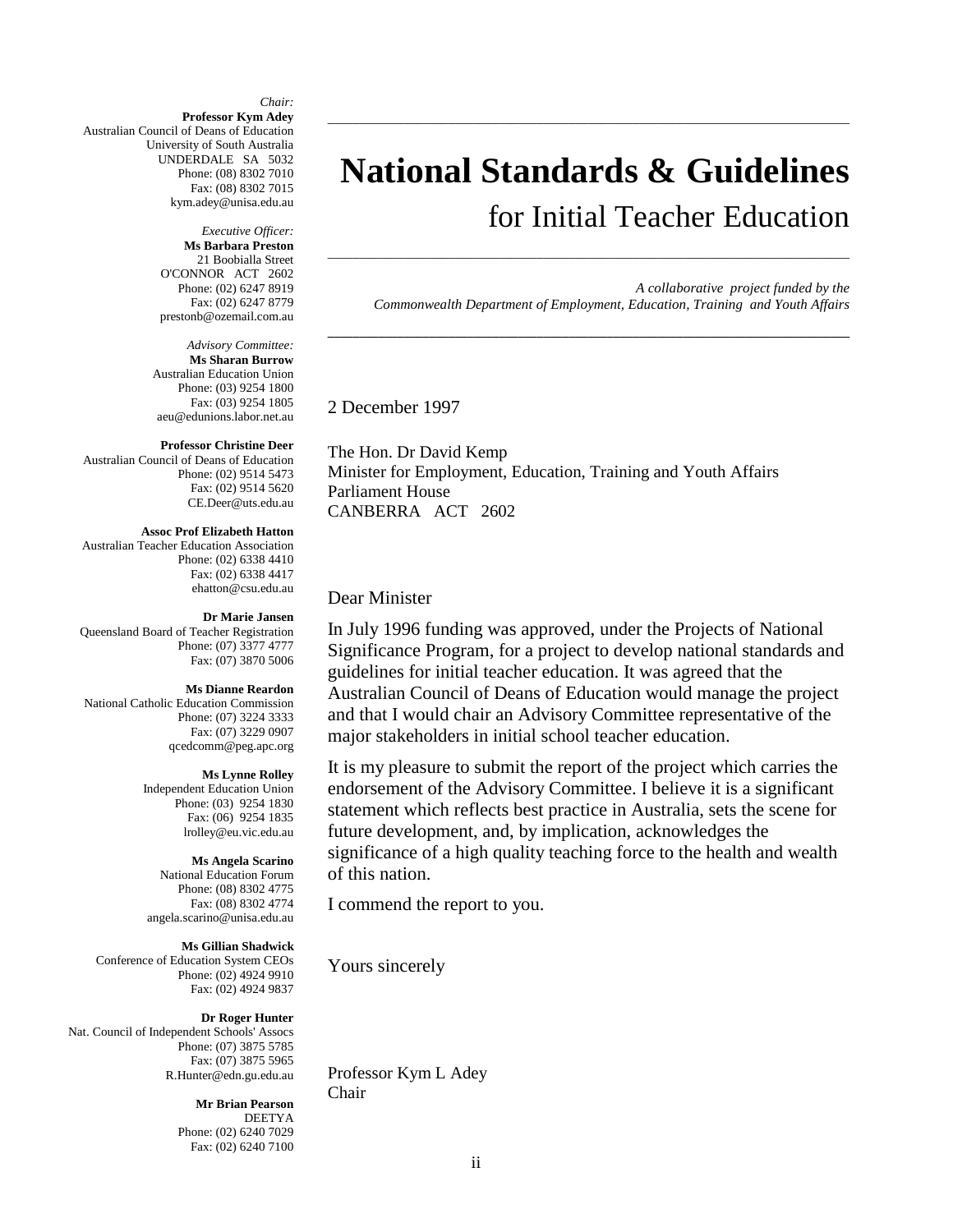# National Standards & Guidelines

## for Initial Teacher Education

*A collaborative project funded by the Commonwealth Department of Employment, Education, Training and Youth Affairs*

*Chair:*
**Professor Kym Adey**
Australian Council of Deans of Education
University of South Australia
UNDERDALE SA 5032
Phone: (08) 8302 7010
Fax: (08) 8302 7015
kym.adey@unisa.edu.au

*Executive Officer:*
**Ms Barbara Preston**
21 Boobialla Street
O'CONNOR ACT 2602
Phone: (02) 6247 8919
Fax: (02) 6247 8779
prestonb@ozemail.com.au

*Advisory Committee:*
**Ms Sharan Burrow**
Australian Education Union
Phone: (03) 9254 1800
Fax: (03) 9254 1805
aeu@edunions.labor.net.au

**Professor Christine Deer**
Australian Council of Deans of Education
Phone: (02) 9514 5473
Fax: (02) 9514 5620
CE.Deer@uts.edu.au

**Assoc Prof Elizabeth Hatton**
Australian Teacher Education Association
Phone: (02) 6338 4410
Fax: (02) 6338 4417
ehatton@csu.edu.au

**Dr Marie Jansen**
Queensland Board of Teacher Registration
Phone: (07) 3377 4777
Fax: (07) 3870 5006

**Ms Dianne Reardon**
National Catholic Education Commission
Phone: (07) 3224 3333
Fax: (07) 3229 0907
qcedcomm@peg.apc.org

**Ms Lynne Rolley**
Independent Education Union
Phone: (03) 9254 1830
Fax: (06) 9254 1835
lrolley@eu.vic.edu.au

**Ms Angela Scarino**
National Education Forum
Phone: (08) 8302 4775
Fax: (08) 8302 4774
angela.scarino@unisa.edu.au

**Ms Gillian Shadwick**
Conference of Education System CEOs
Phone: (02) 4924 9910
Fax: (02) 4924 9837

**Dr Roger Hunter**
Nat. Council of Independent Schools' Assocs
Phone: (07) 3875 5785
Fax: (07) 3875 5965
R.Hunter@edn.gu.edu.au

**Mr Brian Pearson**
DEETYA
Phone: (02) 6240 7029
Fax: (02) 6240 7100

2 December 1997

The Hon. Dr David Kemp
Minister for Employment, Education, Training and Youth Affairs
Parliament House
CANBERRA ACT 2602

Dear Minister

In July 1996 funding was approved, under the Projects of National Significance Program, for a project to develop national standards and guidelines for initial teacher education. It was agreed that the Australian Council of Deans of Education would manage the project and that I would chair an Advisory Committee representative of the major stakeholders in initial school teacher education.

It is my pleasure to submit the report of the project which carries the endorsement of the Advisory Committee. I believe it is a significant statement which reflects best practice in Australia, sets the scene for future development, and, by implication, acknowledges the significance of a high quality teaching force to the health and wealth of this nation.

I commend the report to you.

Yours sincerely

Professor Kym L Adey
Chair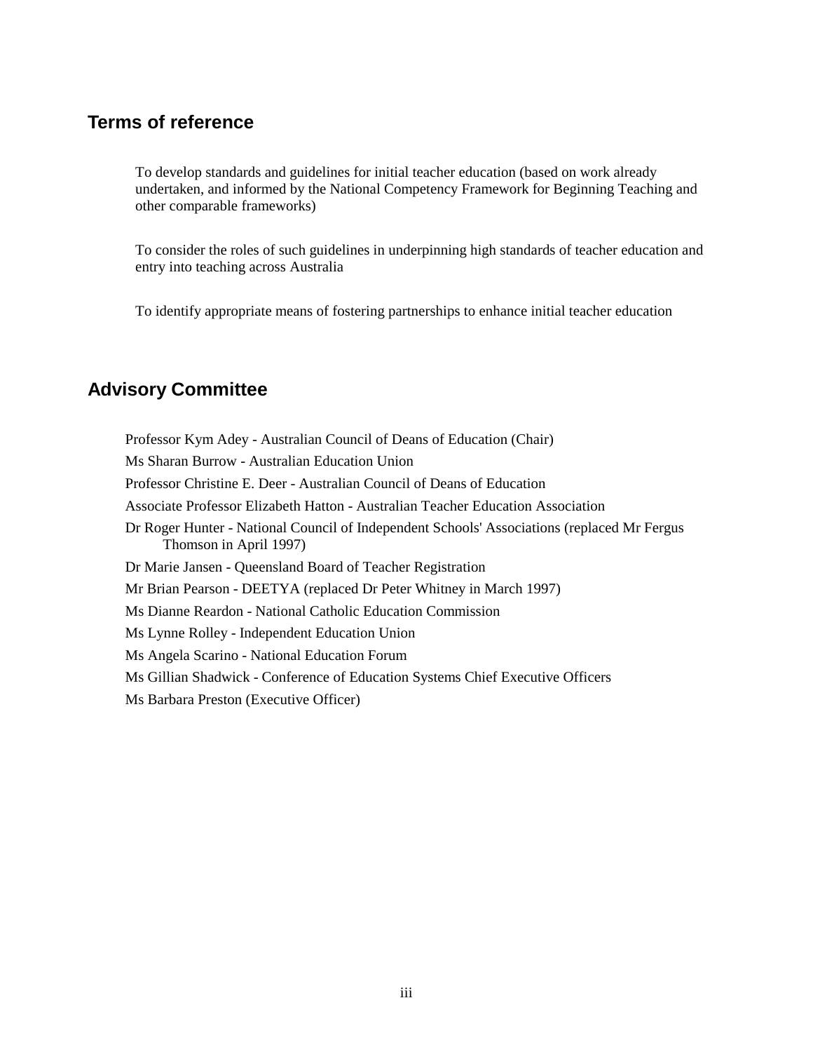## Terms of reference

To develop standards and guidelines for initial teacher education (based on work already undertaken, and informed by the National Competency Framework for Beginning Teaching and other comparable frameworks)

To consider the roles of such guidelines in underpinning high standards of teacher education and entry into teaching across Australia

To identify appropriate means of fostering partnerships to enhance initial teacher education

## Advisory Committee

Professor Kym Adey - Australian Council of Deans of Education (Chair)

Ms Sharan Burrow - Australian Education Union

Professor Christine E. Deer - Australian Council of Deans of Education

Associate Professor Elizabeth Hatton - Australian Teacher Education Association

Dr Roger Hunter - National Council of Independent Schools' Associations (replaced Mr Fergus Thomson in April 1997)

Dr Marie Jansen - Queensland Board of Teacher Registration

Mr Brian Pearson - DEETYA (replaced Dr Peter Whitney in March 1997)

Ms Dianne Reardon - National Catholic Education Commission

Ms Lynne Rolley - Independent Education Union

Ms Angela Scarino - National Education Forum

Ms Gillian Shadwick - Conference of Education Systems Chief Executive Officers

Ms Barbara Preston (Executive Officer)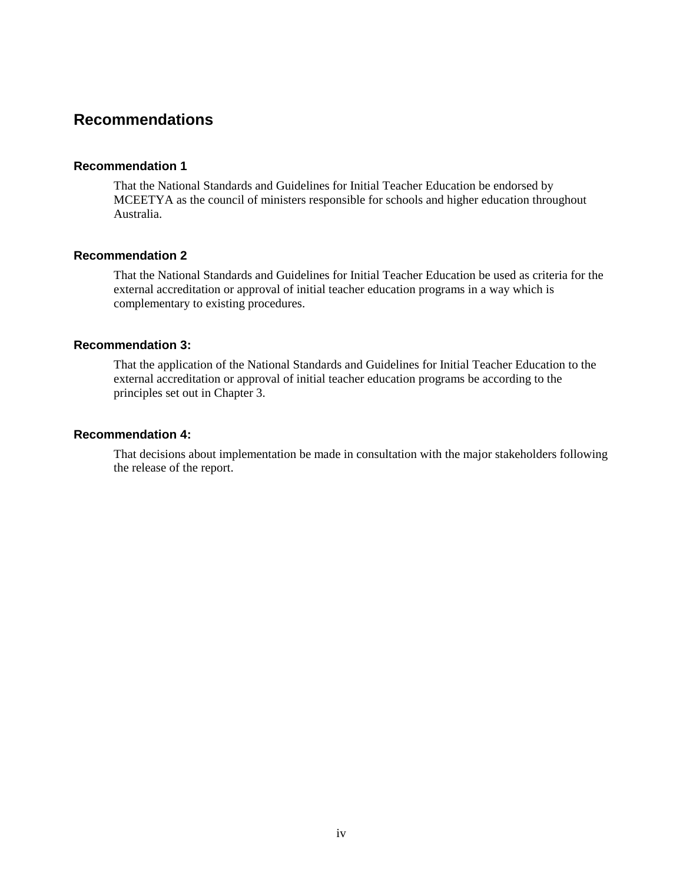## Recommendations

### Recommendation 1

That the National Standards and Guidelines for Initial Teacher Education be endorsed by MCEETYA as the council of ministers responsible for schools and higher education throughout Australia.

### Recommendation 2

That the National Standards and Guidelines for Initial Teacher Education be used as criteria for the external accreditation or approval of initial teacher education programs in a way which is complementary to existing procedures.

### Recommendation 3:

That the application of the National Standards and Guidelines for Initial Teacher Education to the external accreditation or approval of initial teacher education programs be according to the principles set out in Chapter 3.

### Recommendation 4:

That decisions about implementation be made in consultation with the major stakeholders following the release of the report.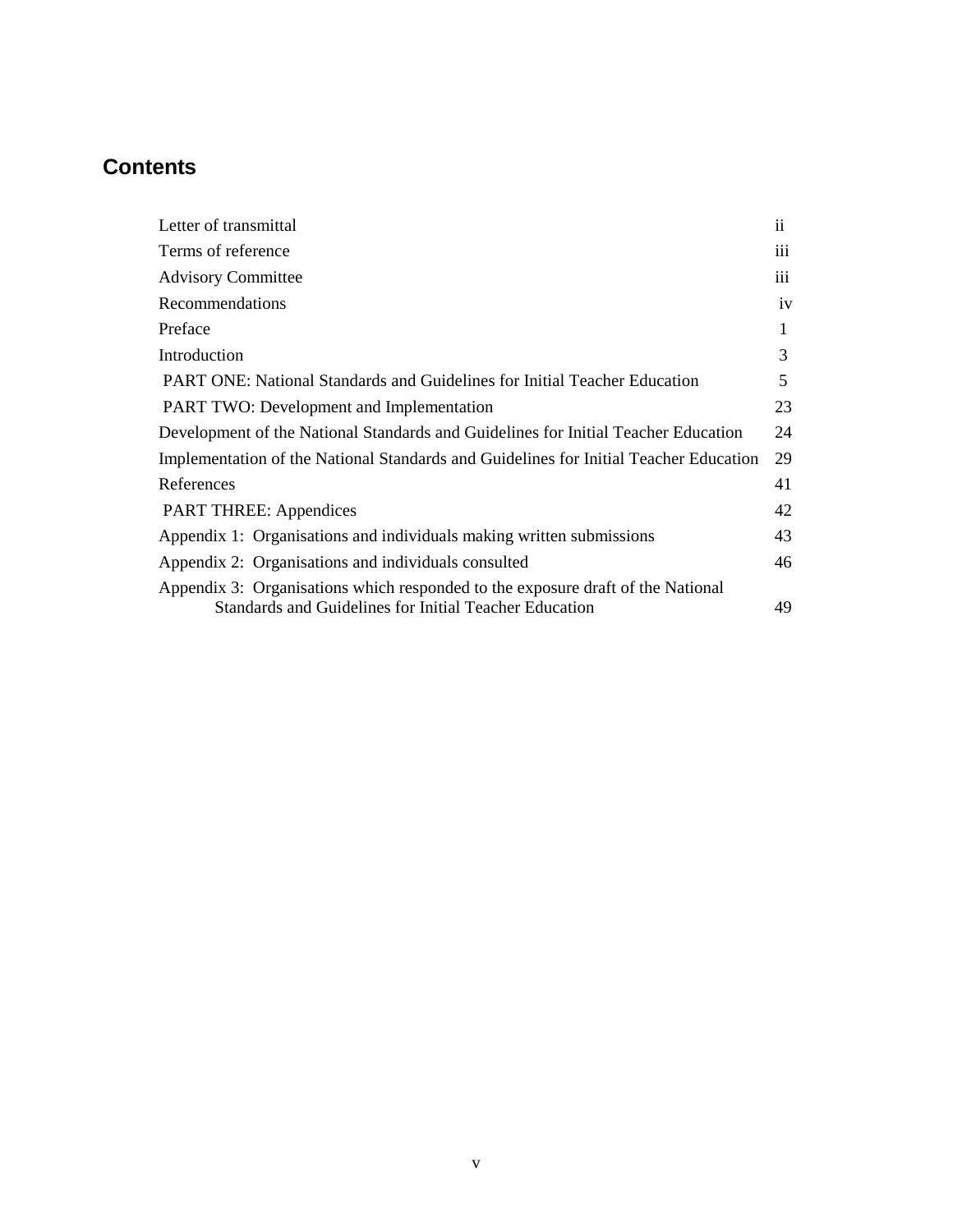## Contents

| | |
|---|---|
| Letter of transmittal | ii |
| Terms of reference | iii |
| Advisory Committee | iii |
| Recommendations | iv |
| Preface | 1 |
| Introduction | 3 |
| PART ONE: National Standards and Guidelines for Initial Teacher Education | 5 |
| PART TWO: Development and Implementation | 23 |
| Development of the National Standards and Guidelines for Initial Teacher Education | 24 |
| Implementation of the National Standards and Guidelines for Initial Teacher Education | 29 |
| References | 41 |
| PART THREE: Appendices | 42 |
| Appendix 1: Organisations and individuals making written submissions | 43 |
| Appendix 2: Organisations and individuals consulted | 46 |
| Appendix 3: Organisations which responded to the exposure draft of the National Standards and Guidelines for Initial Teacher Education | 49 |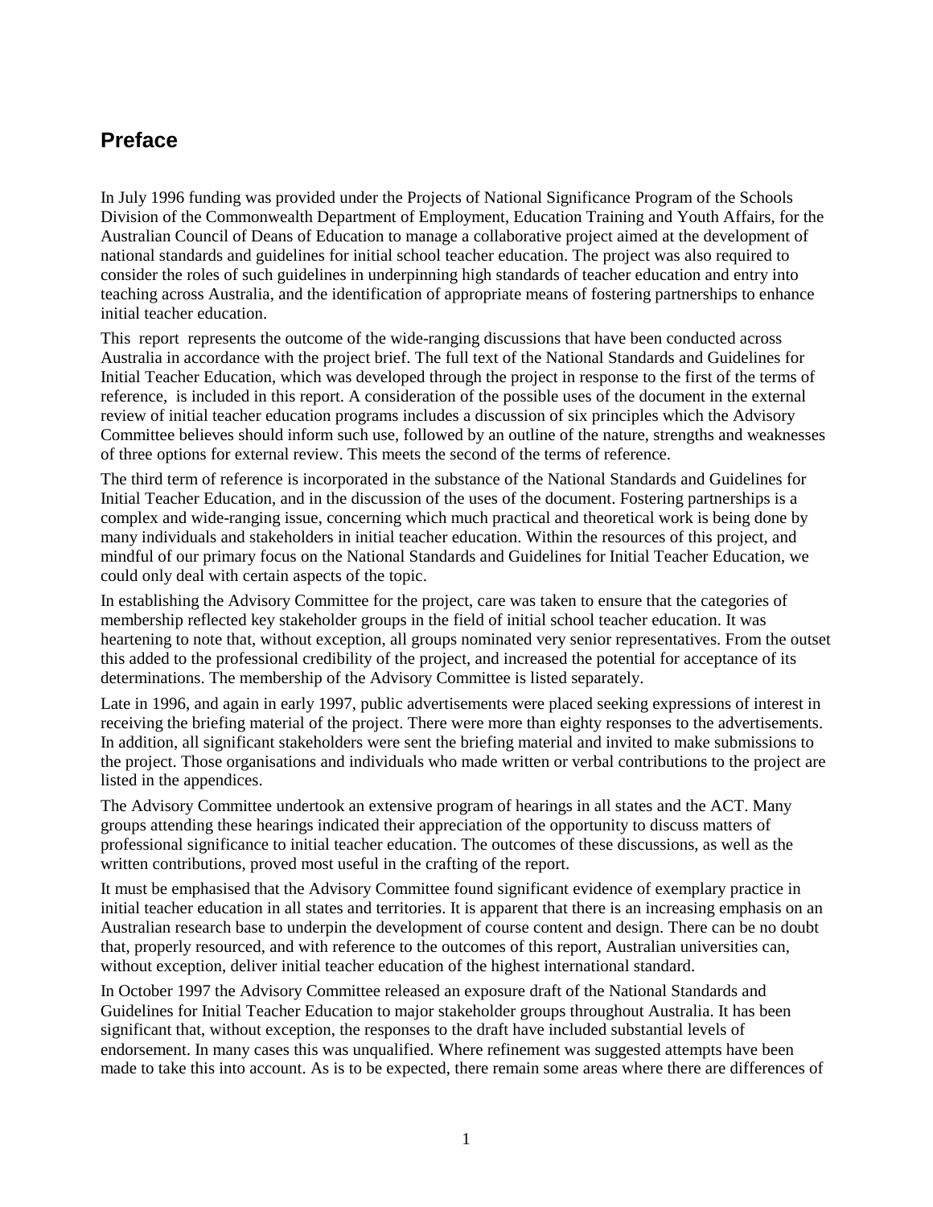## Preface

In July 1996 funding was provided under the Projects of National Significance Program of the Schools Division of the Commonwealth Department of Employment, Education Training and Youth Affairs, for the Australian Council of Deans of Education to manage a collaborative project aimed at the development of national standards and guidelines for initial school teacher education. The project was also required to consider the roles of such guidelines in underpinning high standards of teacher education and entry into teaching across Australia, and the identification of appropriate means of fostering partnerships to enhance initial teacher education.

This report represents the outcome of the wide-ranging discussions that have been conducted across Australia in accordance with the project brief. The full text of the National Standards and Guidelines for Initial Teacher Education, which was developed through the project in response to the first of the terms of reference, is included in this report. A consideration of the possible uses of the document in the external review of initial teacher education programs includes a discussion of six principles which the Advisory Committee believes should inform such use, followed by an outline of the nature, strengths and weaknesses of three options for external review. This meets the second of the terms of reference.

The third term of reference is incorporated in the substance of the National Standards and Guidelines for Initial Teacher Education, and in the discussion of the uses of the document. Fostering partnerships is a complex and wide-ranging issue, concerning which much practical and theoretical work is being done by many individuals and stakeholders in initial teacher education. Within the resources of this project, and mindful of our primary focus on the National Standards and Guidelines for Initial Teacher Education, we could only deal with certain aspects of the topic.

In establishing the Advisory Committee for the project, care was taken to ensure that the categories of membership reflected key stakeholder groups in the field of initial school teacher education. It was heartening to note that, without exception, all groups nominated very senior representatives. From the outset this added to the professional credibility of the project, and increased the potential for acceptance of its determinations. The membership of the Advisory Committee is listed separately.

Late in 1996, and again in early 1997, public advertisements were placed seeking expressions of interest in receiving the briefing material of the project. There were more than eighty responses to the advertisements. In addition, all significant stakeholders were sent the briefing material and invited to make submissions to the project. Those organisations and individuals who made written or verbal contributions to the project are listed in the appendices.

The Advisory Committee undertook an extensive program of hearings in all states and the ACT. Many groups attending these hearings indicated their appreciation of the opportunity to discuss matters of professional significance to initial teacher education. The outcomes of these discussions, as well as the written contributions, proved most useful in the crafting of the report.

It must be emphasised that the Advisory Committee found significant evidence of exemplary practice in initial teacher education in all states and territories. It is apparent that there is an increasing emphasis on an Australian research base to underpin the development of course content and design. There can be no doubt that, properly resourced, and with reference to the outcomes of this report, Australian universities can, without exception, deliver initial teacher education of the highest international standard.

In October 1997 the Advisory Committee released an exposure draft of the National Standards and Guidelines for Initial Teacher Education to major stakeholder groups throughout Australia. It has been significant that, without exception, the responses to the draft have included substantial levels of endorsement. In many cases this was unqualified. Where refinement was suggested attempts have been made to take this into account. As is to be expected, there remain some areas where there are differences of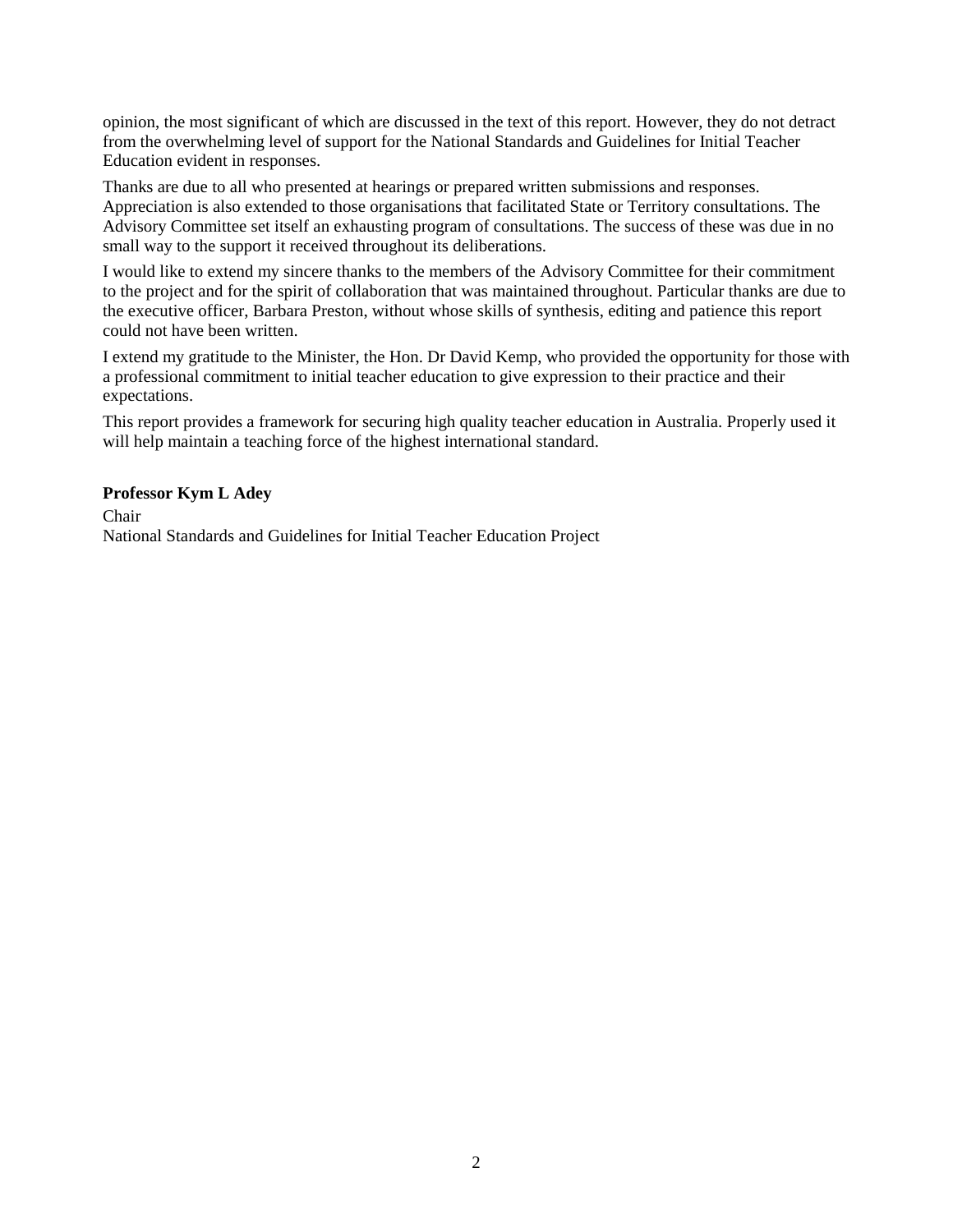opinion, the most significant of which are discussed in the text of this report. However, they do not detract from the overwhelming level of support for the National Standards and Guidelines for Initial Teacher Education evident in responses.

Thanks are due to all who presented at hearings or prepared written submissions and responses. Appreciation is also extended to those organisations that facilitated State or Territory consultations. The Advisory Committee set itself an exhausting program of consultations. The success of these was due in no small way to the support it received throughout its deliberations.

I would like to extend my sincere thanks to the members of the Advisory Committee for their commitment to the project and for the spirit of collaboration that was maintained throughout. Particular thanks are due to the executive officer, Barbara Preston, without whose skills of synthesis, editing and patience this report could not have been written.

I extend my gratitude to the Minister, the Hon. Dr David Kemp, who provided the opportunity for those with a professional commitment to initial teacher education to give expression to their practice and their expectations.

This report provides a framework for securing high quality teacher education in Australia. Properly used it will help maintain a teaching force of the highest international standard.

**Professor Kym L Adey**

Chair
National Standards and Guidelines for Initial Teacher Education Project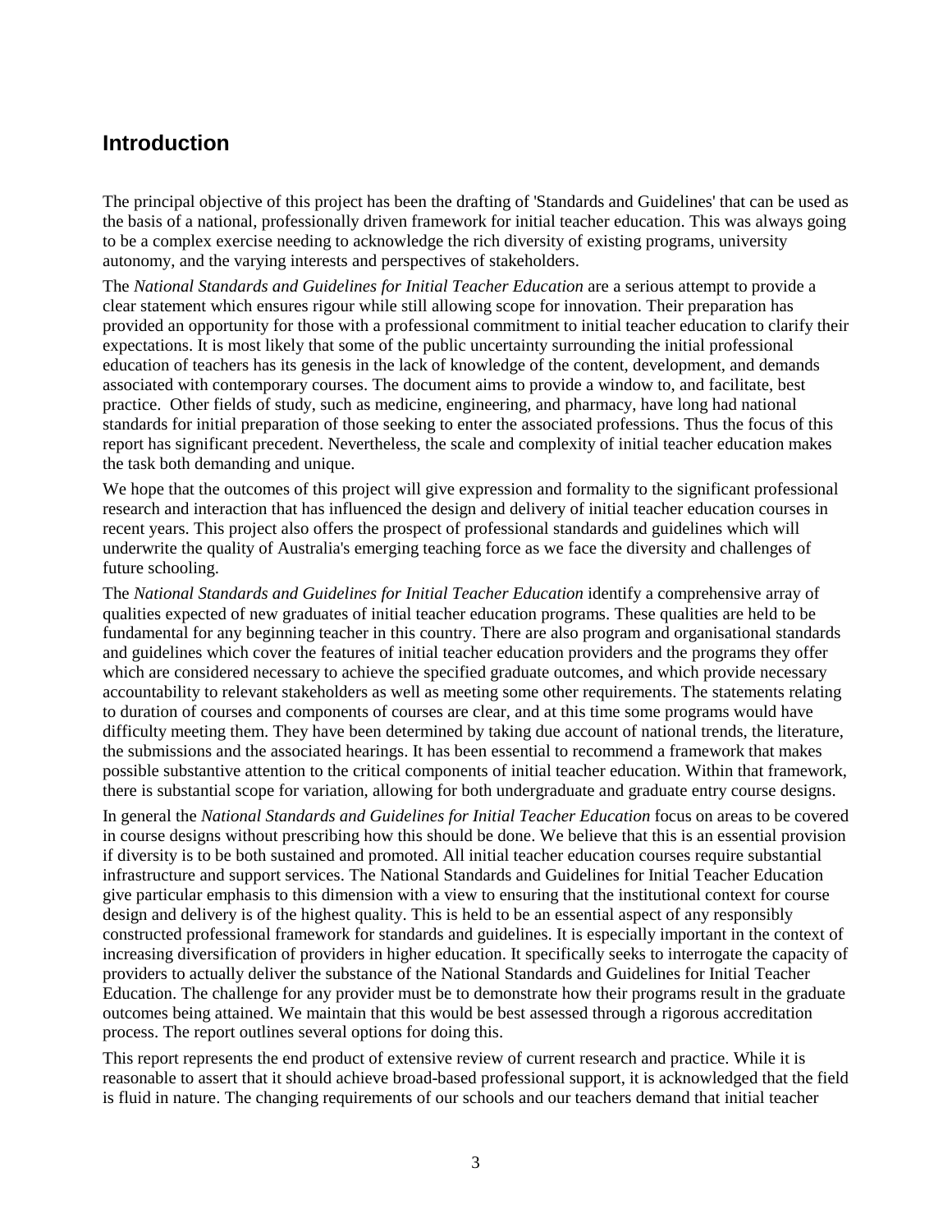## Introduction

The principal objective of this project has been the drafting of 'Standards and Guidelines' that can be used as the basis of a national, professionally driven framework for initial teacher education. This was always going to be a complex exercise needing to acknowledge the rich diversity of existing programs, university autonomy, and the varying interests and perspectives of stakeholders.

The *National Standards and Guidelines for Initial Teacher Education* are a serious attempt to provide a clear statement which ensures rigour while still allowing scope for innovation. Their preparation has provided an opportunity for those with a professional commitment to initial teacher education to clarify their expectations. It is most likely that some of the public uncertainty surrounding the initial professional education of teachers has its genesis in the lack of knowledge of the content, development, and demands associated with contemporary courses. The document aims to provide a window to, and facilitate, best practice. Other fields of study, such as medicine, engineering, and pharmacy, have long had national standards for initial preparation of those seeking to enter the associated professions. Thus the focus of this report has significant precedent. Nevertheless, the scale and complexity of initial teacher education makes the task both demanding and unique.

We hope that the outcomes of this project will give expression and formality to the significant professional research and interaction that has influenced the design and delivery of initial teacher education courses in recent years. This project also offers the prospect of professional standards and guidelines which will underwrite the quality of Australia's emerging teaching force as we face the diversity and challenges of future schooling.

The *National Standards and Guidelines for Initial Teacher Education* identify a comprehensive array of qualities expected of new graduates of initial teacher education programs. These qualities are held to be fundamental for any beginning teacher in this country. There are also program and organisational standards and guidelines which cover the features of initial teacher education providers and the programs they offer which are considered necessary to achieve the specified graduate outcomes, and which provide necessary accountability to relevant stakeholders as well as meeting some other requirements. The statements relating to duration of courses and components of courses are clear, and at this time some programs would have difficulty meeting them. They have been determined by taking due account of national trends, the literature, the submissions and the associated hearings. It has been essential to recommend a framework that makes possible substantive attention to the critical components of initial teacher education. Within that framework, there is substantial scope for variation, allowing for both undergraduate and graduate entry course designs.

In general the *National Standards and Guidelines for Initial Teacher Education* focus on areas to be covered in course designs without prescribing how this should be done. We believe that this is an essential provision if diversity is to be both sustained and promoted. All initial teacher education courses require substantial infrastructure and support services. The National Standards and Guidelines for Initial Teacher Education give particular emphasis to this dimension with a view to ensuring that the institutional context for course design and delivery is of the highest quality. This is held to be an essential aspect of any responsibly constructed professional framework for standards and guidelines. It is especially important in the context of increasing diversification of providers in higher education. It specifically seeks to interrogate the capacity of providers to actually deliver the substance of the National Standards and Guidelines for Initial Teacher Education. The challenge for any provider must be to demonstrate how their programs result in the graduate outcomes being attained. We maintain that this would be best assessed through a rigorous accreditation process. The report outlines several options for doing this.

This report represents the end product of extensive review of current research and practice. While it is reasonable to assert that it should achieve broad-based professional support, it is acknowledged that the field is fluid in nature. The changing requirements of our schools and our teachers demand that initial teacher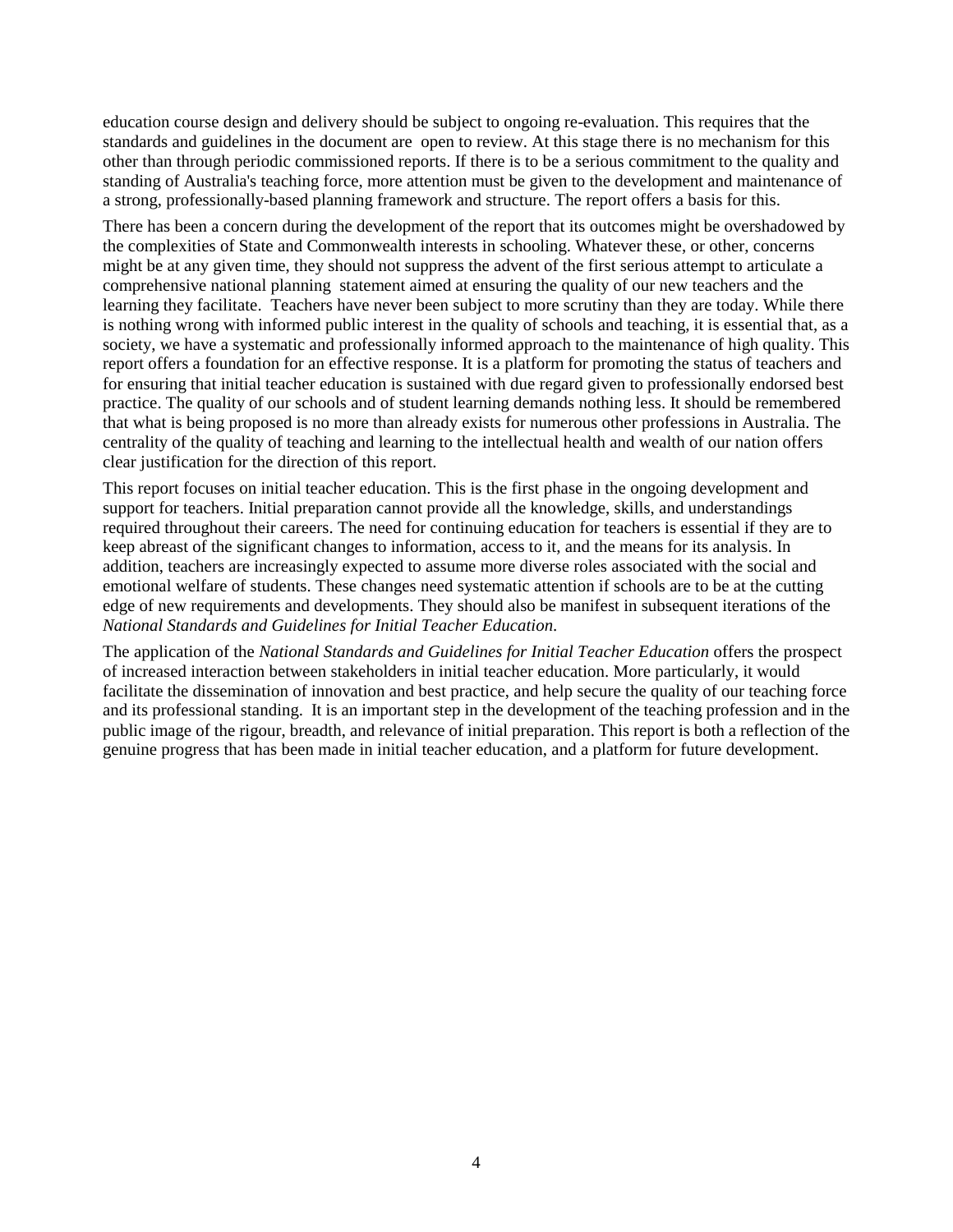education course design and delivery should be subject to ongoing re-evaluation. This requires that the standards and guidelines in the document are open to review. At this stage there is no mechanism for this other than through periodic commissioned reports. If there is to be a serious commitment to the quality and standing of Australia's teaching force, more attention must be given to the development and maintenance of a strong, professionally-based planning framework and structure. The report offers a basis for this.

There has been a concern during the development of the report that its outcomes might be overshadowed by the complexities of State and Commonwealth interests in schooling. Whatever these, or other, concerns might be at any given time, they should not suppress the advent of the first serious attempt to articulate a comprehensive national planning statement aimed at ensuring the quality of our new teachers and the learning they facilitate. Teachers have never been subject to more scrutiny than they are today. While there is nothing wrong with informed public interest in the quality of schools and teaching, it is essential that, as a society, we have a systematic and professionally informed approach to the maintenance of high quality. This report offers a foundation for an effective response. It is a platform for promoting the status of teachers and for ensuring that initial teacher education is sustained with due regard given to professionally endorsed best practice. The quality of our schools and of student learning demands nothing less. It should be remembered that what is being proposed is no more than already exists for numerous other professions in Australia. The centrality of the quality of teaching and learning to the intellectual health and wealth of our nation offers clear justification for the direction of this report.

This report focuses on initial teacher education. This is the first phase in the ongoing development and support for teachers. Initial preparation cannot provide all the knowledge, skills, and understandings required throughout their careers. The need for continuing education for teachers is essential if they are to keep abreast of the significant changes to information, access to it, and the means for its analysis. In addition, teachers are increasingly expected to assume more diverse roles associated with the social and emotional welfare of students. These changes need systematic attention if schools are to be at the cutting edge of new requirements and developments. They should also be manifest in subsequent iterations of the *National Standards and Guidelines for Initial Teacher Education*.

The application of the *National Standards and Guidelines for Initial Teacher Education* offers the prospect of increased interaction between stakeholders in initial teacher education. More particularly, it would facilitate the dissemination of innovation and best practice, and help secure the quality of our teaching force and its professional standing. It is an important step in the development of the teaching profession and in the public image of the rigour, breadth, and relevance of initial preparation. This report is both a reflection of the genuine progress that has been made in initial teacher education, and a platform for future development.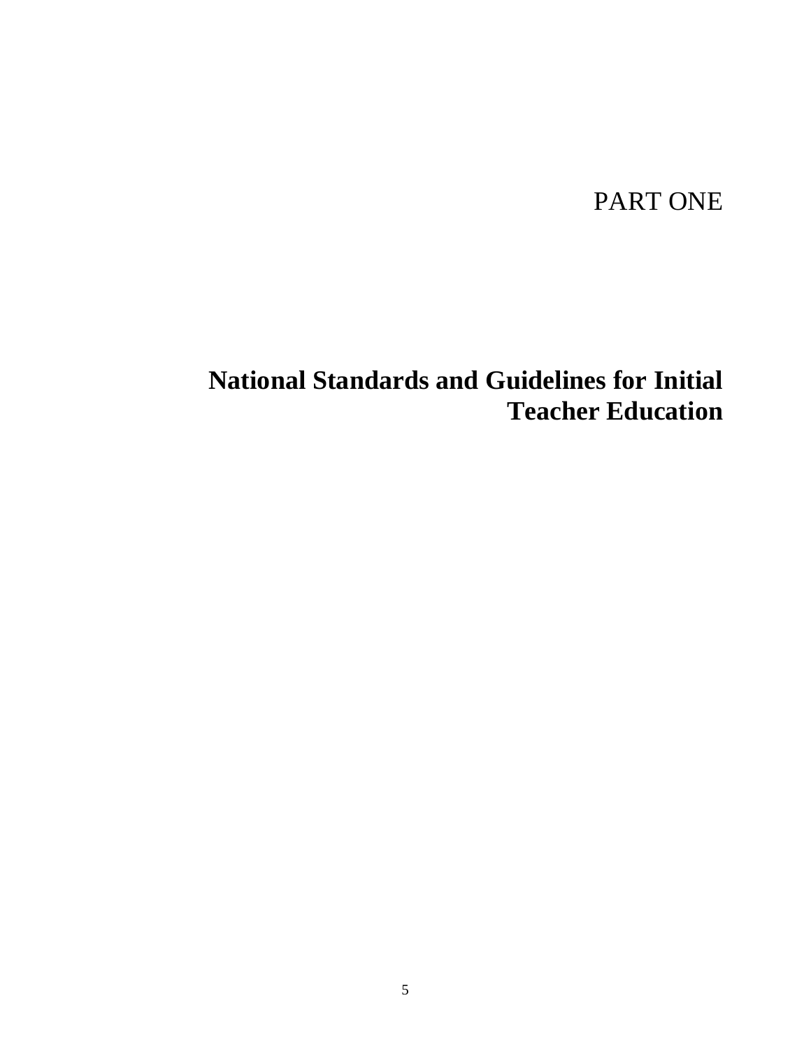# PART ONE

## National Standards and Guidelines for Initial Teacher Education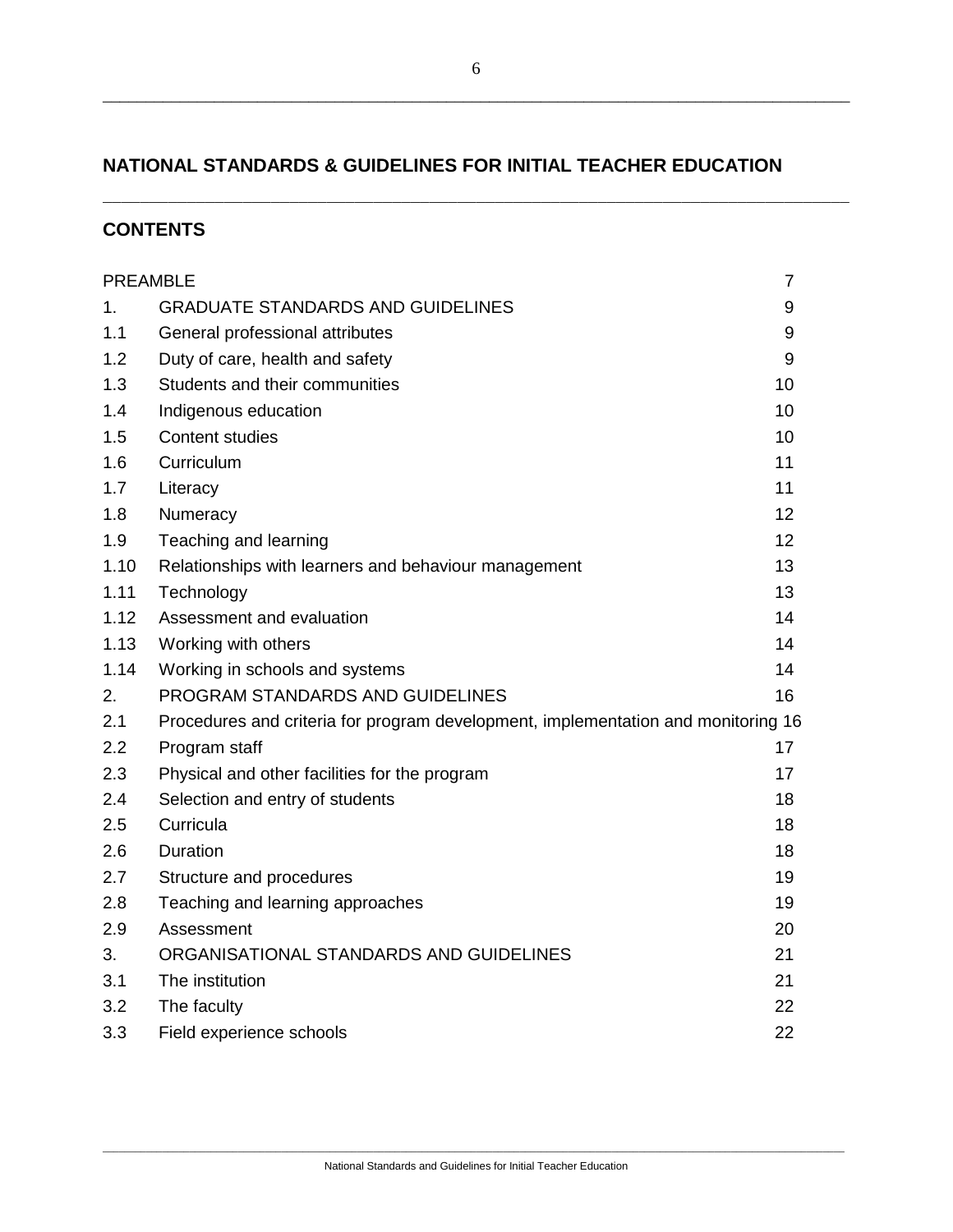## NATIONAL STANDARDS & GUIDELINES FOR INITIAL TEACHER EDUCATION

## CONTENTS

| | | |
|---|---|---|
| PREAMBLE | | 7 |
| 1. | GRADUATE STANDARDS AND GUIDELINES | 9 |
| 1.1 | General professional attributes | 9 |
| 1.2 | Duty of care, health and safety | 9 |
| 1.3 | Students and their communities | 10 |
| 1.4 | Indigenous education | 10 |
| 1.5 | Content studies | 10 |
| 1.6 | Curriculum | 11 |
| 1.7 | Literacy | 11 |
| 1.8 | Numeracy | 12 |
| 1.9 | Teaching and learning | 12 |
| 1.10 | Relationships with learners and behaviour management | 13 |
| 1.11 | Technology | 13 |
| 1.12 | Assessment and evaluation | 14 |
| 1.13 | Working with others | 14 |
| 1.14 | Working in schools and systems | 14 |
| 2. | PROGRAM STANDARDS AND GUIDELINES | 16 |
| 2.1 | Procedures and criteria for program development, implementation and monitoring | 16 |
| 2.2 | Program staff | 17 |
| 2.3 | Physical and other facilities for the program | 17 |
| 2.4 | Selection and entry of students | 18 |
| 2.5 | Curricula | 18 |
| 2.6 | Duration | 18 |
| 2.7 | Structure and procedures | 19 |
| 2.8 | Teaching and learning approaches | 19 |
| 2.9 | Assessment | 20 |
| 3. | ORGANISATIONAL STANDARDS AND GUIDELINES | 21 |
| 3.1 | The institution | 21 |
| 3.2 | The faculty | 22 |
| 3.3 | Field experience schools | 22 |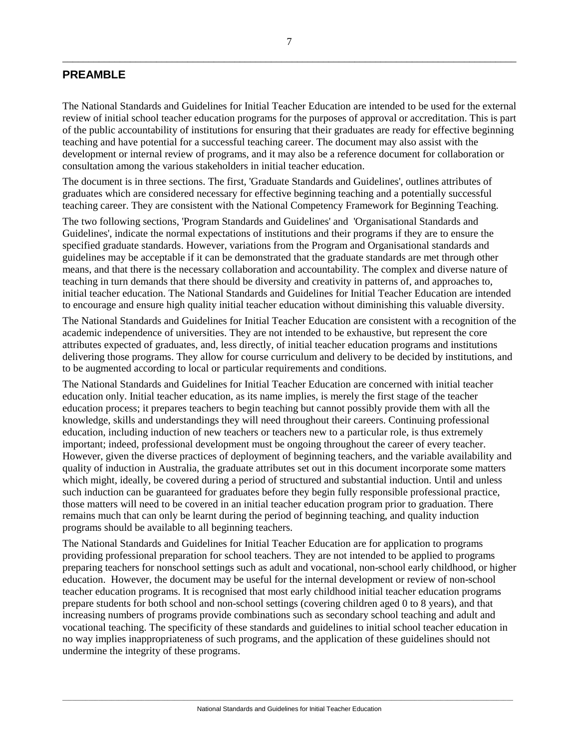## PREAMBLE

The National Standards and Guidelines for Initial Teacher Education are intended to be used for the external review of initial school teacher education programs for the purposes of approval or accreditation. This is part of the public accountability of institutions for ensuring that their graduates are ready for effective beginning teaching and have potential for a successful teaching career. The document may also assist with the development or internal review of programs, and it may also be a reference document for collaboration or consultation among the various stakeholders in initial teacher education.

The document is in three sections. The first, 'Graduate Standards and Guidelines', outlines attributes of graduates which are considered necessary for effective beginning teaching and a potentially successful teaching career. They are consistent with the National Competency Framework for Beginning Teaching.

The two following sections, 'Program Standards and Guidelines' and 'Organisational Standards and Guidelines', indicate the normal expectations of institutions and their programs if they are to ensure the specified graduate standards. However, variations from the Program and Organisational standards and guidelines may be acceptable if it can be demonstrated that the graduate standards are met through other means, and that there is the necessary collaboration and accountability. The complex and diverse nature of teaching in turn demands that there should be diversity and creativity in patterns of, and approaches to, initial teacher education. The National Standards and Guidelines for Initial Teacher Education are intended to encourage and ensure high quality initial teacher education without diminishing this valuable diversity.

The National Standards and Guidelines for Initial Teacher Education are consistent with a recognition of the academic independence of universities. They are not intended to be exhaustive, but represent the core attributes expected of graduates, and, less directly, of initial teacher education programs and institutions delivering those programs. They allow for course curriculum and delivery to be decided by institutions, and to be augmented according to local or particular requirements and conditions.

The National Standards and Guidelines for Initial Teacher Education are concerned with initial teacher education only. Initial teacher education, as its name implies, is merely the first stage of the teacher education process; it prepares teachers to begin teaching but cannot possibly provide them with all the knowledge, skills and understandings they will need throughout their careers. Continuing professional education, including induction of new teachers or teachers new to a particular role, is thus extremely important; indeed, professional development must be ongoing throughout the career of every teacher. However, given the diverse practices of deployment of beginning teachers, and the variable availability and quality of induction in Australia, the graduate attributes set out in this document incorporate some matters which might, ideally, be covered during a period of structured and substantial induction. Until and unless such induction can be guaranteed for graduates before they begin fully responsible professional practice, those matters will need to be covered in an initial teacher education program prior to graduation. There remains much that can only be learnt during the period of beginning teaching, and quality induction programs should be available to all beginning teachers.

The National Standards and Guidelines for Initial Teacher Education are for application to programs providing professional preparation for school teachers. They are not intended to be applied to programs preparing teachers for nonschool settings such as adult and vocational, non-school early childhood, or higher education. However, the document may be useful for the internal development or review of non-school teacher education programs. It is recognised that most early childhood initial teacher education programs prepare students for both school and non-school settings (covering children aged 0 to 8 years), and that increasing numbers of programs provide combinations such as secondary school teaching and adult and vocational teaching. The specificity of these standards and guidelines to initial school teacher education in no way implies inappropriateness of such programs, and the application of these guidelines should not undermine the integrity of these programs.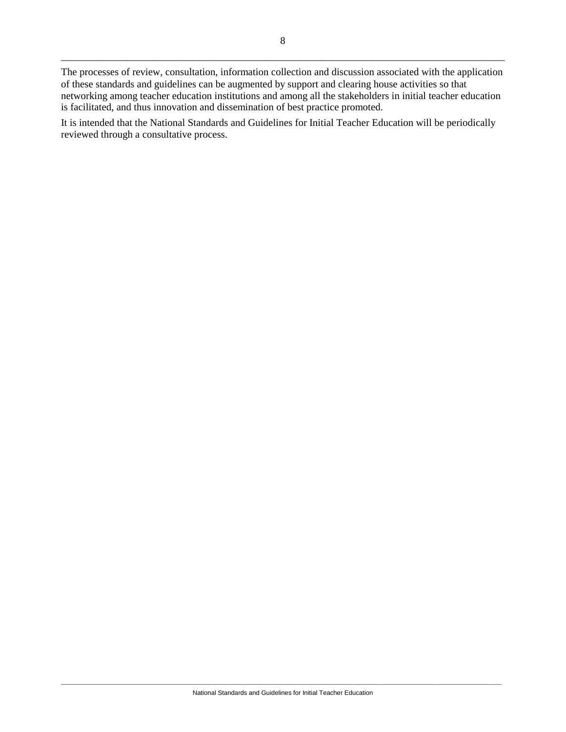The processes of review, consultation, information collection and discussion associated with the application of these standards and guidelines can be augmented by support and clearing house activities so that networking among teacher education institutions and among all the stakeholders in initial teacher education is facilitated, and thus innovation and dissemination of best practice promoted.

It is intended that the National Standards and Guidelines for Initial Teacher Education will be periodically reviewed through a consultative process.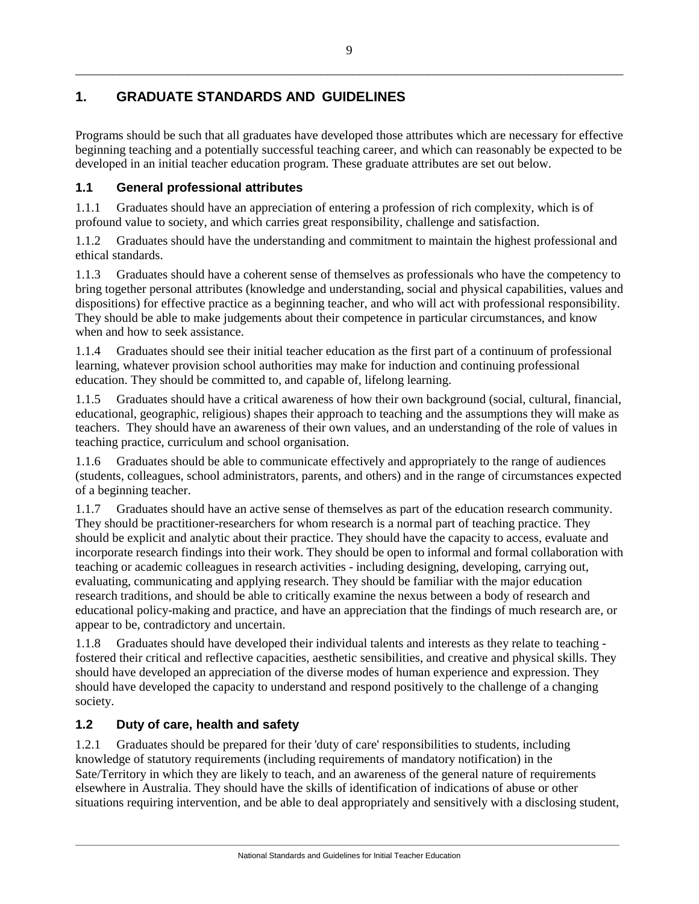# 1. GRADUATE STANDARDS AND GUIDELINES

Programs should be such that all graduates have developed those attributes which are necessary for effective beginning teaching and a potentially successful teaching career, and which can reasonably be expected to be developed in an initial teacher education program. These graduate attributes are set out below.

## 1.1 General professional attributes

1.1.1 Graduates should have an appreciation of entering a profession of rich complexity, which is of profound value to society, and which carries great responsibility, challenge and satisfaction.

1.1.2 Graduates should have the understanding and commitment to maintain the highest professional and ethical standards.

1.1.3 Graduates should have a coherent sense of themselves as professionals who have the competency to bring together personal attributes (knowledge and understanding, social and physical capabilities, values and dispositions) for effective practice as a beginning teacher, and who will act with professional responsibility. They should be able to make judgements about their competence in particular circumstances, and know when and how to seek assistance.

1.1.4 Graduates should see their initial teacher education as the first part of a continuum of professional learning, whatever provision school authorities may make for induction and continuing professional education. They should be committed to, and capable of, lifelong learning.

1.1.5 Graduates should have a critical awareness of how their own background (social, cultural, financial, educational, geographic, religious) shapes their approach to teaching and the assumptions they will make as teachers. They should have an awareness of their own values, and an understanding of the role of values in teaching practice, curriculum and school organisation.

1.1.6 Graduates should be able to communicate effectively and appropriately to the range of audiences (students, colleagues, school administrators, parents, and others) and in the range of circumstances expected of a beginning teacher.

1.1.7 Graduates should have an active sense of themselves as part of the education research community. They should be practitioner-researchers for whom research is a normal part of teaching practice. They should be explicit and analytic about their practice. They should have the capacity to access, evaluate and incorporate research findings into their work. They should be open to informal and formal collaboration with teaching or academic colleagues in research activities - including designing, developing, carrying out, evaluating, communicating and applying research. They should be familiar with the major education research traditions, and should be able to critically examine the nexus between a body of research and educational policy-making and practice, and have an appreciation that the findings of much research are, or appear to be, contradictory and uncertain.

1.1.8 Graduates should have developed their individual talents and interests as they relate to teaching - fostered their critical and reflective capacities, aesthetic sensibilities, and creative and physical skills. They should have developed an appreciation of the diverse modes of human experience and expression. They should have developed the capacity to understand and respond positively to the challenge of a changing society.

## 1.2 Duty of care, health and safety

1.2.1 Graduates should be prepared for their 'duty of care' responsibilities to students, including knowledge of statutory requirements (including requirements of mandatory notification) in the Sate/Territory in which they are likely to teach, and an awareness of the general nature of requirements elsewhere in Australia. They should have the skills of identification of indications of abuse or other situations requiring intervention, and be able to deal appropriately and sensitively with a disclosing student,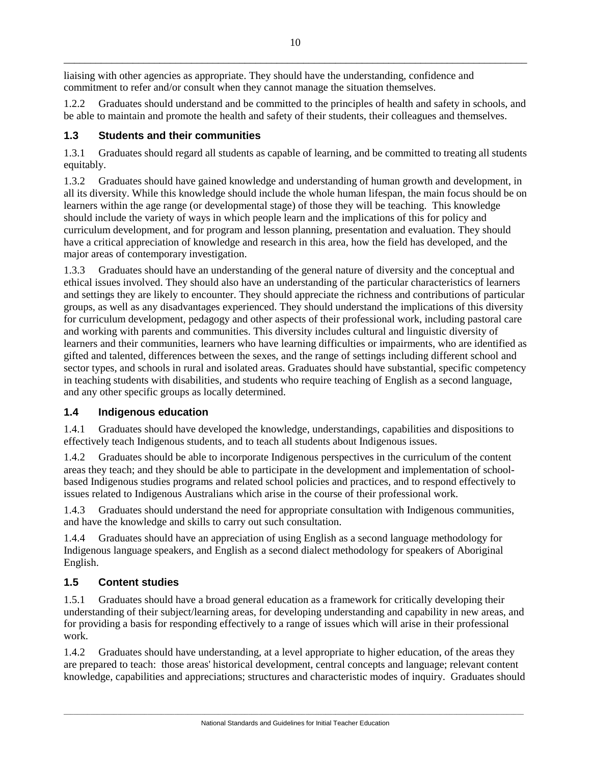liaising with other agencies as appropriate. They should have the understanding, confidence and commitment to refer and/or consult when they cannot manage the situation themselves.

1.2.2 Graduates should understand and be committed to the principles of health and safety in schools, and be able to maintain and promote the health and safety of their students, their colleagues and themselves.

### 1.3 Students and their communities

1.3.1 Graduates should regard all students as capable of learning, and be committed to treating all students equitably.

1.3.2 Graduates should have gained knowledge and understanding of human growth and development, in all its diversity. While this knowledge should include the whole human lifespan, the main focus should be on learners within the age range (or developmental stage) of those they will be teaching. This knowledge should include the variety of ways in which people learn and the implications of this for policy and curriculum development, and for program and lesson planning, presentation and evaluation. They should have a critical appreciation of knowledge and research in this area, how the field has developed, and the major areas of contemporary investigation.

1.3.3 Graduates should have an understanding of the general nature of diversity and the conceptual and ethical issues involved. They should also have an understanding of the particular characteristics of learners and settings they are likely to encounter. They should appreciate the richness and contributions of particular groups, as well as any disadvantages experienced. They should understand the implications of this diversity for curriculum development, pedagogy and other aspects of their professional work, including pastoral care and working with parents and communities. This diversity includes cultural and linguistic diversity of learners and their communities, learners who have learning difficulties or impairments, who are identified as gifted and talented, differences between the sexes, and the range of settings including different school and sector types, and schools in rural and isolated areas. Graduates should have substantial, specific competency in teaching students with disabilities, and students who require teaching of English as a second language, and any other specific groups as locally determined.

### 1.4 Indigenous education

1.4.1 Graduates should have developed the knowledge, understandings, capabilities and dispositions to effectively teach Indigenous students, and to teach all students about Indigenous issues.

1.4.2 Graduates should be able to incorporate Indigenous perspectives in the curriculum of the content areas they teach; and they should be able to participate in the development and implementation of school-based Indigenous studies programs and related school policies and practices, and to respond effectively to issues related to Indigenous Australians which arise in the course of their professional work.

1.4.3 Graduates should understand the need for appropriate consultation with Indigenous communities, and have the knowledge and skills to carry out such consultation.

1.4.4 Graduates should have an appreciation of using English as a second language methodology for Indigenous language speakers, and English as a second dialect methodology for speakers of Aboriginal English.

### 1.5 Content studies

1.5.1 Graduates should have a broad general education as a framework for critically developing their understanding of their subject/learning areas, for developing understanding and capability in new areas, and for providing a basis for responding effectively to a range of issues which will arise in their professional work.

1.4.2 Graduates should have understanding, at a level appropriate to higher education, of the areas they are prepared to teach: those areas' historical development, central concepts and language; relevant content knowledge, capabilities and appreciations; structures and characteristic modes of inquiry. Graduates should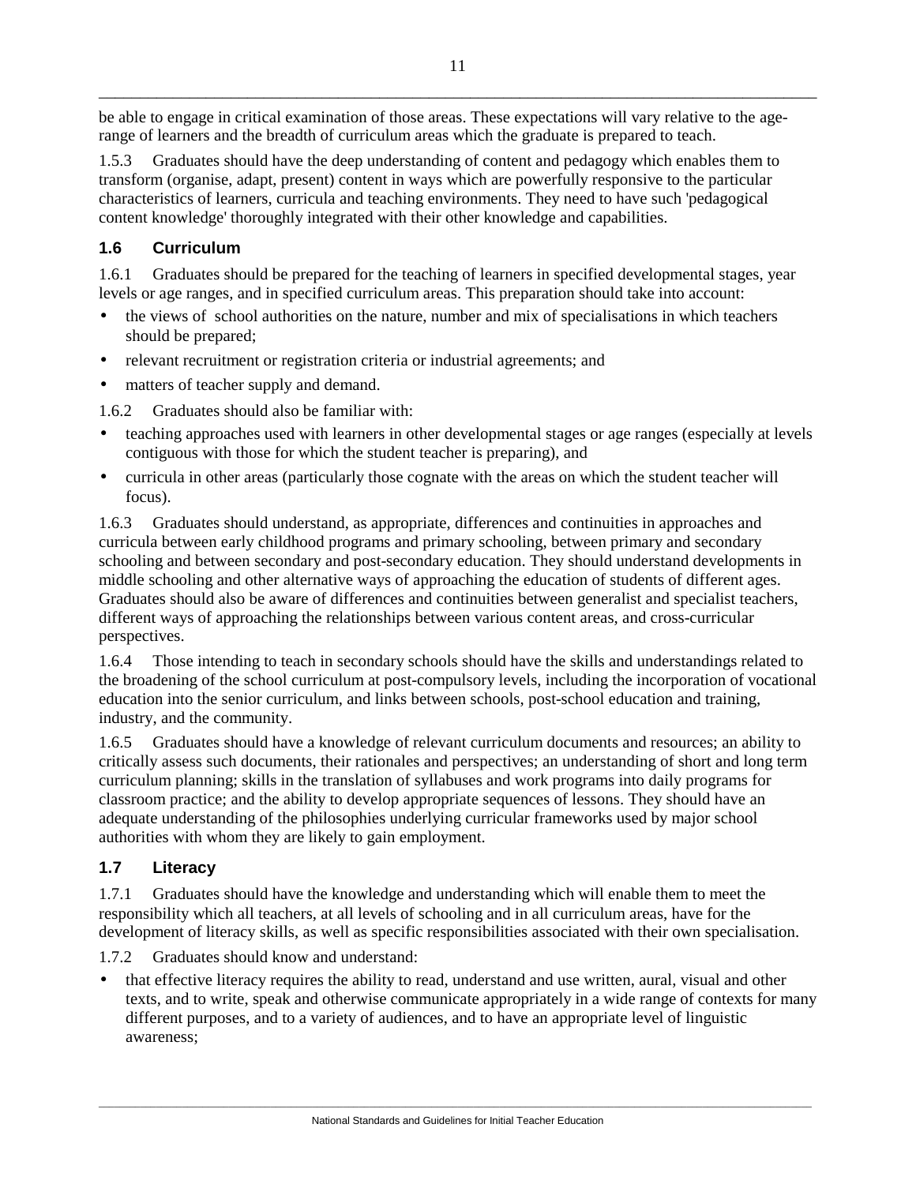be able to engage in critical examination of those areas. These expectations will vary relative to the age-range of learners and the breadth of curriculum areas which the graduate is prepared to teach.

1.5.3 Graduates should have the deep understanding of content and pedagogy which enables them to transform (organise, adapt, present) content in ways which are powerfully responsive to the particular characteristics of learners, curricula and teaching environments. They need to have such 'pedagogical content knowledge' thoroughly integrated with their other knowledge and capabilities.

### 1.6 Curriculum

1.6.1 Graduates should be prepared for the teaching of learners in specified developmental stages, year levels or age ranges, and in specified curriculum areas. This preparation should take into account:

- the views of school authorities on the nature, number and mix of specialisations in which teachers should be prepared;
- relevant recruitment or registration criteria or industrial agreements; and
- matters of teacher supply and demand.

1.6.2 Graduates should also be familiar with:

- teaching approaches used with learners in other developmental stages or age ranges (especially at levels contiguous with those for which the student teacher is preparing), and
- curricula in other areas (particularly those cognate with the areas on which the student teacher will focus).

1.6.3 Graduates should understand, as appropriate, differences and continuities in approaches and curricula between early childhood programs and primary schooling, between primary and secondary schooling and between secondary and post-secondary education. They should understand developments in middle schooling and other alternative ways of approaching the education of students of different ages. Graduates should also be aware of differences and continuities between generalist and specialist teachers, different ways of approaching the relationships between various content areas, and cross-curricular perspectives.

1.6.4 Those intending to teach in secondary schools should have the skills and understandings related to the broadening of the school curriculum at post-compulsory levels, including the incorporation of vocational education into the senior curriculum, and links between schools, post-school education and training, industry, and the community.

1.6.5 Graduates should have a knowledge of relevant curriculum documents and resources; an ability to critically assess such documents, their rationales and perspectives; an understanding of short and long term curriculum planning; skills in the translation of syllabuses and work programs into daily programs for classroom practice; and the ability to develop appropriate sequences of lessons. They should have an adequate understanding of the philosophies underlying curricular frameworks used by major school authorities with whom they are likely to gain employment.

### 1.7 Literacy

1.7.1 Graduates should have the knowledge and understanding which will enable them to meet the responsibility which all teachers, at all levels of schooling and in all curriculum areas, have for the development of literacy skills, as well as specific responsibilities associated with their own specialisation.

1.7.2 Graduates should know and understand:

- that effective literacy requires the ability to read, understand and use written, aural, visual and other texts, and to write, speak and otherwise communicate appropriately in a wide range of contexts for many different purposes, and to a variety of audiences, and to have an appropriate level of linguistic awareness;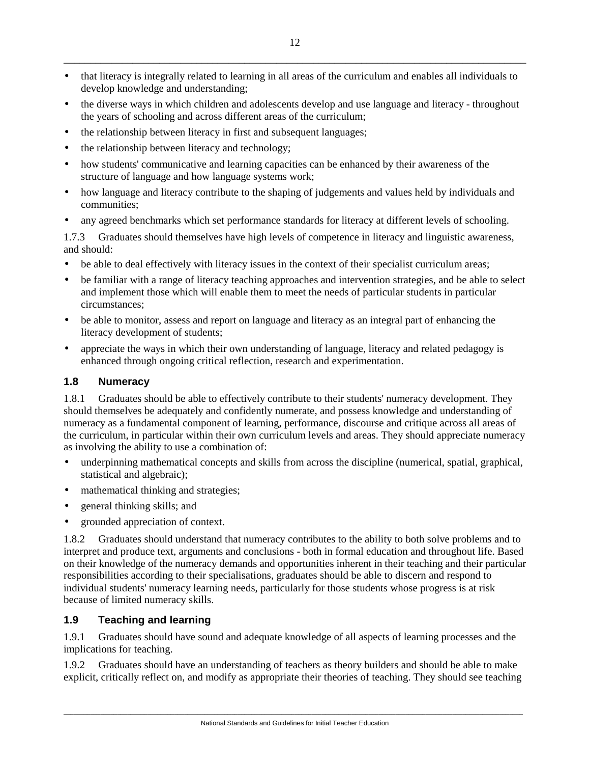- that literacy is integrally related to learning in all areas of the curriculum and enables all individuals to develop knowledge and understanding;
- the diverse ways in which children and adolescents develop and use language and literacy - throughout the years of schooling and across different areas of the curriculum;
- the relationship between literacy in first and subsequent languages;
- the relationship between literacy and technology;
- how students' communicative and learning capacities can be enhanced by their awareness of the structure of language and how language systems work;
- how language and literacy contribute to the shaping of judgements and values held by individuals and communities;
- any agreed benchmarks which set performance standards for literacy at different levels of schooling.

1.7.3 Graduates should themselves have high levels of competence in literacy and linguistic awareness, and should:

- be able to deal effectively with literacy issues in the context of their specialist curriculum areas;
- be familiar with a range of literacy teaching approaches and intervention strategies, and be able to select and implement those which will enable them to meet the needs of particular students in particular circumstances;
- be able to monitor, assess and report on language and literacy as an integral part of enhancing the literacy development of students;
- appreciate the ways in which their own understanding of language, literacy and related pedagogy is enhanced through ongoing critical reflection, research and experimentation.

### 1.8 Numeracy

1.8.1 Graduates should be able to effectively contribute to their students' numeracy development. They should themselves be adequately and confidently numerate, and possess knowledge and understanding of numeracy as a fundamental component of learning, performance, discourse and critique across all areas of the curriculum, in particular within their own curriculum levels and areas. They should appreciate numeracy as involving the ability to use a combination of:

- underpinning mathematical concepts and skills from across the discipline (numerical, spatial, graphical, statistical and algebraic);
- mathematical thinking and strategies;
- general thinking skills; and
- grounded appreciation of context.

1.8.2 Graduates should understand that numeracy contributes to the ability to both solve problems and to interpret and produce text, arguments and conclusions - both in formal education and throughout life. Based on their knowledge of the numeracy demands and opportunities inherent in their teaching and their particular responsibilities according to their specialisations, graduates should be able to discern and respond to individual students' numeracy learning needs, particularly for those students whose progress is at risk because of limited numeracy skills.

### 1.9 Teaching and learning

1.9.1 Graduates should have sound and adequate knowledge of all aspects of learning processes and the implications for teaching.

1.9.2 Graduates should have an understanding of teachers as theory builders and should be able to make explicit, critically reflect on, and modify as appropriate their theories of teaching. They should see teaching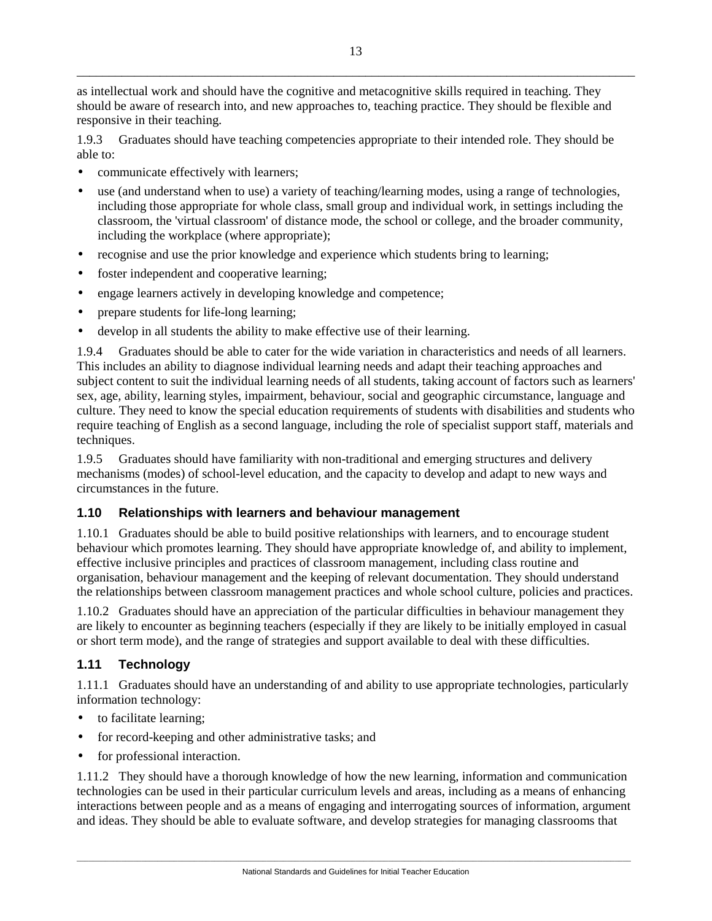as intellectual work and should have the cognitive and metacognitive skills required in teaching. They should be aware of research into, and new approaches to, teaching practice. They should be flexible and responsive in their teaching.

1.9.3 Graduates should have teaching competencies appropriate to their intended role. They should be able to:

- communicate effectively with learners;
- use (and understand when to use) a variety of teaching/learning modes, using a range of technologies, including those appropriate for whole class, small group and individual work, in settings including the classroom, the 'virtual classroom' of distance mode, the school or college, and the broader community, including the workplace (where appropriate);
- recognise and use the prior knowledge and experience which students bring to learning;
- foster independent and cooperative learning;
- engage learners actively in developing knowledge and competence;
- prepare students for life-long learning;
- develop in all students the ability to make effective use of their learning.

1.9.4 Graduates should be able to cater for the wide variation in characteristics and needs of all learners. This includes an ability to diagnose individual learning needs and adapt their teaching approaches and subject content to suit the individual learning needs of all students, taking account of factors such as learners' sex, age, ability, learning styles, impairment, behaviour, social and geographic circumstance, language and culture. They need to know the special education requirements of students with disabilities and students who require teaching of English as a second language, including the role of specialist support staff, materials and techniques.

1.9.5 Graduates should have familiarity with non-traditional and emerging structures and delivery mechanisms (modes) of school-level education, and the capacity to develop and adapt to new ways and circumstances in the future.

### 1.10 Relationships with learners and behaviour management

1.10.1 Graduates should be able to build positive relationships with learners, and to encourage student behaviour which promotes learning. They should have appropriate knowledge of, and ability to implement, effective inclusive principles and practices of classroom management, including class routine and organisation, behaviour management and the keeping of relevant documentation. They should understand the relationships between classroom management practices and whole school culture, policies and practices.

1.10.2 Graduates should have an appreciation of the particular difficulties in behaviour management they are likely to encounter as beginning teachers (especially if they are likely to be initially employed in casual or short term mode), and the range of strategies and support available to deal with these difficulties.

### 1.11 Technology

1.11.1 Graduates should have an understanding of and ability to use appropriate technologies, particularly information technology:

- to facilitate learning;
- for record-keeping and other administrative tasks; and
- for professional interaction.

1.11.2 They should have a thorough knowledge of how the new learning, information and communication technologies can be used in their particular curriculum levels and areas, including as a means of enhancing interactions between people and as a means of engaging and interrogating sources of information, argument and ideas. They should be able to evaluate software, and develop strategies for managing classrooms that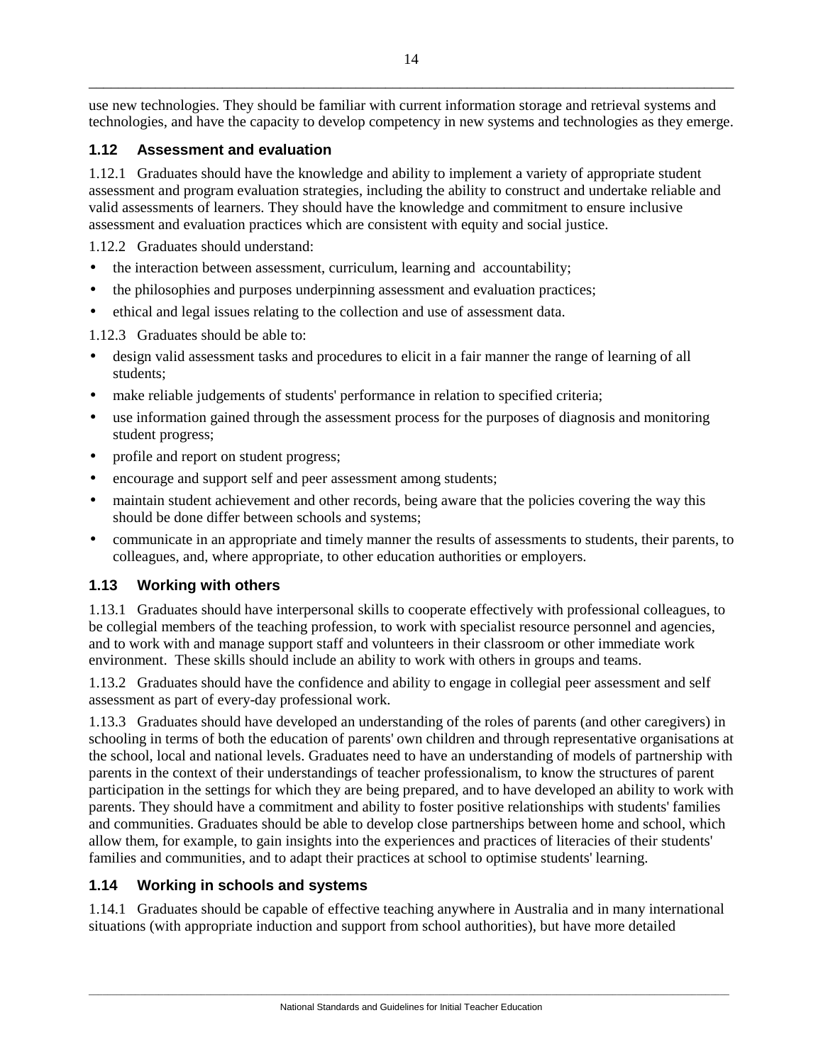use new technologies. They should be familiar with current information storage and retrieval systems and technologies, and have the capacity to develop competency in new systems and technologies as they emerge.

### 1.12 Assessment and evaluation

1.12.1 Graduates should have the knowledge and ability to implement a variety of appropriate student assessment and program evaluation strategies, including the ability to construct and undertake reliable and valid assessments of learners. They should have the knowledge and commitment to ensure inclusive assessment and evaluation practices which are consistent with equity and social justice.

1.12.2 Graduates should understand:

- the interaction between assessment, curriculum, learning and accountability;
- the philosophies and purposes underpinning assessment and evaluation practices;
- ethical and legal issues relating to the collection and use of assessment data.

1.12.3 Graduates should be able to:

- design valid assessment tasks and procedures to elicit in a fair manner the range of learning of all students;
- make reliable judgements of students' performance in relation to specified criteria;
- use information gained through the assessment process for the purposes of diagnosis and monitoring student progress;
- profile and report on student progress;
- encourage and support self and peer assessment among students;
- maintain student achievement and other records, being aware that the policies covering the way this should be done differ between schools and systems;
- communicate in an appropriate and timely manner the results of assessments to students, their parents, to colleagues, and, where appropriate, to other education authorities or employers.

### 1.13 Working with others

1.13.1 Graduates should have interpersonal skills to cooperate effectively with professional colleagues, to be collegial members of the teaching profession, to work with specialist resource personnel and agencies, and to work with and manage support staff and volunteers in their classroom or other immediate work environment. These skills should include an ability to work with others in groups and teams.

1.13.2 Graduates should have the confidence and ability to engage in collegial peer assessment and self assessment as part of every-day professional work.

1.13.3 Graduates should have developed an understanding of the roles of parents (and other caregivers) in schooling in terms of both the education of parents' own children and through representative organisations at the school, local and national levels. Graduates need to have an understanding of models of partnership with parents in the context of their understandings of teacher professionalism, to know the structures of parent participation in the settings for which they are being prepared, and to have developed an ability to work with parents. They should have a commitment and ability to foster positive relationships with students' families and communities. Graduates should be able to develop close partnerships between home and school, which allow them, for example, to gain insights into the experiences and practices of literacies of their students' families and communities, and to adapt their practices at school to optimise students' learning.

### 1.14 Working in schools and systems

1.14.1 Graduates should be capable of effective teaching anywhere in Australia and in many international situations (with appropriate induction and support from school authorities), but have more detailed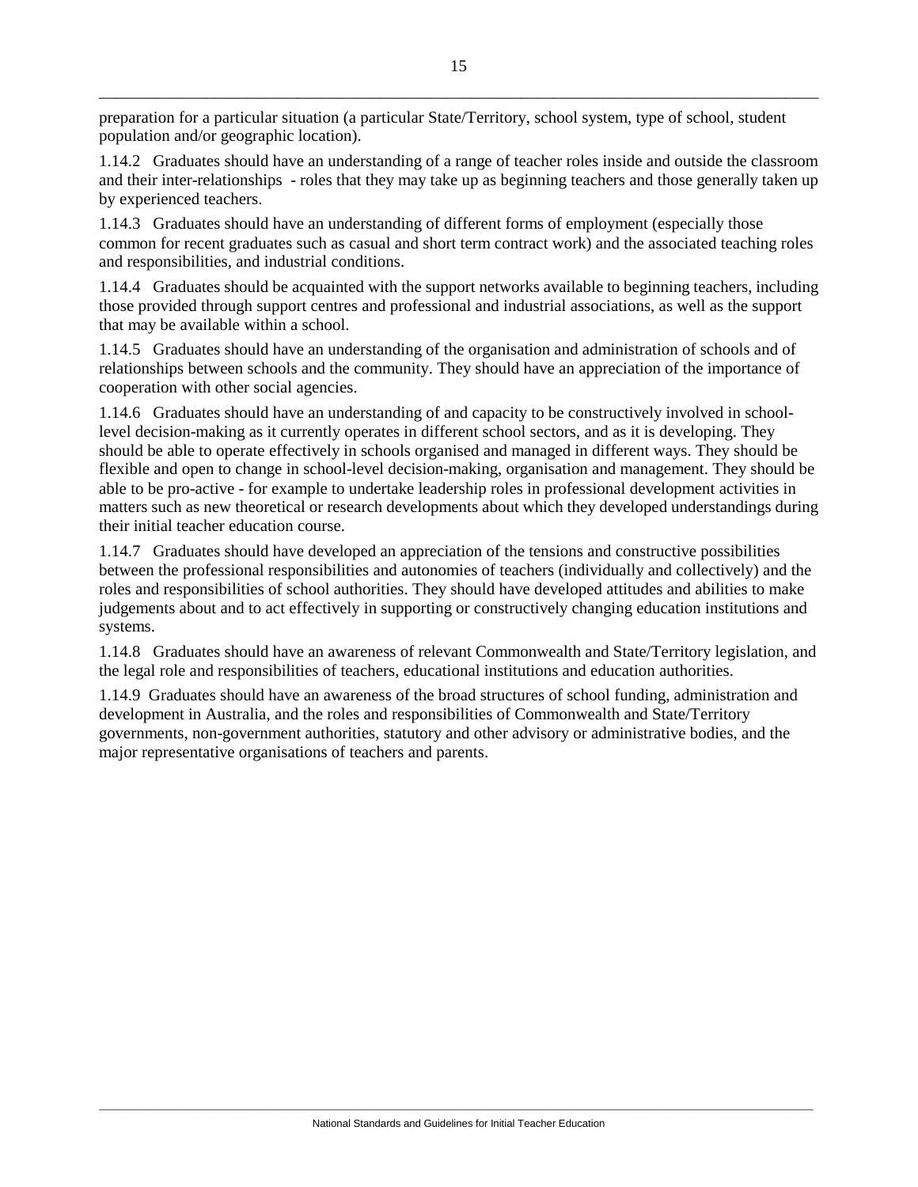preparation for a particular situation (a particular State/Territory, school system, type of school, student population and/or geographic location).

1.14.2 Graduates should have an understanding of a range of teacher roles inside and outside the classroom and their inter-relationships - roles that they may take up as beginning teachers and those generally taken up by experienced teachers.

1.14.3 Graduates should have an understanding of different forms of employment (especially those common for recent graduates such as casual and short term contract work) and the associated teaching roles and responsibilities, and industrial conditions.

1.14.4 Graduates should be acquainted with the support networks available to beginning teachers, including those provided through support centres and professional and industrial associations, as well as the support that may be available within a school.

1.14.5 Graduates should have an understanding of the organisation and administration of schools and of relationships between schools and the community. They should have an appreciation of the importance of cooperation with other social agencies.

1.14.6 Graduates should have an understanding of and capacity to be constructively involved in school-level decision-making as it currently operates in different school sectors, and as it is developing. They should be able to operate effectively in schools organised and managed in different ways. They should be flexible and open to change in school-level decision-making, organisation and management. They should be able to be pro-active - for example to undertake leadership roles in professional development activities in matters such as new theoretical or research developments about which they developed understandings during their initial teacher education course.

1.14.7 Graduates should have developed an appreciation of the tensions and constructive possibilities between the professional responsibilities and autonomies of teachers (individually and collectively) and the roles and responsibilities of school authorities. They should have developed attitudes and abilities to make judgements about and to act effectively in supporting or constructively changing education institutions and systems.

1.14.8 Graduates should have an awareness of relevant Commonwealth and State/Territory legislation, and the legal role and responsibilities of teachers, educational institutions and education authorities.

1.14.9 Graduates should have an awareness of the broad structures of school funding, administration and development in Australia, and the roles and responsibilities of Commonwealth and State/Territory governments, non-government authorities, statutory and other advisory or administrative bodies, and the major representative organisations of teachers and parents.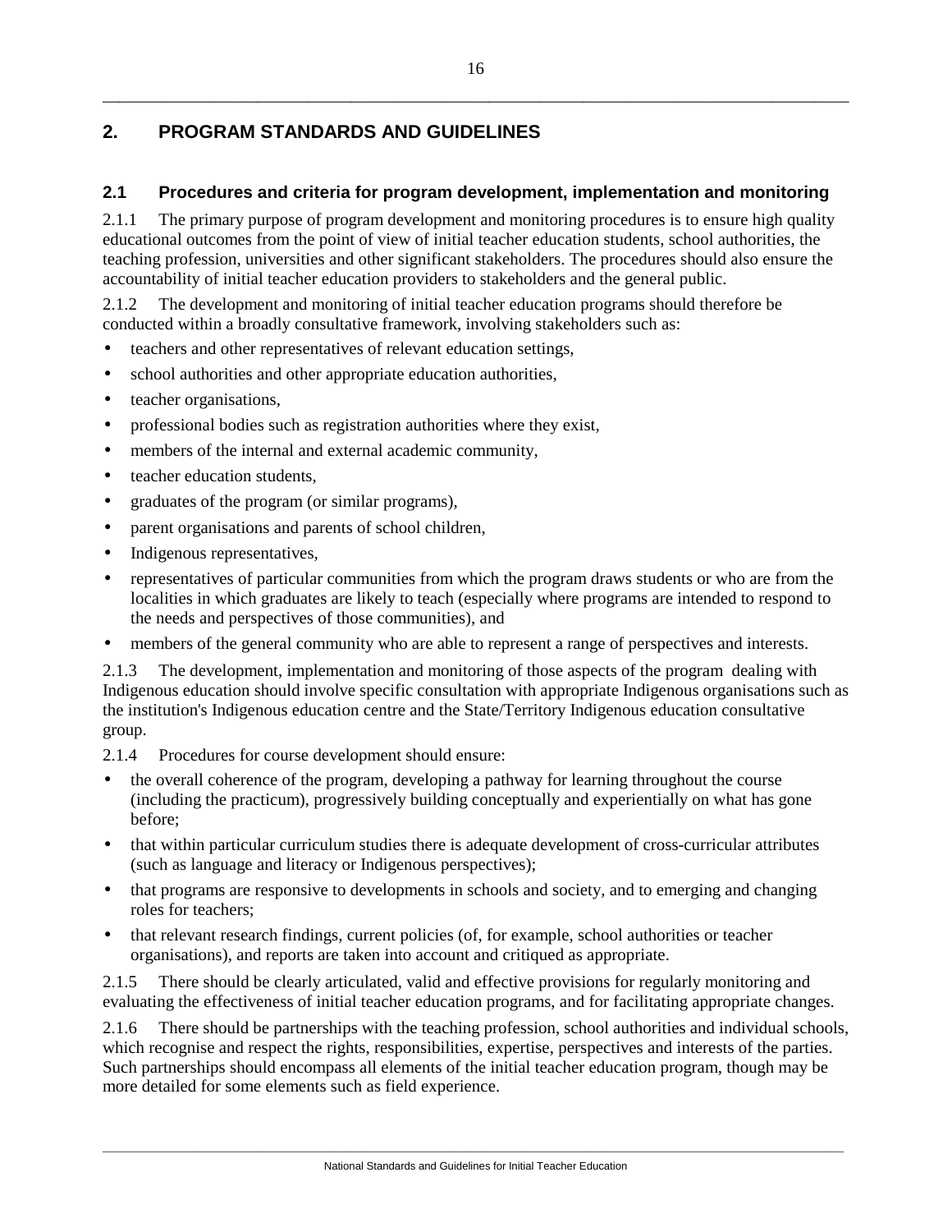## 2. PROGRAM STANDARDS AND GUIDELINES

### 2.1 Procedures and criteria for program development, implementation and monitoring

2.1.1 The primary purpose of program development and monitoring procedures is to ensure high quality educational outcomes from the point of view of initial teacher education students, school authorities, the teaching profession, universities and other significant stakeholders. The procedures should also ensure the accountability of initial teacher education providers to stakeholders and the general public.

2.1.2 The development and monitoring of initial teacher education programs should therefore be conducted within a broadly consultative framework, involving stakeholders such as:

- teachers and other representatives of relevant education settings,
- school authorities and other appropriate education authorities,
- teacher organisations,
- professional bodies such as registration authorities where they exist,
- members of the internal and external academic community,
- teacher education students,
- graduates of the program (or similar programs),
- parent organisations and parents of school children,
- Indigenous representatives,
- representatives of particular communities from which the program draws students or who are from the localities in which graduates are likely to teach (especially where programs are intended to respond to the needs and perspectives of those communities), and
- members of the general community who are able to represent a range of perspectives and interests.

2.1.3 The development, implementation and monitoring of those aspects of the program dealing with Indigenous education should involve specific consultation with appropriate Indigenous organisations such as the institution's Indigenous education centre and the State/Territory Indigenous education consultative group.

2.1.4 Procedures for course development should ensure:

- the overall coherence of the program, developing a pathway for learning throughout the course (including the practicum), progressively building conceptually and experientially on what has gone before;
- that within particular curriculum studies there is adequate development of cross-curricular attributes (such as language and literacy or Indigenous perspectives);
- that programs are responsive to developments in schools and society, and to emerging and changing roles for teachers;
- that relevant research findings, current policies (of, for example, school authorities or teacher organisations), and reports are taken into account and critiqued as appropriate.

2.1.5 There should be clearly articulated, valid and effective provisions for regularly monitoring and evaluating the effectiveness of initial teacher education programs, and for facilitating appropriate changes.

2.1.6 There should be partnerships with the teaching profession, school authorities and individual schools, which recognise and respect the rights, responsibilities, expertise, perspectives and interests of the parties. Such partnerships should encompass all elements of the initial teacher education program, though may be more detailed for some elements such as field experience.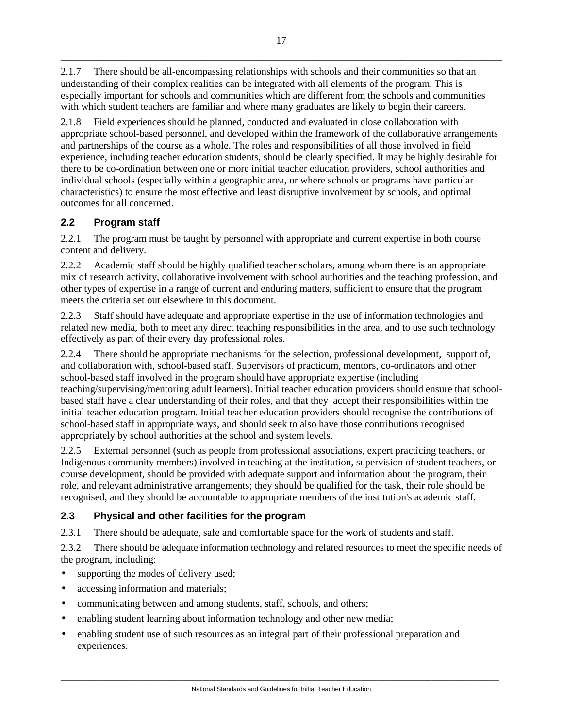2.1.7 There should be all-encompassing relationships with schools and their communities so that an understanding of their complex realities can be integrated with all elements of the program. This is especially important for schools and communities which are different from the schools and communities with which student teachers are familiar and where many graduates are likely to begin their careers.

2.1.8 Field experiences should be planned, conducted and evaluated in close collaboration with appropriate school-based personnel, and developed within the framework of the collaborative arrangements and partnerships of the course as a whole. The roles and responsibilities of all those involved in field experience, including teacher education students, should be clearly specified. It may be highly desirable for there to be co-ordination between one or more initial teacher education providers, school authorities and individual schools (especially within a geographic area, or where schools or programs have particular characteristics) to ensure the most effective and least disruptive involvement by schools, and optimal outcomes for all concerned.

## 2.2 Program staff

2.2.1 The program must be taught by personnel with appropriate and current expertise in both course content and delivery.

2.2.2 Academic staff should be highly qualified teacher scholars, among whom there is an appropriate mix of research activity, collaborative involvement with school authorities and the teaching profession, and other types of expertise in a range of current and enduring matters, sufficient to ensure that the program meets the criteria set out elsewhere in this document.

2.2.3 Staff should have adequate and appropriate expertise in the use of information technologies and related new media, both to meet any direct teaching responsibilities in the area, and to use such technology effectively as part of their every day professional roles.

2.2.4 There should be appropriate mechanisms for the selection, professional development, support of, and collaboration with, school-based staff. Supervisors of practicum, mentors, co-ordinators and other school-based staff involved in the program should have appropriate expertise (including teaching/supervising/mentoring adult learners). Initial teacher education providers should ensure that school-based staff have a clear understanding of their roles, and that they accept their responsibilities within the initial teacher education program. Initial teacher education providers should recognise the contributions of school-based staff in appropriate ways, and should seek to also have those contributions recognised appropriately by school authorities at the school and system levels.

2.2.5 External personnel (such as people from professional associations, expert practicing teachers, or Indigenous community members) involved in teaching at the institution, supervision of student teachers, or course development, should be provided with adequate support and information about the program, their role, and relevant administrative arrangements; they should be qualified for the task, their role should be recognised, and they should be accountable to appropriate members of the institution's academic staff.

## 2.3 Physical and other facilities for the program

2.3.1 There should be adequate, safe and comfortable space for the work of students and staff.

2.3.2 There should be adequate information technology and related resources to meet the specific needs of the program, including:

- supporting the modes of delivery used;
- accessing information and materials;
- communicating between and among students, staff, schools, and others;
- enabling student learning about information technology and other new media;
- enabling student use of such resources as an integral part of their professional preparation and experiences.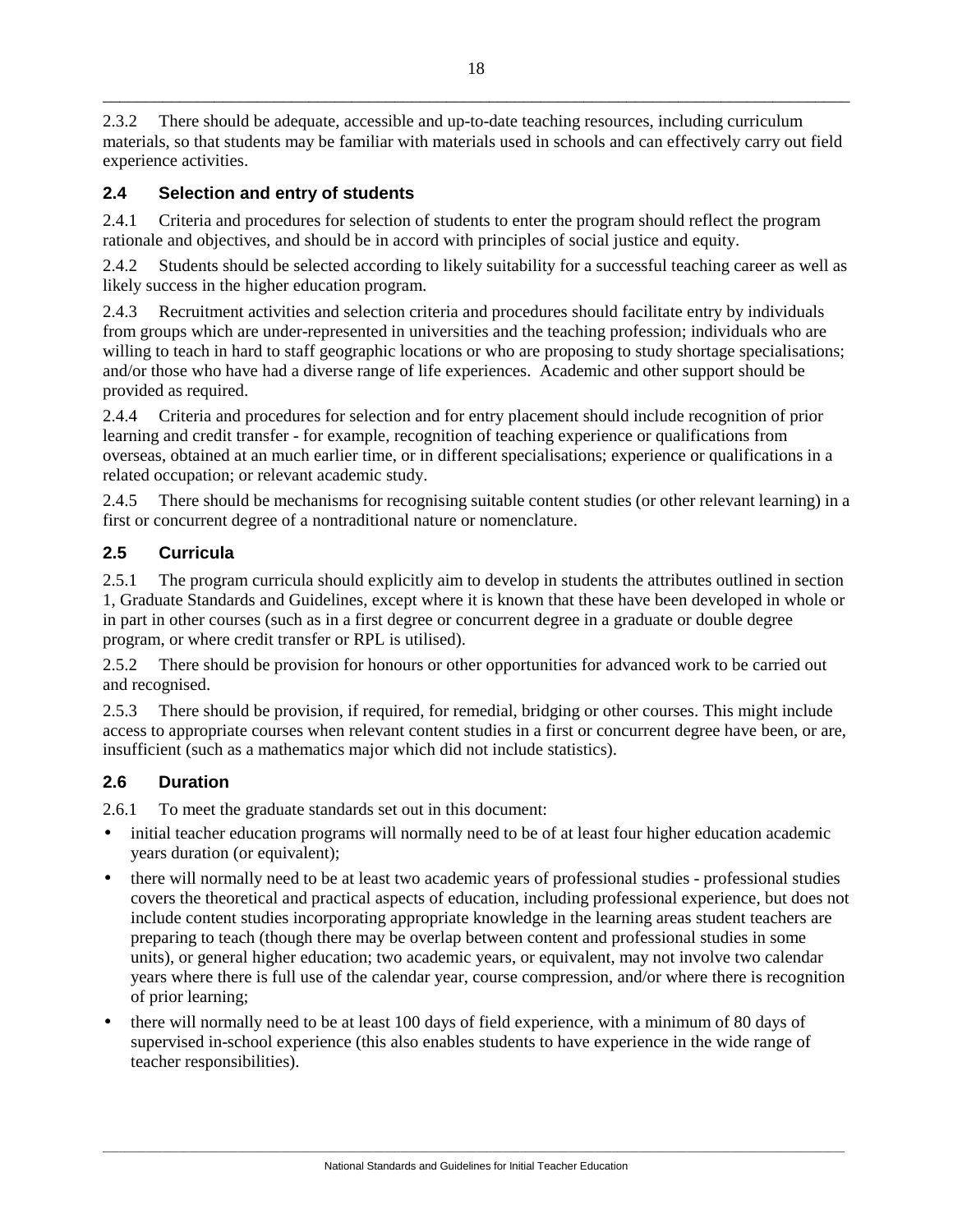2.3.2 There should be adequate, accessible and up-to-date teaching resources, including curriculum materials, so that students may be familiar with materials used in schools and can effectively carry out field experience activities.

### 2.4 Selection and entry of students

2.4.1 Criteria and procedures for selection of students to enter the program should reflect the program rationale and objectives, and should be in accord with principles of social justice and equity.

2.4.2 Students should be selected according to likely suitability for a successful teaching career as well as likely success in the higher education program.

2.4.3 Recruitment activities and selection criteria and procedures should facilitate entry by individuals from groups which are under-represented in universities and the teaching profession; individuals who are willing to teach in hard to staff geographic locations or who are proposing to study shortage specialisations; and/or those who have had a diverse range of life experiences. Academic and other support should be provided as required.

2.4.4 Criteria and procedures for selection and for entry placement should include recognition of prior learning and credit transfer - for example, recognition of teaching experience or qualifications from overseas, obtained at an much earlier time, or in different specialisations; experience or qualifications in a related occupation; or relevant academic study.

2.4.5 There should be mechanisms for recognising suitable content studies (or other relevant learning) in a first or concurrent degree of a nontraditional nature or nomenclature.

### 2.5 Curricula

2.5.1 The program curricula should explicitly aim to develop in students the attributes outlined in section 1, Graduate Standards and Guidelines, except where it is known that these have been developed in whole or in part in other courses (such as in a first degree or concurrent degree in a graduate or double degree program, or where credit transfer or RPL is utilised).

2.5.2 There should be provision for honours or other opportunities for advanced work to be carried out and recognised.

2.5.3 There should be provision, if required, for remedial, bridging or other courses. This might include access to appropriate courses when relevant content studies in a first or concurrent degree have been, or are, insufficient (such as a mathematics major which did not include statistics).

### 2.6 Duration

2.6.1 To meet the graduate standards set out in this document:

- initial teacher education programs will normally need to be of at least four higher education academic years duration (or equivalent);
- there will normally need to be at least two academic years of professional studies - professional studies covers the theoretical and practical aspects of education, including professional experience, but does not include content studies incorporating appropriate knowledge in the learning areas student teachers are preparing to teach (though there may be overlap between content and professional studies in some units), or general higher education; two academic years, or equivalent, may not involve two calendar years where there is full use of the calendar year, course compression, and/or where there is recognition of prior learning;
- there will normally need to be at least 100 days of field experience, with a minimum of 80 days of supervised in-school experience (this also enables students to have experience in the wide range of teacher responsibilities).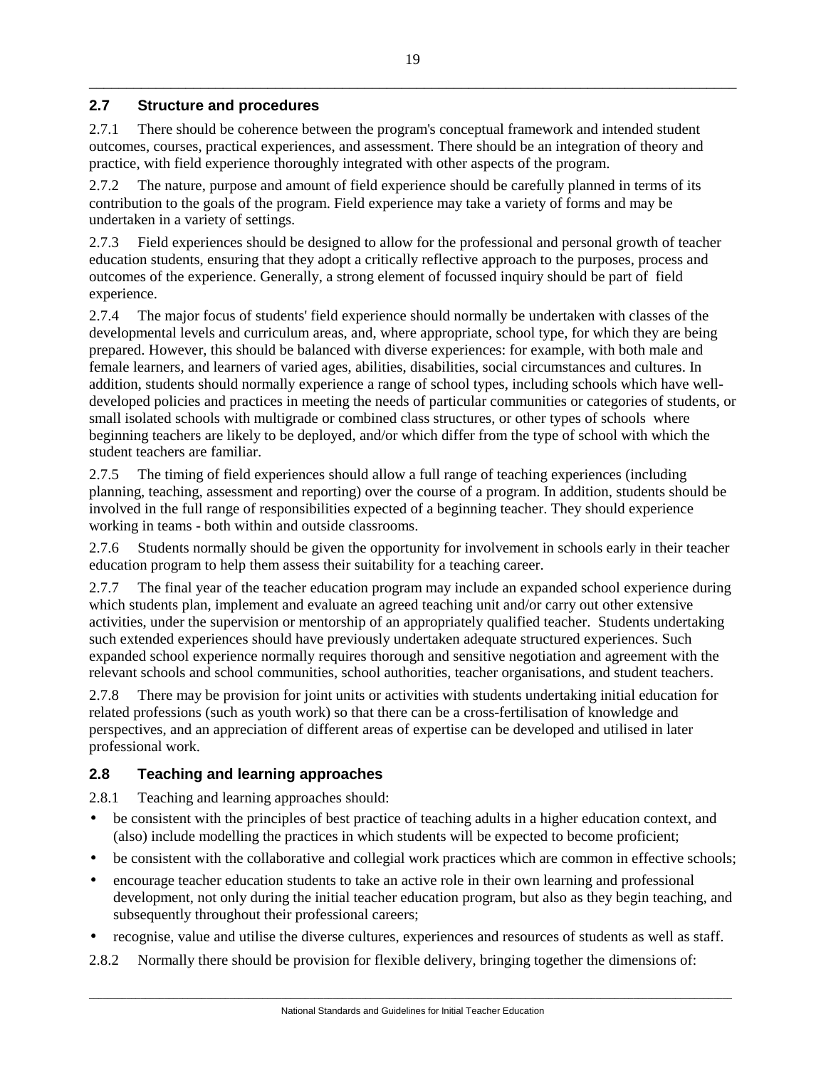## 2.7 Structure and procedures

2.7.1 There should be coherence between the program's conceptual framework and intended student outcomes, courses, practical experiences, and assessment. There should be an integration of theory and practice, with field experience thoroughly integrated with other aspects of the program.

2.7.2 The nature, purpose and amount of field experience should be carefully planned in terms of its contribution to the goals of the program. Field experience may take a variety of forms and may be undertaken in a variety of settings.

2.7.3 Field experiences should be designed to allow for the professional and personal growth of teacher education students, ensuring that they adopt a critically reflective approach to the purposes, process and outcomes of the experience. Generally, a strong element of focussed inquiry should be part of field experience.

2.7.4 The major focus of students' field experience should normally be undertaken with classes of the developmental levels and curriculum areas, and, where appropriate, school type, for which they are being prepared. However, this should be balanced with diverse experiences: for example, with both male and female learners, and learners of varied ages, abilities, disabilities, social circumstances and cultures. In addition, students should normally experience a range of school types, including schools which have well-developed policies and practices in meeting the needs of particular communities or categories of students, or small isolated schools with multigrade or combined class structures, or other types of schools where beginning teachers are likely to be deployed, and/or which differ from the type of school with which the student teachers are familiar.

2.7.5 The timing of field experiences should allow a full range of teaching experiences (including planning, teaching, assessment and reporting) over the course of a program. In addition, students should be involved in the full range of responsibilities expected of a beginning teacher. They should experience working in teams - both within and outside classrooms.

2.7.6 Students normally should be given the opportunity for involvement in schools early in their teacher education program to help them assess their suitability for a teaching career.

2.7.7 The final year of the teacher education program may include an expanded school experience during which students plan, implement and evaluate an agreed teaching unit and/or carry out other extensive activities, under the supervision or mentorship of an appropriately qualified teacher. Students undertaking such extended experiences should have previously undertaken adequate structured experiences. Such expanded school experience normally requires thorough and sensitive negotiation and agreement with the relevant schools and school communities, school authorities, teacher organisations, and student teachers.

2.7.8 There may be provision for joint units or activities with students undertaking initial education for related professions (such as youth work) so that there can be a cross-fertilisation of knowledge and perspectives, and an appreciation of different areas of expertise can be developed and utilised in later professional work.

## 2.8 Teaching and learning approaches

2.8.1 Teaching and learning approaches should:

- be consistent with the principles of best practice of teaching adults in a higher education context, and (also) include modelling the practices in which students will be expected to become proficient;
- be consistent with the collaborative and collegial work practices which are common in effective schools;
- encourage teacher education students to take an active role in their own learning and professional development, not only during the initial teacher education program, but also as they begin teaching, and subsequently throughout their professional careers;
- recognise, value and utilise the diverse cultures, experiences and resources of students as well as staff.

2.8.2 Normally there should be provision for flexible delivery, bringing together the dimensions of: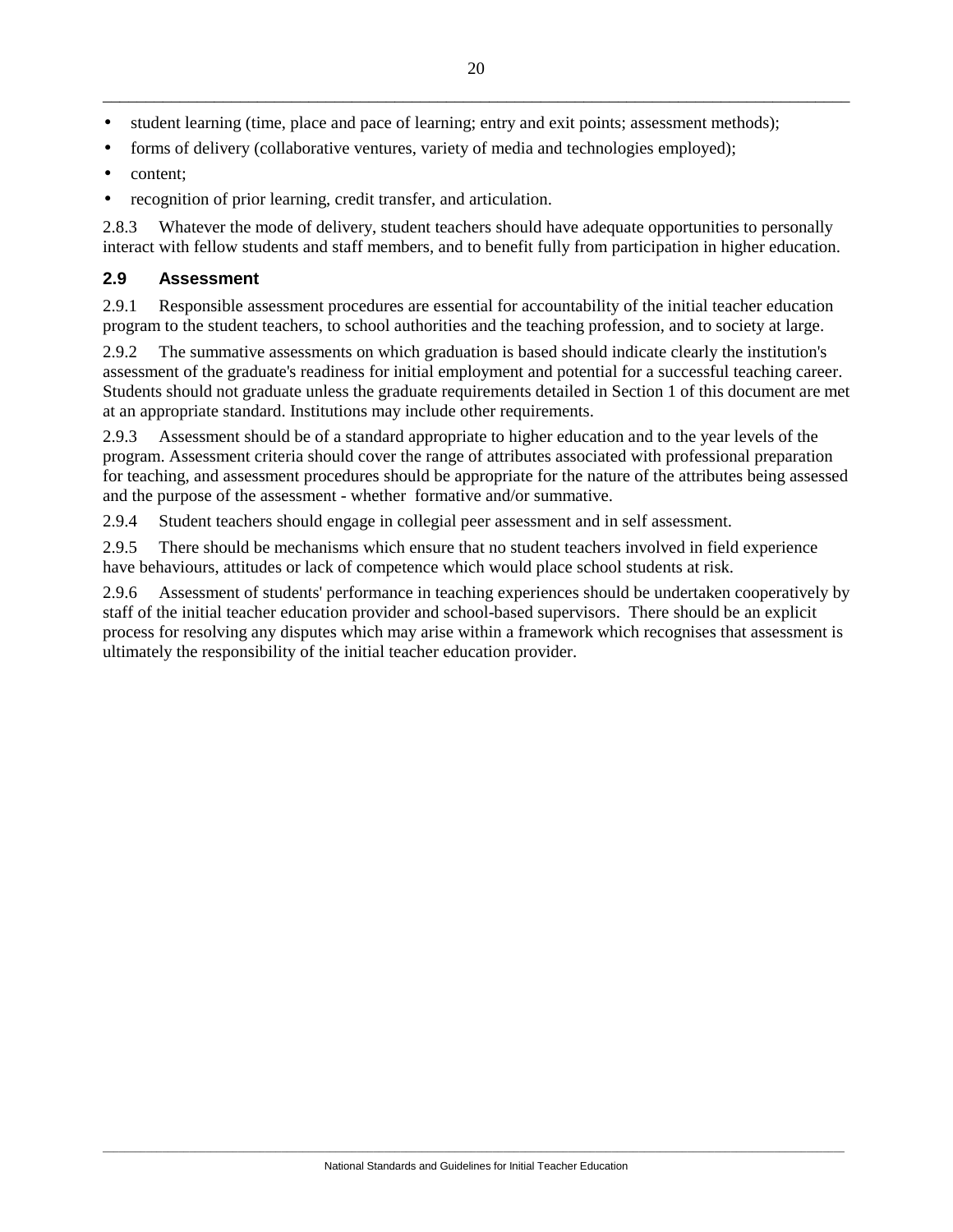- student learning (time, place and pace of learning; entry and exit points; assessment methods);
- forms of delivery (collaborative ventures, variety of media and technologies employed);
- content;
- recognition of prior learning, credit transfer, and articulation.

2.8.3 Whatever the mode of delivery, student teachers should have adequate opportunities to personally interact with fellow students and staff members, and to benefit fully from participation in higher education.

## 2.9 Assessment

2.9.1 Responsible assessment procedures are essential for accountability of the initial teacher education program to the student teachers, to school authorities and the teaching profession, and to society at large.

2.9.2 The summative assessments on which graduation is based should indicate clearly the institution's assessment of the graduate's readiness for initial employment and potential for a successful teaching career. Students should not graduate unless the graduate requirements detailed in Section 1 of this document are met at an appropriate standard. Institutions may include other requirements.

2.9.3 Assessment should be of a standard appropriate to higher education and to the year levels of the program. Assessment criteria should cover the range of attributes associated with professional preparation for teaching, and assessment procedures should be appropriate for the nature of the attributes being assessed and the purpose of the assessment - whether formative and/or summative.

2.9.4 Student teachers should engage in collegial peer assessment and in self assessment.

2.9.5 There should be mechanisms which ensure that no student teachers involved in field experience have behaviours, attitudes or lack of competence which would place school students at risk.

2.9.6 Assessment of students' performance in teaching experiences should be undertaken cooperatively by staff of the initial teacher education provider and school-based supervisors. There should be an explicit process for resolving any disputes which may arise within a framework which recognises that assessment is ultimately the responsibility of the initial teacher education provider.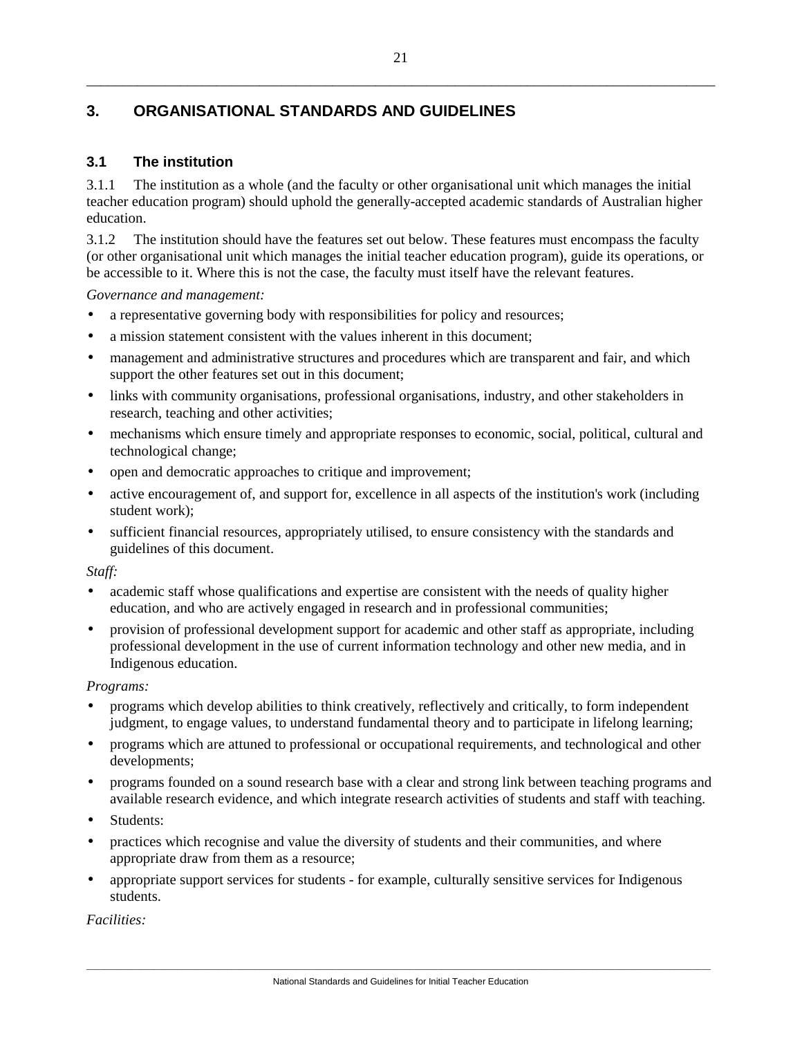## 3. ORGANISATIONAL STANDARDS AND GUIDELINES

### 3.1 The institution

3.1.1 The institution as a whole (and the faculty or other organisational unit which manages the initial teacher education program) should uphold the generally-accepted academic standards of Australian higher education.

3.1.2 The institution should have the features set out below. These features must encompass the faculty (or other organisational unit which manages the initial teacher education program), guide its operations, or be accessible to it. Where this is not the case, the faculty must itself have the relevant features.

*Governance and management:*

- a representative governing body with responsibilities for policy and resources;
- a mission statement consistent with the values inherent in this document;
- management and administrative structures and procedures which are transparent and fair, and which support the other features set out in this document;
- links with community organisations, professional organisations, industry, and other stakeholders in research, teaching and other activities;
- mechanisms which ensure timely and appropriate responses to economic, social, political, cultural and technological change;
- open and democratic approaches to critique and improvement;
- active encouragement of, and support for, excellence in all aspects of the institution's work (including student work);
- sufficient financial resources, appropriately utilised, to ensure consistency with the standards and guidelines of this document.

*Staff:*

- academic staff whose qualifications and expertise are consistent with the needs of quality higher education, and who are actively engaged in research and in professional communities;
- provision of professional development support for academic and other staff as appropriate, including professional development in the use of current information technology and other new media, and in Indigenous education.

*Programs:*

- programs which develop abilities to think creatively, reflectively and critically, to form independent judgment, to engage values, to understand fundamental theory and to participate in lifelong learning;
- programs which are attuned to professional or occupational requirements, and technological and other developments;
- programs founded on a sound research base with a clear and strong link between teaching programs and available research evidence, and which integrate research activities of students and staff with teaching.
- Students:
- practices which recognise and value the diversity of students and their communities, and where appropriate draw from them as a resource;
- appropriate support services for students - for example, culturally sensitive services for Indigenous students.

*Facilities:*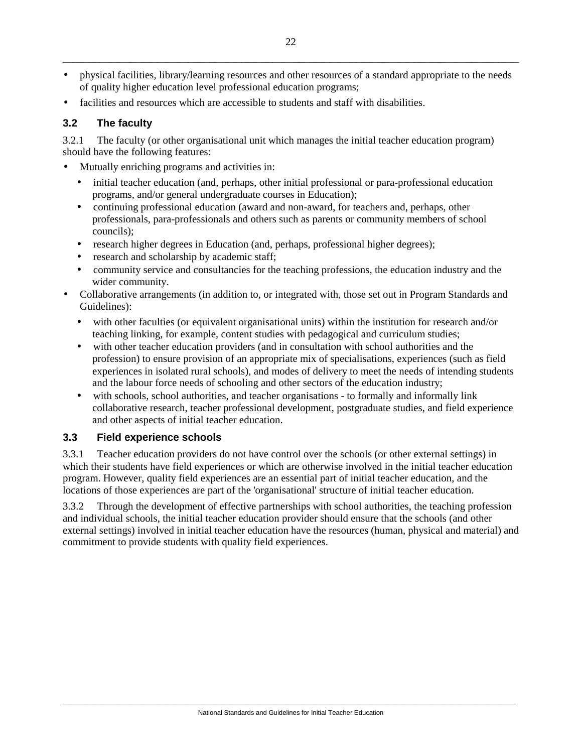- physical facilities, library/learning resources and other resources of a standard appropriate to the needs of quality higher education level professional education programs;
- facilities and resources which are accessible to students and staff with disabilities.

### 3.2 The faculty

3.2.1 The faculty (or other organisational unit which manages the initial teacher education program) should have the following features:

- Mutually enriching programs and activities in:
  - initial teacher education (and, perhaps, other initial professional or para-professional education programs, and/or general undergraduate courses in Education);
  - continuing professional education (award and non-award, for teachers and, perhaps, other professionals, para-professionals and others such as parents or community members of school councils);
  - research higher degrees in Education (and, perhaps, professional higher degrees);
  - research and scholarship by academic staff;
  - community service and consultancies for the teaching professions, the education industry and the wider community.
- Collaborative arrangements (in addition to, or integrated with, those set out in Program Standards and Guidelines):
  - with other faculties (or equivalent organisational units) within the institution for research and/or teaching linking, for example, content studies with pedagogical and curriculum studies;
  - with other teacher education providers (and in consultation with school authorities and the profession) to ensure provision of an appropriate mix of specialisations, experiences (such as field experiences in isolated rural schools), and modes of delivery to meet the needs of intending students and the labour force needs of schooling and other sectors of the education industry;
  - with schools, school authorities, and teacher organisations - to formally and informally link collaborative research, teacher professional development, postgraduate studies, and field experience and other aspects of initial teacher education.

### 3.3 Field experience schools

3.3.1 Teacher education providers do not have control over the schools (or other external settings) in which their students have field experiences or which are otherwise involved in the initial teacher education program. However, quality field experiences are an essential part of initial teacher education, and the locations of those experiences are part of the 'organisational' structure of initial teacher education.

3.3.2 Through the development of effective partnerships with school authorities, the teaching profession and individual schools, the initial teacher education provider should ensure that the schools (and other external settings) involved in initial teacher education have the resources (human, physical and material) and commitment to provide students with quality field experiences.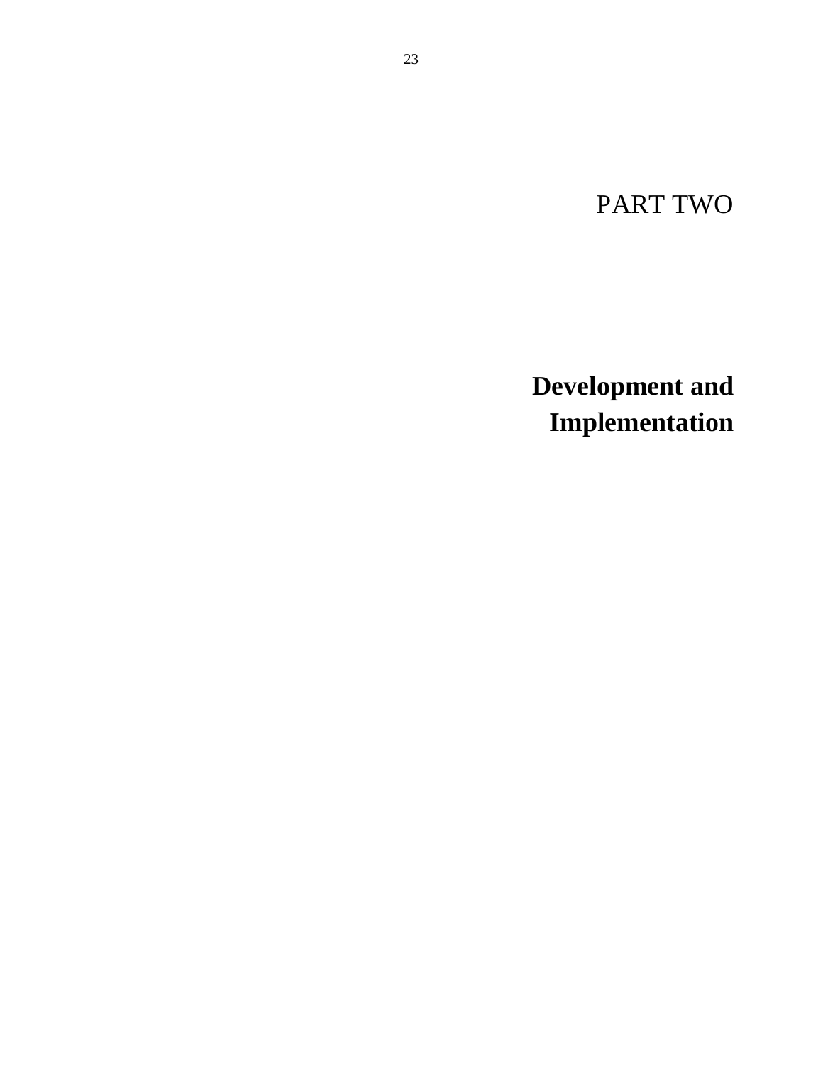# PART TWO

## Development and Implementation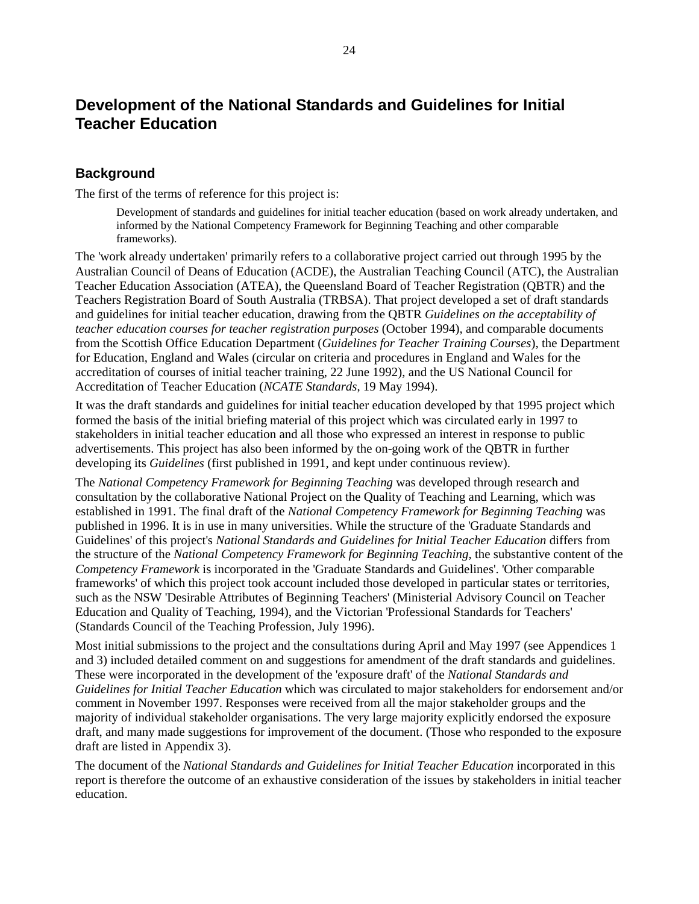# Development of the National Standards and Guidelines for Initial Teacher Education

## Background

The first of the terms of reference for this project is:

> Development of standards and guidelines for initial teacher education (based on work already undertaken, and informed by the National Competency Framework for Beginning Teaching and other comparable frameworks).

The 'work already undertaken' primarily refers to a collaborative project carried out through 1995 by the Australian Council of Deans of Education (ACDE), the Australian Teaching Council (ATC), the Australian Teacher Education Association (ATEA), the Queensland Board of Teacher Registration (QBTR) and the Teachers Registration Board of South Australia (TRBSA). That project developed a set of draft standards and guidelines for initial teacher education, drawing from the QBTR *Guidelines on the acceptability of teacher education courses for teacher registration purposes* (October 1994), and comparable documents from the Scottish Office Education Department (*Guidelines for Teacher Training Courses*), the Department for Education, England and Wales (circular on criteria and procedures in England and Wales for the accreditation of courses of initial teacher training, 22 June 1992), and the US National Council for Accreditation of Teacher Education (*NCATE Standards*, 19 May 1994).

It was the draft standards and guidelines for initial teacher education developed by that 1995 project which formed the basis of the initial briefing material of this project which was circulated early in 1997 to stakeholders in initial teacher education and all those who expressed an interest in response to public advertisements. This project has also been informed by the on-going work of the QBTR in further developing its *Guidelines* (first published in 1991, and kept under continuous review).

The *National Competency Framework for Beginning Teaching* was developed through research and consultation by the collaborative National Project on the Quality of Teaching and Learning, which was established in 1991. The final draft of the *National Competency Framework for Beginning Teaching* was published in 1996. It is in use in many universities. While the structure of the 'Graduate Standards and Guidelines' of this project's *National Standards and Guidelines for Initial Teacher Education* differs from the structure of the *National Competency Framework for Beginning Teaching*, the substantive content of the *Competency Framework* is incorporated in the 'Graduate Standards and Guidelines'. 'Other comparable frameworks' of which this project took account included those developed in particular states or territories, such as the NSW 'Desirable Attributes of Beginning Teachers' (Ministerial Advisory Council on Teacher Education and Quality of Teaching, 1994), and the Victorian 'Professional Standards for Teachers' (Standards Council of the Teaching Profession, July 1996).

Most initial submissions to the project and the consultations during April and May 1997 (see Appendices 1 and 3) included detailed comment on and suggestions for amendment of the draft standards and guidelines. These were incorporated in the development of the 'exposure draft' of the *National Standards and Guidelines for Initial Teacher Education* which was circulated to major stakeholders for endorsement and/or comment in November 1997. Responses were received from all the major stakeholder groups and the majority of individual stakeholder organisations. The very large majority explicitly endorsed the exposure draft, and many made suggestions for improvement of the document. (Those who responded to the exposure draft are listed in Appendix 3).

The document of the *National Standards and Guidelines for Initial Teacher Education* incorporated in this report is therefore the outcome of an exhaustive consideration of the issues by stakeholders in initial teacher education.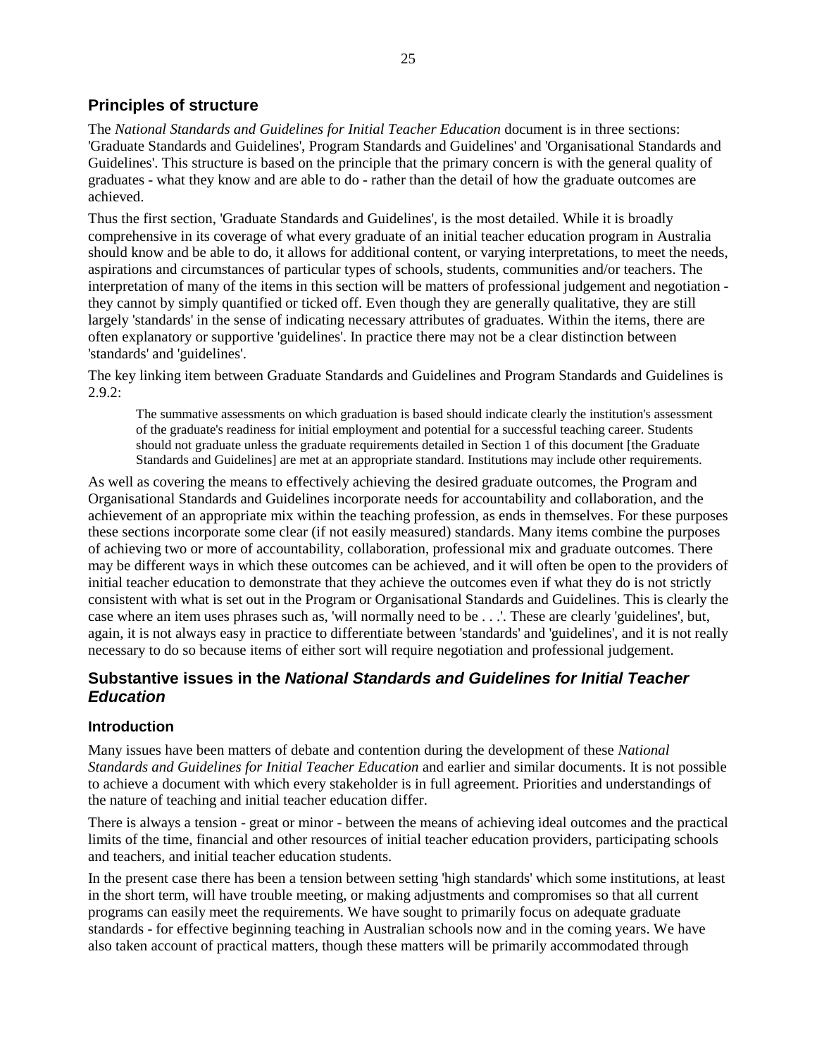## Principles of structure

The *National Standards and Guidelines for Initial Teacher Education* document is in three sections: 'Graduate Standards and Guidelines', Program Standards and Guidelines' and 'Organisational Standards and Guidelines'. This structure is based on the principle that the primary concern is with the general quality of graduates - what they know and are able to do - rather than the detail of how the graduate outcomes are achieved.

Thus the first section, 'Graduate Standards and Guidelines', is the most detailed. While it is broadly comprehensive in its coverage of what every graduate of an initial teacher education program in Australia should know and be able to do, it allows for additional content, or varying interpretations, to meet the needs, aspirations and circumstances of particular types of schools, students, communities and/or teachers. The interpretation of many of the items in this section will be matters of professional judgement and negotiation - they cannot by simply quantified or ticked off. Even though they are generally qualitative, they are still largely 'standards' in the sense of indicating necessary attributes of graduates. Within the items, there are often explanatory or supportive 'guidelines'. In practice there may not be a clear distinction between 'standards' and 'guidelines'.

The key linking item between Graduate Standards and Guidelines and Program Standards and Guidelines is 2.9.2:

> The summative assessments on which graduation is based should indicate clearly the institution's assessment of the graduate's readiness for initial employment and potential for a successful teaching career. Students should not graduate unless the graduate requirements detailed in Section 1 of this document [the Graduate Standards and Guidelines] are met at an appropriate standard. Institutions may include other requirements.

As well as covering the means to effectively achieving the desired graduate outcomes, the Program and Organisational Standards and Guidelines incorporate needs for accountability and collaboration, and the achievement of an appropriate mix within the teaching profession, as ends in themselves. For these purposes these sections incorporate some clear (if not easily measured) standards. Many items combine the purposes of achieving two or more of accountability, collaboration, professional mix and graduate outcomes. There may be different ways in which these outcomes can be achieved, and it will often be open to the providers of initial teacher education to demonstrate that they achieve the outcomes even if what they do is not strictly consistent with what is set out in the Program or Organisational Standards and Guidelines. This is clearly the case where an item uses phrases such as, 'will normally need to be . . .'. These are clearly 'guidelines', but, again, it is not always easy in practice to differentiate between 'standards' and 'guidelines', and it is not really necessary to do so because items of either sort will require negotiation and professional judgement.

## Substantive issues in the *National Standards and Guidelines for Initial Teacher Education*

### Introduction

Many issues have been matters of debate and contention during the development of these *National Standards and Guidelines for Initial Teacher Education* and earlier and similar documents. It is not possible to achieve a document with which every stakeholder is in full agreement. Priorities and understandings of the nature of teaching and initial teacher education differ.

There is always a tension - great or minor - between the means of achieving ideal outcomes and the practical limits of the time, financial and other resources of initial teacher education providers, participating schools and teachers, and initial teacher education students.

In the present case there has been a tension between setting 'high standards' which some institutions, at least in the short term, will have trouble meeting, or making adjustments and compromises so that all current programs can easily meet the requirements. We have sought to primarily focus on adequate graduate standards - for effective beginning teaching in Australian schools now and in the coming years. We have also taken account of practical matters, though these matters will be primarily accommodated through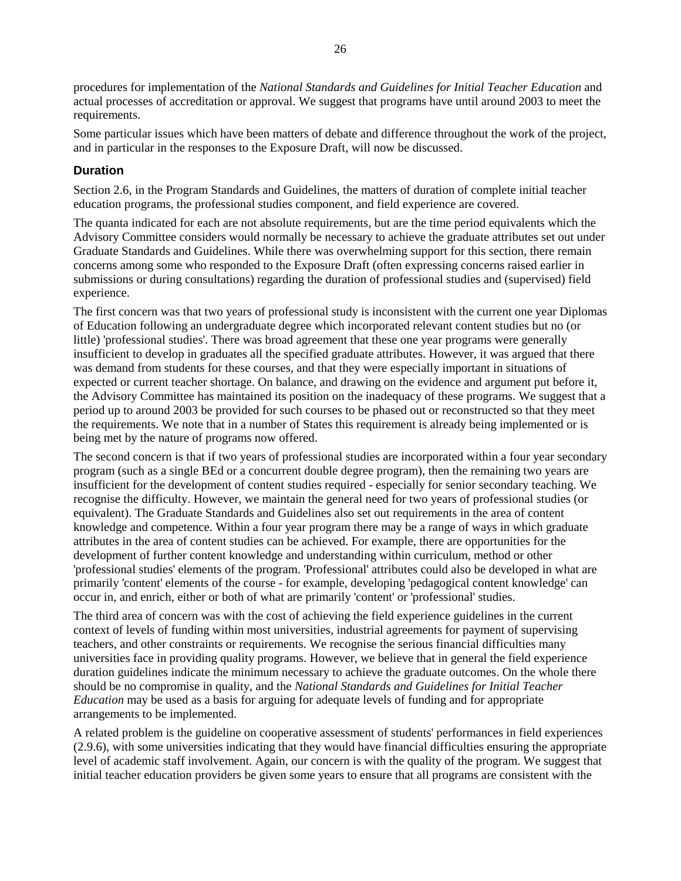procedures for implementation of the *National Standards and Guidelines for Initial Teacher Education* and actual processes of accreditation or approval. We suggest that programs have until around 2003 to meet the requirements.

Some particular issues which have been matters of debate and difference throughout the work of the project, and in particular in the responses to the Exposure Draft, will now be discussed.

### Duration

Section 2.6, in the Program Standards and Guidelines, the matters of duration of complete initial teacher education programs, the professional studies component, and field experience are covered.

The quanta indicated for each are not absolute requirements, but are the time period equivalents which the Advisory Committee considers would normally be necessary to achieve the graduate attributes set out under Graduate Standards and Guidelines. While there was overwhelming support for this section, there remain concerns among some who responded to the Exposure Draft (often expressing concerns raised earlier in submissions or during consultations) regarding the duration of professional studies and (supervised) field experience.

The first concern was that two years of professional study is inconsistent with the current one year Diplomas of Education following an undergraduate degree which incorporated relevant content studies but no (or little) 'professional studies'. There was broad agreement that these one year programs were generally insufficient to develop in graduates all the specified graduate attributes. However, it was argued that there was demand from students for these courses, and that they were especially important in situations of expected or current teacher shortage. On balance, and drawing on the evidence and argument put before it, the Advisory Committee has maintained its position on the inadequacy of these programs. We suggest that a period up to around 2003 be provided for such courses to be phased out or reconstructed so that they meet the requirements. We note that in a number of States this requirement is already being implemented or is being met by the nature of programs now offered.

The second concern is that if two years of professional studies are incorporated within a four year secondary program (such as a single BEd or a concurrent double degree program), then the remaining two years are insufficient for the development of content studies required - especially for senior secondary teaching. We recognise the difficulty. However, we maintain the general need for two years of professional studies (or equivalent). The Graduate Standards and Guidelines also set out requirements in the area of content knowledge and competence. Within a four year program there may be a range of ways in which graduate attributes in the area of content studies can be achieved. For example, there are opportunities for the development of further content knowledge and understanding within curriculum, method or other 'professional studies' elements of the program. 'Professional' attributes could also be developed in what are primarily 'content' elements of the course - for example, developing 'pedagogical content knowledge' can occur in, and enrich, either or both of what are primarily 'content' or 'professional' studies.

The third area of concern was with the cost of achieving the field experience guidelines in the current context of levels of funding within most universities, industrial agreements for payment of supervising teachers, and other constraints or requirements. We recognise the serious financial difficulties many universities face in providing quality programs. However, we believe that in general the field experience duration guidelines indicate the minimum necessary to achieve the graduate outcomes. On the whole there should be no compromise in quality, and the *National Standards and Guidelines for Initial Teacher Education* may be used as a basis for arguing for adequate levels of funding and for appropriate arrangements to be implemented.

A related problem is the guideline on cooperative assessment of students' performances in field experiences (2.9.6), with some universities indicating that they would have financial difficulties ensuring the appropriate level of academic staff involvement. Again, our concern is with the quality of the program. We suggest that initial teacher education providers be given some years to ensure that all programs are consistent with the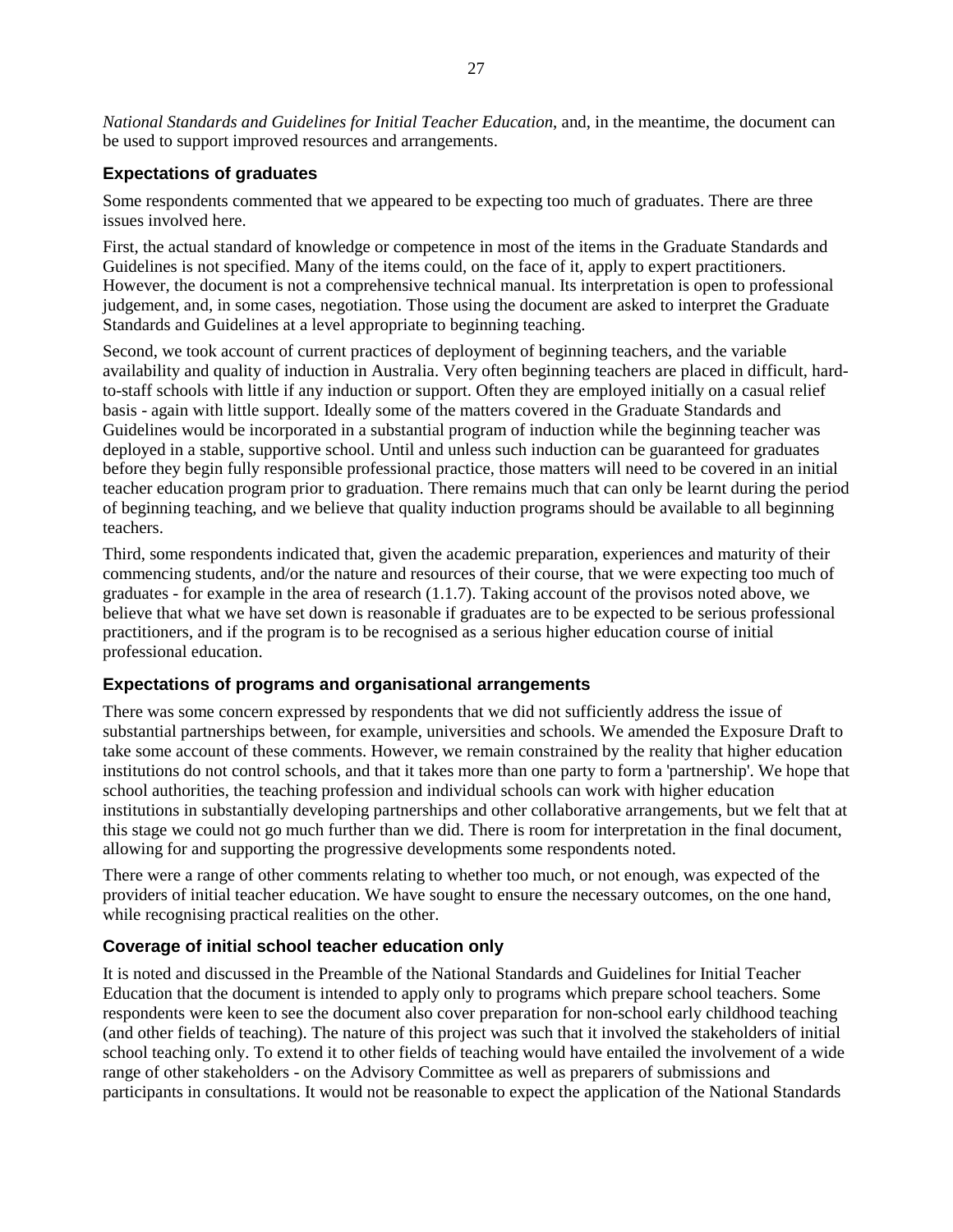*National Standards and Guidelines for Initial Teacher Education*, and, in the meantime, the document can be used to support improved resources and arrangements.

### Expectations of graduates

Some respondents commented that we appeared to be expecting too much of graduates. There are three issues involved here.

First, the actual standard of knowledge or competence in most of the items in the Graduate Standards and Guidelines is not specified. Many of the items could, on the face of it, apply to expert practitioners. However, the document is not a comprehensive technical manual. Its interpretation is open to professional judgement, and, in some cases, negotiation. Those using the document are asked to interpret the Graduate Standards and Guidelines at a level appropriate to beginning teaching.

Second, we took account of current practices of deployment of beginning teachers, and the variable availability and quality of induction in Australia. Very often beginning teachers are placed in difficult, hard-to-staff schools with little if any induction or support. Often they are employed initially on a casual relief basis - again with little support. Ideally some of the matters covered in the Graduate Standards and Guidelines would be incorporated in a substantial program of induction while the beginning teacher was deployed in a stable, supportive school. Until and unless such induction can be guaranteed for graduates before they begin fully responsible professional practice, those matters will need to be covered in an initial teacher education program prior to graduation. There remains much that can only be learnt during the period of beginning teaching, and we believe that quality induction programs should be available to all beginning teachers.

Third, some respondents indicated that, given the academic preparation, experiences and maturity of their commencing students, and/or the nature and resources of their course, that we were expecting too much of graduates - for example in the area of research (1.1.7). Taking account of the provisos noted above, we believe that what we have set down is reasonable if graduates are to be expected to be serious professional practitioners, and if the program is to be recognised as a serious higher education course of initial professional education.

### Expectations of programs and organisational arrangements

There was some concern expressed by respondents that we did not sufficiently address the issue of substantial partnerships between, for example, universities and schools. We amended the Exposure Draft to take some account of these comments. However, we remain constrained by the reality that higher education institutions do not control schools, and that it takes more than one party to form a 'partnership'. We hope that school authorities, the teaching profession and individual schools can work with higher education institutions in substantially developing partnerships and other collaborative arrangements, but we felt that at this stage we could not go much further than we did. There is room for interpretation in the final document, allowing for and supporting the progressive developments some respondents noted.

There were a range of other comments relating to whether too much, or not enough, was expected of the providers of initial teacher education. We have sought to ensure the necessary outcomes, on the one hand, while recognising practical realities on the other.

### Coverage of initial school teacher education only

It is noted and discussed in the Preamble of the National Standards and Guidelines for Initial Teacher Education that the document is intended to apply only to programs which prepare school teachers. Some respondents were keen to see the document also cover preparation for non-school early childhood teaching (and other fields of teaching). The nature of this project was such that it involved the stakeholders of initial school teaching only. To extend it to other fields of teaching would have entailed the involvement of a wide range of other stakeholders - on the Advisory Committee as well as preparers of submissions and participants in consultations. It would not be reasonable to expect the application of the National Standards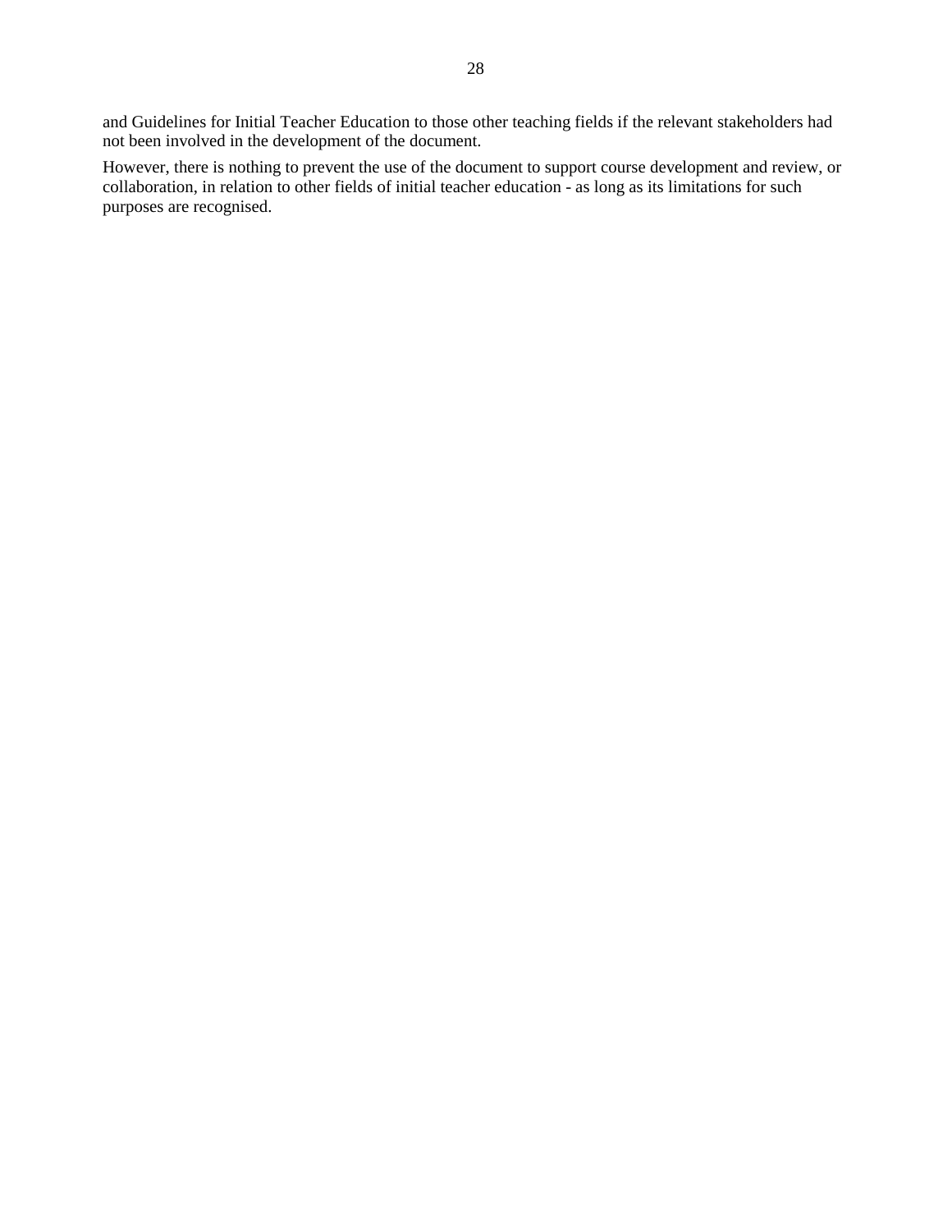and Guidelines for Initial Teacher Education to those other teaching fields if the relevant stakeholders had not been involved in the development of the document.

However, there is nothing to prevent the use of the document to support course development and review, or collaboration, in relation to other fields of initial teacher education - as long as its limitations for such purposes are recognised.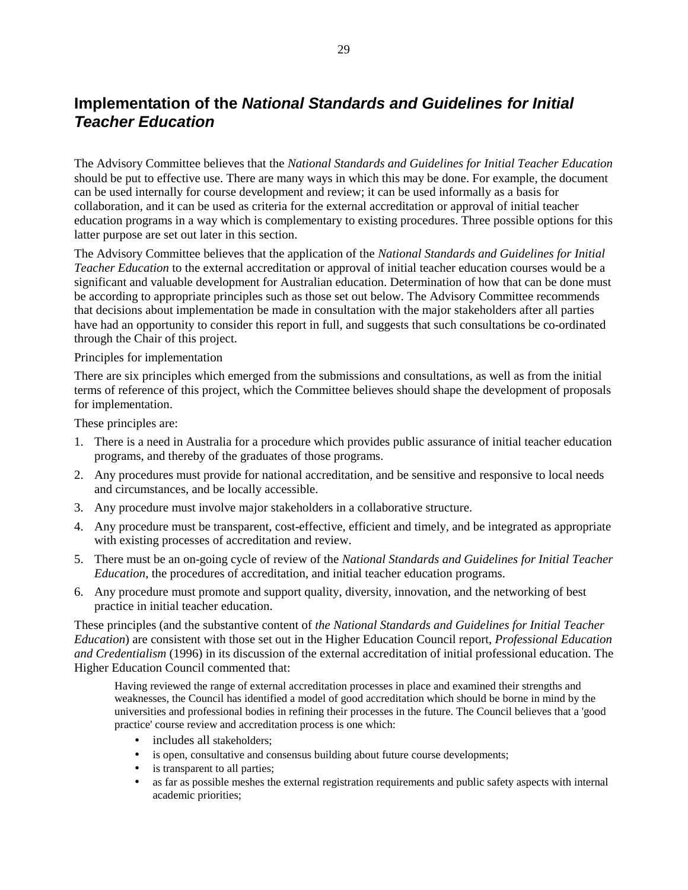## Implementation of the *National Standards and Guidelines for Initial Teacher Education*

The Advisory Committee believes that the *National Standards and Guidelines for Initial Teacher Education* should be put to effective use. There are many ways in which this may be done. For example, the document can be used internally for course development and review; it can be used informally as a basis for collaboration, and it can be used as criteria for the external accreditation or approval of initial teacher education programs in a way which is complementary to existing procedures. Three possible options for this latter purpose are set out later in this section.

The Advisory Committee believes that the application of the *National Standards and Guidelines for Initial Teacher Education* to the external accreditation or approval of initial teacher education courses would be a significant and valuable development for Australian education. Determination of how that can be done must be according to appropriate principles such as those set out below. The Advisory Committee recommends that decisions about implementation be made in consultation with the major stakeholders after all parties have had an opportunity to consider this report in full, and suggests that such consultations be co-ordinated through the Chair of this project.

Principles for implementation

There are six principles which emerged from the submissions and consultations, as well as from the initial terms of reference of this project, which the Committee believes should shape the development of proposals for implementation.

These principles are:

1. There is a need in Australia for a procedure which provides public assurance of initial teacher education programs, and thereby of the graduates of those programs.
2. Any procedures must provide for national accreditation, and be sensitive and responsive to local needs and circumstances, and be locally accessible.
3. Any procedure must involve major stakeholders in a collaborative structure.
4. Any procedure must be transparent, cost-effective, efficient and timely, and be integrated as appropriate with existing processes of accreditation and review.
5. There must be an on-going cycle of review of the *National Standards and Guidelines for Initial Teacher Education*, the procedures of accreditation, and initial teacher education programs.
6. Any procedure must promote and support quality, diversity, innovation, and the networking of best practice in initial teacher education.

These principles (and the substantive content of *the National Standards and Guidelines for Initial Teacher Education*) are consistent with those set out in the Higher Education Council report, *Professional Education and Credentialism* (1996) in its discussion of the external accreditation of initial professional education. The Higher Education Council commented that:

> Having reviewed the range of external accreditation processes in place and examined their strengths and weaknesses, the Council has identified a model of good accreditation which should be borne in mind by the universities and professional bodies in refining their processes in the future. The Council believes that a 'good practice' course review and accreditation process is one which:
>
> - includes all stakeholders;
> - is open, consultative and consensus building about future course developments;
> - is transparent to all parties;
> - as far as possible meshes the external registration requirements and public safety aspects with internal academic priorities;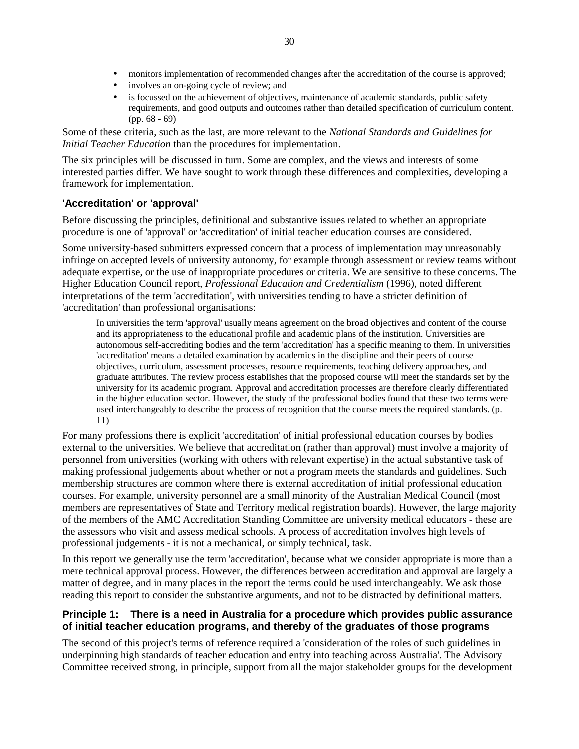- monitors implementation of recommended changes after the accreditation of the course is approved;
- involves an on-going cycle of review; and
- is focussed on the achievement of objectives, maintenance of academic standards, public safety requirements, and good outputs and outcomes rather than detailed specification of curriculum content. (pp. 68 - 69)

Some of these criteria, such as the last, are more relevant to the *National Standards and Guidelines for Initial Teacher Education* than the procedures for implementation.

The six principles will be discussed in turn. Some are complex, and the views and interests of some interested parties differ. We have sought to work through these differences and complexities, developing a framework for implementation.

### 'Accreditation' or 'approval'

Before discussing the principles, definitional and substantive issues related to whether an appropriate procedure is one of 'approval' or 'accreditation' of initial teacher education courses are considered.

Some university-based submitters expressed concern that a process of implementation may unreasonably infringe on accepted levels of university autonomy, for example through assessment or review teams without adequate expertise, or the use of inappropriate procedures or criteria. We are sensitive to these concerns. The Higher Education Council report, *Professional Education and Credentialism* (1996), noted different interpretations of the term 'accreditation', with universities tending to have a stricter definition of 'accreditation' than professional organisations:

> In universities the term 'approval' usually means agreement on the broad objectives and content of the course and its appropriateness to the educational profile and academic plans of the institution. Universities are autonomous self-accrediting bodies and the term 'accreditation' has a specific meaning to them. In universities 'accreditation' means a detailed examination by academics in the discipline and their peers of course objectives, curriculum, assessment processes, resource requirements, teaching delivery approaches, and graduate attributes. The review process establishes that the proposed course will meet the standards set by the university for its academic program. Approval and accreditation processes are therefore clearly differentiated in the higher education sector. However, the study of the professional bodies found that these two terms were used interchangeably to describe the process of recognition that the course meets the required standards. (p. 11)

For many professions there is explicit 'accreditation' of initial professional education courses by bodies external to the universities. We believe that accreditation (rather than approval) must involve a majority of personnel from universities (working with others with relevant expertise) in the actual substantive task of making professional judgements about whether or not a program meets the standards and guidelines. Such membership structures are common where there is external accreditation of initial professional education courses. For example, university personnel are a small minority of the Australian Medical Council (most members are representatives of State and Territory medical registration boards). However, the large majority of the members of the AMC Accreditation Standing Committee are university medical educators - these are the assessors who visit and assess medical schools. A process of accreditation involves high levels of professional judgements - it is not a mechanical, or simply technical, task.

In this report we generally use the term 'accreditation', because what we consider appropriate is more than a mere technical approval process. However, the differences between accreditation and approval are largely a matter of degree, and in many places in the report the terms could be used interchangeably. We ask those reading this report to consider the substantive arguments, and not to be distracted by definitional matters.

### Principle 1: There is a need in Australia for a procedure which provides public assurance of initial teacher education programs, and thereby of the graduates of those programs

The second of this project's terms of reference required a 'consideration of the roles of such guidelines in underpinning high standards of teacher education and entry into teaching across Australia'. The Advisory Committee received strong, in principle, support from all the major stakeholder groups for the development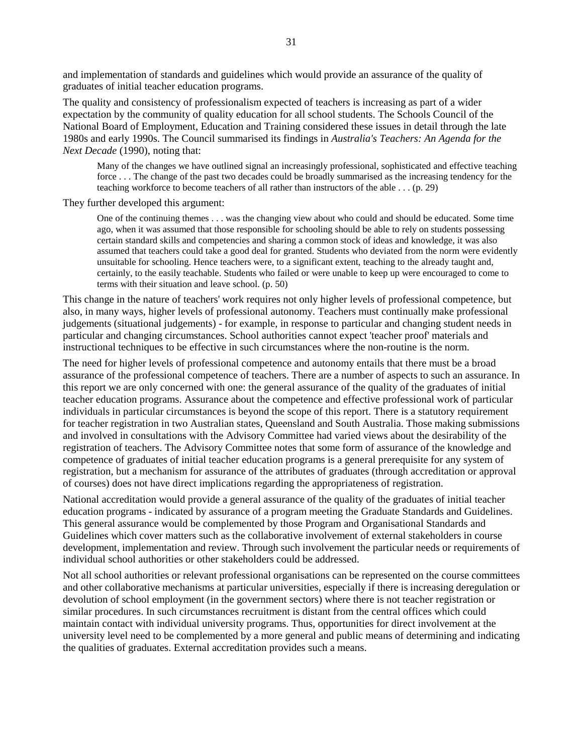and implementation of standards and guidelines which would provide an assurance of the quality of graduates of initial teacher education programs.

The quality and consistency of professionalism expected of teachers is increasing as part of a wider expectation by the community of quality education for all school students. The Schools Council of the National Board of Employment, Education and Training considered these issues in detail through the late 1980s and early 1990s. The Council summarised its findings in *Australia's Teachers: An Agenda for the Next Decade* (1990), noting that:

> Many of the changes we have outlined signal an increasingly professional, sophisticated and effective teaching force . . . The change of the past two decades could be broadly summarised as the increasing tendency for the teaching workforce to become teachers of all rather than instructors of the able . . . (p. 29)

They further developed this argument:

> One of the continuing themes . . . was the changing view about who could and should be educated. Some time ago, when it was assumed that those responsible for schooling should be able to rely on students possessing certain standard skills and competencies and sharing a common stock of ideas and knowledge, it was also assumed that teachers could take a good deal for granted. Students who deviated from the norm were evidently unsuitable for schooling. Hence teachers were, to a significant extent, teaching to the already taught and, certainly, to the easily teachable. Students who failed or were unable to keep up were encouraged to come to terms with their situation and leave school. (p. 50)

This change in the nature of teachers' work requires not only higher levels of professional competence, but also, in many ways, higher levels of professional autonomy. Teachers must continually make professional judgements (situational judgements) - for example, in response to particular and changing student needs in particular and changing circumstances. School authorities cannot expect 'teacher proof' materials and instructional techniques to be effective in such circumstances where the non-routine is the norm.

The need for higher levels of professional competence and autonomy entails that there must be a broad assurance of the professional competence of teachers. There are a number of aspects to such an assurance. In this report we are only concerned with one: the general assurance of the quality of the graduates of initial teacher education programs. Assurance about the competence and effective professional work of particular individuals in particular circumstances is beyond the scope of this report. There is a statutory requirement for teacher registration in two Australian states, Queensland and South Australia. Those making submissions and involved in consultations with the Advisory Committee had varied views about the desirability of the registration of teachers. The Advisory Committee notes that some form of assurance of the knowledge and competence of graduates of initial teacher education programs is a general prerequisite for any system of registration, but a mechanism for assurance of the attributes of graduates (through accreditation or approval of courses) does not have direct implications regarding the appropriateness of registration.

National accreditation would provide a general assurance of the quality of the graduates of initial teacher education programs - indicated by assurance of a program meeting the Graduate Standards and Guidelines. This general assurance would be complemented by those Program and Organisational Standards and Guidelines which cover matters such as the collaborative involvement of external stakeholders in course development, implementation and review. Through such involvement the particular needs or requirements of individual school authorities or other stakeholders could be addressed.

Not all school authorities or relevant professional organisations can be represented on the course committees and other collaborative mechanisms at particular universities, especially if there is increasing deregulation or devolution of school employment (in the government sectors) where there is not teacher registration or similar procedures. In such circumstances recruitment is distant from the central offices which could maintain contact with individual university programs. Thus, opportunities for direct involvement at the university level need to be complemented by a more general and public means of determining and indicating the qualities of graduates. External accreditation provides such a means.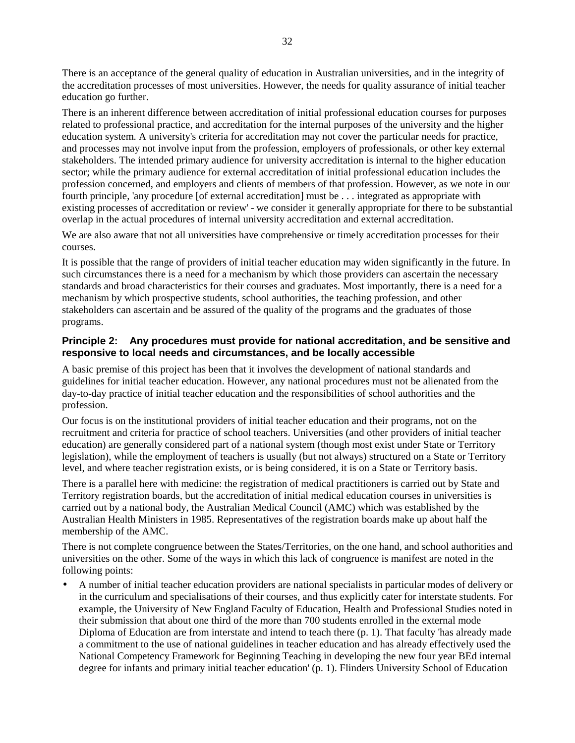There is an acceptance of the general quality of education in Australian universities, and in the integrity of the accreditation processes of most universities. However, the needs for quality assurance of initial teacher education go further.

There is an inherent difference between accreditation of initial professional education courses for purposes related to professional practice, and accreditation for the internal purposes of the university and the higher education system. A university's criteria for accreditation may not cover the particular needs for practice, and processes may not involve input from the profession, employers of professionals, or other key external stakeholders. The intended primary audience for university accreditation is internal to the higher education sector; while the primary audience for external accreditation of initial professional education includes the profession concerned, and employers and clients of members of that profession. However, as we note in our fourth principle, 'any procedure [of external accreditation] must be . . . integrated as appropriate with existing processes of accreditation or review' - we consider it generally appropriate for there to be substantial overlap in the actual procedures of internal university accreditation and external accreditation.

We are also aware that not all universities have comprehensive or timely accreditation processes for their courses.

It is possible that the range of providers of initial teacher education may widen significantly in the future. In such circumstances there is a need for a mechanism by which those providers can ascertain the necessary standards and broad characteristics for their courses and graduates. Most importantly, there is a need for a mechanism by which prospective students, school authorities, the teaching profession, and other stakeholders can ascertain and be assured of the quality of the programs and the graduates of those programs.

### Principle 2: Any procedures must provide for national accreditation, and be sensitive and responsive to local needs and circumstances, and be locally accessible

A basic premise of this project has been that it involves the development of national standards and guidelines for initial teacher education. However, any national procedures must not be alienated from the day-to-day practice of initial teacher education and the responsibilities of school authorities and the profession.

Our focus is on the institutional providers of initial teacher education and their programs, not on the recruitment and criteria for practice of school teachers. Universities (and other providers of initial teacher education) are generally considered part of a national system (though most exist under State or Territory legislation), while the employment of teachers is usually (but not always) structured on a State or Territory level, and where teacher registration exists, or is being considered, it is on a State or Territory basis.

There is a parallel here with medicine: the registration of medical practitioners is carried out by State and Territory registration boards, but the accreditation of initial medical education courses in universities is carried out by a national body, the Australian Medical Council (AMC) which was established by the Australian Health Ministers in 1985. Representatives of the registration boards make up about half the membership of the AMC.

There is not complete congruence between the States/Territories, on the one hand, and school authorities and universities on the other. Some of the ways in which this lack of congruence is manifest are noted in the following points:

- A number of initial teacher education providers are national specialists in particular modes of delivery or in the curriculum and specialisations of their courses, and thus explicitly cater for interstate students. For example, the University of New England Faculty of Education, Health and Professional Studies noted in their submission that about one third of the more than 700 students enrolled in the external mode Diploma of Education are from interstate and intend to teach there (p. 1). That faculty 'has already made a commitment to the use of national guidelines in teacher education and has already effectively used the National Competency Framework for Beginning Teaching in developing the new four year BEd internal degree for infants and primary initial teacher education' (p. 1). Flinders University School of Education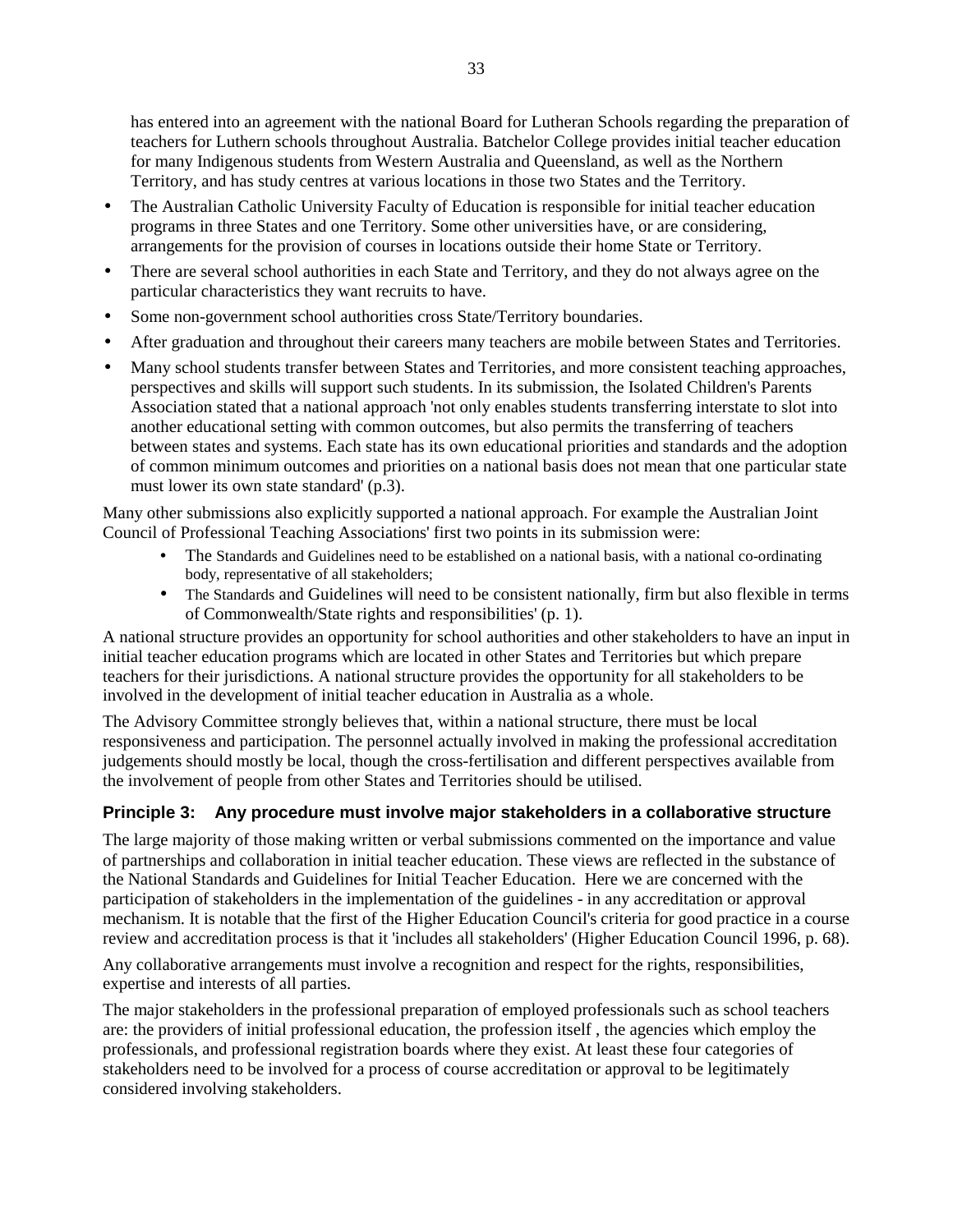has entered into an agreement with the national Board for Lutheran Schools regarding the preparation of teachers for Luthern schools throughout Australia. Batchelor College provides initial teacher education for many Indigenous students from Western Australia and Queensland, as well as the Northern Territory, and has study centres at various locations in those two States and the Territory.

- The Australian Catholic University Faculty of Education is responsible for initial teacher education programs in three States and one Territory. Some other universities have, or are considering, arrangements for the provision of courses in locations outside their home State or Territory.
- There are several school authorities in each State and Territory, and they do not always agree on the particular characteristics they want recruits to have.
- Some non-government school authorities cross State/Territory boundaries.
- After graduation and throughout their careers many teachers are mobile between States and Territories.
- Many school students transfer between States and Territories, and more consistent teaching approaches, perspectives and skills will support such students. In its submission, the Isolated Children's Parents Association stated that a national approach 'not only enables students transferring interstate to slot into another educational setting with common outcomes, but also permits the transferring of teachers between states and systems. Each state has its own educational priorities and standards and the adoption of common minimum outcomes and priorities on a national basis does not mean that one particular state must lower its own state standard' (p.3).

Many other submissions also explicitly supported a national approach. For example the Australian Joint Council of Professional Teaching Associations' first two points in its submission were:

- The Standards and Guidelines need to be established on a national basis, with a national co-ordinating body, representative of all stakeholders;
- The Standards and Guidelines will need to be consistent nationally, firm but also flexible in terms of Commonwealth/State rights and responsibilities' (p. 1).

A national structure provides an opportunity for school authorities and other stakeholders to have an input in initial teacher education programs which are located in other States and Territories but which prepare teachers for their jurisdictions. A national structure provides the opportunity for all stakeholders to be involved in the development of initial teacher education in Australia as a whole.

The Advisory Committee strongly believes that, within a national structure, there must be local responsiveness and participation. The personnel actually involved in making the professional accreditation judgements should mostly be local, though the cross-fertilisation and different perspectives available from the involvement of people from other States and Territories should be utilised.

### Principle 3: Any procedure must involve major stakeholders in a collaborative structure

The large majority of those making written or verbal submissions commented on the importance and value of partnerships and collaboration in initial teacher education. These views are reflected in the substance of the National Standards and Guidelines for Initial Teacher Education. Here we are concerned with the participation of stakeholders in the implementation of the guidelines - in any accreditation or approval mechanism. It is notable that the first of the Higher Education Council's criteria for good practice in a course review and accreditation process is that it 'includes all stakeholders' (Higher Education Council 1996, p. 68).

Any collaborative arrangements must involve a recognition and respect for the rights, responsibilities, expertise and interests of all parties.

The major stakeholders in the professional preparation of employed professionals such as school teachers are: the providers of initial professional education, the profession itself , the agencies which employ the professionals, and professional registration boards where they exist. At least these four categories of stakeholders need to be involved for a process of course accreditation or approval to be legitimately considered involving stakeholders.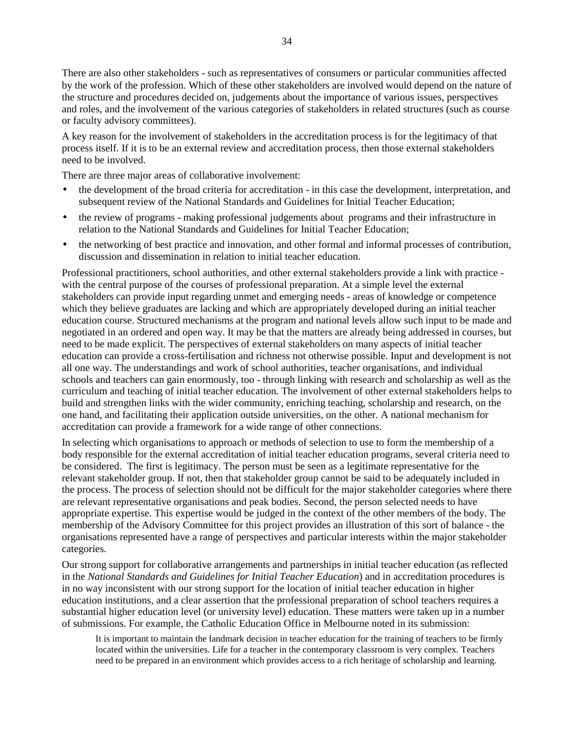There are also other stakeholders - such as representatives of consumers or particular communities affected by the work of the profession. Which of these other stakeholders are involved would depend on the nature of the structure and procedures decided on, judgements about the importance of various issues, perspectives and roles, and the involvement of the various categories of stakeholders in related structures (such as course or faculty advisory committees).

A key reason for the involvement of stakeholders in the accreditation process is for the legitimacy of that process itself. If it is to be an external review and accreditation process, then those external stakeholders need to be involved.

There are three major areas of collaborative involvement:

- the development of the broad criteria for accreditation - in this case the development, interpretation, and subsequent review of the National Standards and Guidelines for Initial Teacher Education;
- the review of programs - making professional judgements about programs and their infrastructure in relation to the National Standards and Guidelines for Initial Teacher Education;
- the networking of best practice and innovation, and other formal and informal processes of contribution, discussion and dissemination in relation to initial teacher education.

Professional practitioners, school authorities, and other external stakeholders provide a link with practice - with the central purpose of the courses of professional preparation. At a simple level the external stakeholders can provide input regarding unmet and emerging needs - areas of knowledge or competence which they believe graduates are lacking and which are appropriately developed during an initial teacher education course. Structured mechanisms at the program and national levels allow such input to be made and negotiated in an ordered and open way. It may be that the matters are already being addressed in courses, but need to be made explicit. The perspectives of external stakeholders on many aspects of initial teacher education can provide a cross-fertilisation and richness not otherwise possible. Input and development is not all one way. The understandings and work of school authorities, teacher organisations, and individual schools and teachers can gain enormously, too - through linking with research and scholarship as well as the curriculum and teaching of initial teacher education. The involvement of other external stakeholders helps to build and strengthen links with the wider community, enriching teaching, scholarship and research, on the one hand, and facilitating their application outside universities, on the other. A national mechanism for accreditation can provide a framework for a wide range of other connections.

In selecting which organisations to approach or methods of selection to use to form the membership of a body responsible for the external accreditation of initial teacher education programs, several criteria need to be considered. The first is legitimacy. The person must be seen as a legitimate representative for the relevant stakeholder group. If not, then that stakeholder group cannot be said to be adequately included in the process. The process of selection should not be difficult for the major stakeholder categories where there are relevant representative organisations and peak bodies. Second, the person selected needs to have appropriate expertise. This expertise would be judged in the context of the other members of the body. The membership of the Advisory Committee for this project provides an illustration of this sort of balance - the organisations represented have a range of perspectives and particular interests within the major stakeholder categories.

Our strong support for collaborative arrangements and partnerships in initial teacher education (as reflected in the *National Standards and Guidelines for Initial Teacher Education*) and in accreditation procedures is in no way inconsistent with our strong support for the location of initial teacher education in higher education institutions, and a clear assertion that the professional preparation of school teachers requires a substantial higher education level (or university level) education. These matters were taken up in a number of submissions. For example, the Catholic Education Office in Melbourne noted in its submission:

> It is important to maintain the landmark decision in teacher education for the training of teachers to be firmly located within the universities. Life for a teacher in the contemporary classroom is very complex. Teachers need to be prepared in an environment which provides access to a rich heritage of scholarship and learning.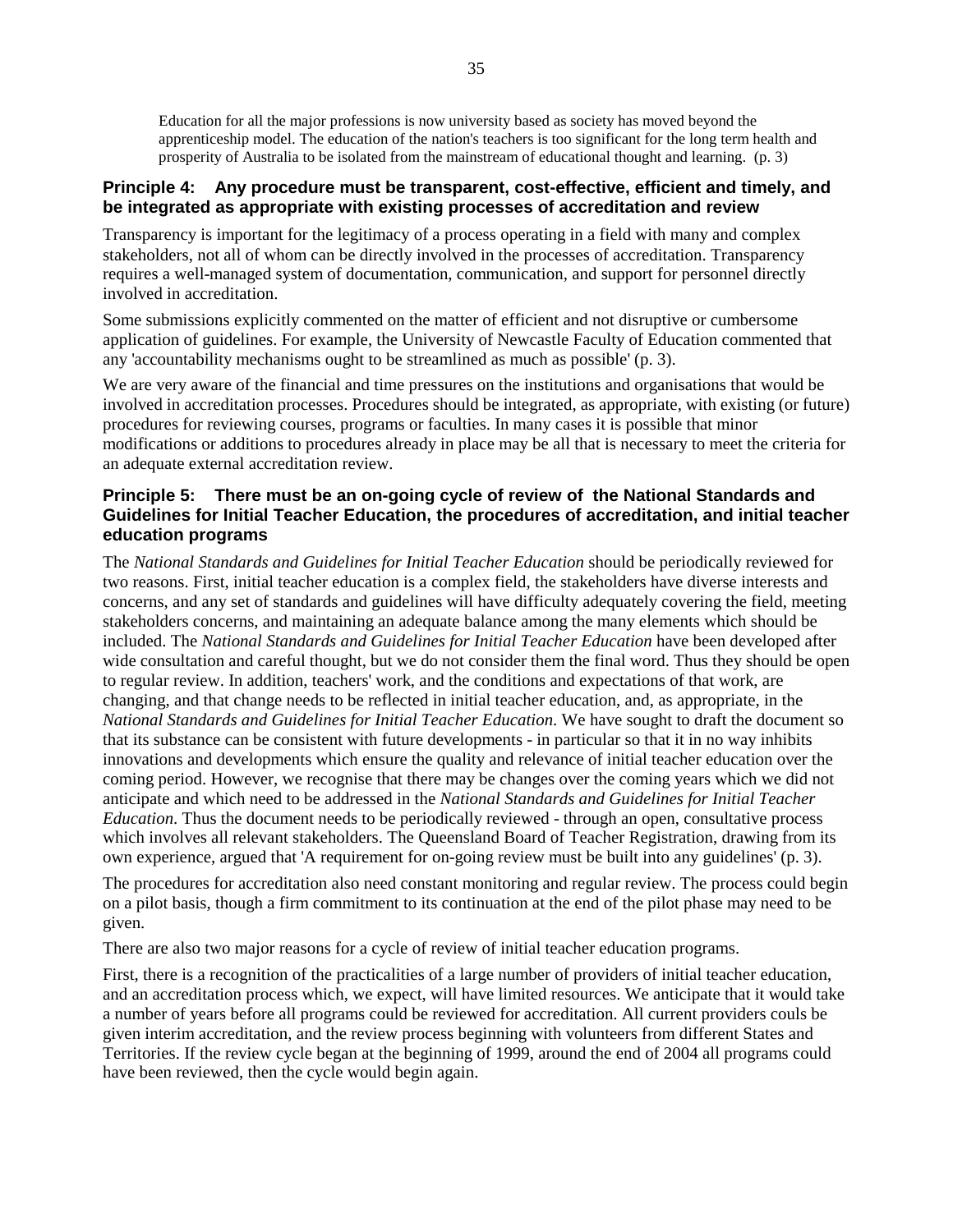> Education for all the major professions is now university based as society has moved beyond the apprenticeship model. The education of the nation's teachers is too significant for the long term health and prosperity of Australia to be isolated from the mainstream of educational thought and learning. (p. 3)

### Principle 4: Any procedure must be transparent, cost-effective, efficient and timely, and be integrated as appropriate with existing processes of accreditation and review

Transparency is important for the legitimacy of a process operating in a field with many and complex stakeholders, not all of whom can be directly involved in the processes of accreditation. Transparency requires a well-managed system of documentation, communication, and support for personnel directly involved in accreditation.

Some submissions explicitly commented on the matter of efficient and not disruptive or cumbersome application of guidelines. For example, the University of Newcastle Faculty of Education commented that any 'accountability mechanisms ought to be streamlined as much as possible' (p. 3).

We are very aware of the financial and time pressures on the institutions and organisations that would be involved in accreditation processes. Procedures should be integrated, as appropriate, with existing (or future) procedures for reviewing courses, programs or faculties. In many cases it is possible that minor modifications or additions to procedures already in place may be all that is necessary to meet the criteria for an adequate external accreditation review.

### Principle 5: There must be an on-going cycle of review of the National Standards and Guidelines for Initial Teacher Education, the procedures of accreditation, and initial teacher education programs

The *National Standards and Guidelines for Initial Teacher Education* should be periodically reviewed for two reasons. First, initial teacher education is a complex field, the stakeholders have diverse interests and concerns, and any set of standards and guidelines will have difficulty adequately covering the field, meeting stakeholders concerns, and maintaining an adequate balance among the many elements which should be included. The *National Standards and Guidelines for Initial Teacher Education* have been developed after wide consultation and careful thought, but we do not consider them the final word. Thus they should be open to regular review. In addition, teachers' work, and the conditions and expectations of that work, are changing, and that change needs to be reflected in initial teacher education, and, as appropriate, in the *National Standards and Guidelines for Initial Teacher Education*. We have sought to draft the document so that its substance can be consistent with future developments - in particular so that it in no way inhibits innovations and developments which ensure the quality and relevance of initial teacher education over the coming period. However, we recognise that there may be changes over the coming years which we did not anticipate and which need to be addressed in the *National Standards and Guidelines for Initial Teacher Education*. Thus the document needs to be periodically reviewed - through an open, consultative process which involves all relevant stakeholders. The Queensland Board of Teacher Registration, drawing from its own experience, argued that 'A requirement for on-going review must be built into any guidelines' (p. 3).

The procedures for accreditation also need constant monitoring and regular review. The process could begin on a pilot basis, though a firm commitment to its continuation at the end of the pilot phase may need to be given.

There are also two major reasons for a cycle of review of initial teacher education programs.

First, there is a recognition of the practicalities of a large number of providers of initial teacher education, and an accreditation process which, we expect, will have limited resources. We anticipate that it would take a number of years before all programs could be reviewed for accreditation. All current providers couls be given interim accreditation, and the review process beginning with volunteers from different States and Territories. If the review cycle began at the beginning of 1999, around the end of 2004 all programs could have been reviewed, then the cycle would begin again.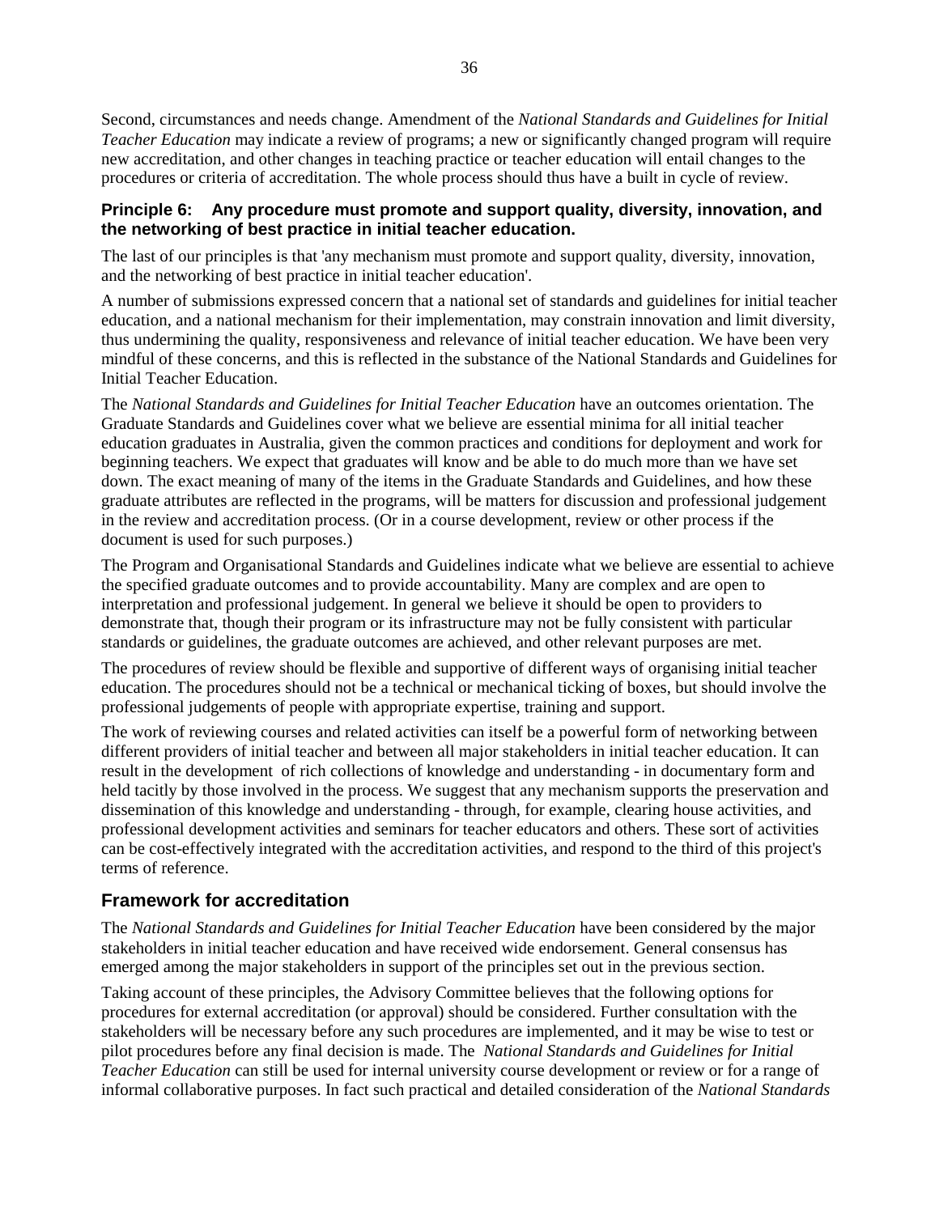Second, circumstances and needs change. Amendment of the *National Standards and Guidelines for Initial Teacher Education* may indicate a review of programs; a new or significantly changed program will require new accreditation, and other changes in teaching practice or teacher education will entail changes to the procedures or criteria of accreditation. The whole process should thus have a built in cycle of review.

**Principle 6: Any procedure must promote and support quality, diversity, innovation, and the networking of best practice in initial teacher education.**

The last of our principles is that 'any mechanism must promote and support quality, diversity, innovation, and the networking of best practice in initial teacher education'.

A number of submissions expressed concern that a national set of standards and guidelines for initial teacher education, and a national mechanism for their implementation, may constrain innovation and limit diversity, thus undermining the quality, responsiveness and relevance of initial teacher education. We have been very mindful of these concerns, and this is reflected in the substance of the National Standards and Guidelines for Initial Teacher Education.

The *National Standards and Guidelines for Initial Teacher Education* have an outcomes orientation. The Graduate Standards and Guidelines cover what we believe are essential minima for all initial teacher education graduates in Australia, given the common practices and conditions for deployment and work for beginning teachers. We expect that graduates will know and be able to do much more than we have set down. The exact meaning of many of the items in the Graduate Standards and Guidelines, and how these graduate attributes are reflected in the programs, will be matters for discussion and professional judgement in the review and accreditation process. (Or in a course development, review or other process if the document is used for such purposes.)

The Program and Organisational Standards and Guidelines indicate what we believe are essential to achieve the specified graduate outcomes and to provide accountability. Many are complex and are open to interpretation and professional judgement. In general we believe it should be open to providers to demonstrate that, though their program or its infrastructure may not be fully consistent with particular standards or guidelines, the graduate outcomes are achieved, and other relevant purposes are met.

The procedures of review should be flexible and supportive of different ways of organising initial teacher education. The procedures should not be a technical or mechanical ticking of boxes, but should involve the professional judgements of people with appropriate expertise, training and support.

The work of reviewing courses and related activities can itself be a powerful form of networking between different providers of initial teacher and between all major stakeholders in initial teacher education. It can result in the development of rich collections of knowledge and understanding - in documentary form and held tacitly by those involved in the process. We suggest that any mechanism supports the preservation and dissemination of this knowledge and understanding - through, for example, clearing house activities, and professional development activities and seminars for teacher educators and others. These sort of activities can be cost-effectively integrated with the accreditation activities, and respond to the third of this project's terms of reference.

## Framework for accreditation

The *National Standards and Guidelines for Initial Teacher Education* have been considered by the major stakeholders in initial teacher education and have received wide endorsement. General consensus has emerged among the major stakeholders in support of the principles set out in the previous section.

Taking account of these principles, the Advisory Committee believes that the following options for procedures for external accreditation (or approval) should be considered. Further consultation with the stakeholders will be necessary before any such procedures are implemented, and it may be wise to test or pilot procedures before any final decision is made. The *National Standards and Guidelines for Initial Teacher Education* can still be used for internal university course development or review or for a range of informal collaborative purposes. In fact such practical and detailed consideration of the *National Standards*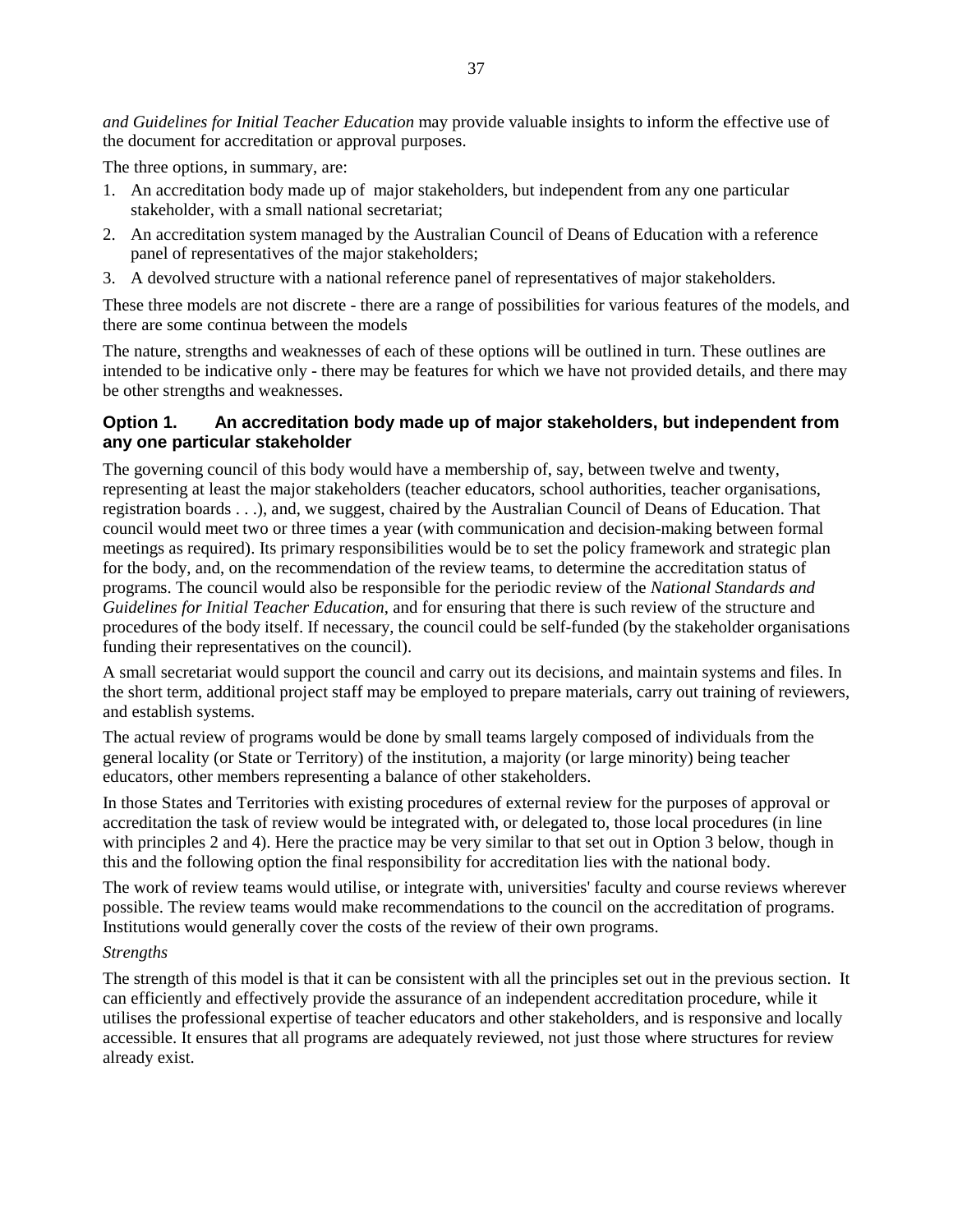*and Guidelines for Initial Teacher Education* may provide valuable insights to inform the effective use of the document for accreditation or approval purposes.

The three options, in summary, are:

1. An accreditation body made up of major stakeholders, but independent from any one particular stakeholder, with a small national secretariat;
2. An accreditation system managed by the Australian Council of Deans of Education with a reference panel of representatives of the major stakeholders;
3. A devolved structure with a national reference panel of representatives of major stakeholders.

These three models are not discrete - there are a range of possibilities for various features of the models, and there are some continua between the models

The nature, strengths and weaknesses of each of these options will be outlined in turn. These outlines are intended to be indicative only - there may be features for which we have not provided details, and there may be other strengths and weaknesses.

### Option 1. An accreditation body made up of major stakeholders, but independent from any one particular stakeholder

The governing council of this body would have a membership of, say, between twelve and twenty, representing at least the major stakeholders (teacher educators, school authorities, teacher organisations, registration boards . . .), and, we suggest, chaired by the Australian Council of Deans of Education. That council would meet two or three times a year (with communication and decision-making between formal meetings as required). Its primary responsibilities would be to set the policy framework and strategic plan for the body, and, on the recommendation of the review teams, to determine the accreditation status of programs. The council would also be responsible for the periodic review of the *National Standards and Guidelines for Initial Teacher Education*, and for ensuring that there is such review of the structure and procedures of the body itself. If necessary, the council could be self-funded (by the stakeholder organisations funding their representatives on the council).

A small secretariat would support the council and carry out its decisions, and maintain systems and files. In the short term, additional project staff may be employed to prepare materials, carry out training of reviewers, and establish systems.

The actual review of programs would be done by small teams largely composed of individuals from the general locality (or State or Territory) of the institution, a majority (or large minority) being teacher educators, other members representing a balance of other stakeholders.

In those States and Territories with existing procedures of external review for the purposes of approval or accreditation the task of review would be integrated with, or delegated to, those local procedures (in line with principles 2 and 4). Here the practice may be very similar to that set out in Option 3 below, though in this and the following option the final responsibility for accreditation lies with the national body.

The work of review teams would utilise, or integrate with, universities' faculty and course reviews wherever possible. The review teams would make recommendations to the council on the accreditation of programs. Institutions would generally cover the costs of the review of their own programs.

*Strengths*

The strength of this model is that it can be consistent with all the principles set out in the previous section. It can efficiently and effectively provide the assurance of an independent accreditation procedure, while it utilises the professional expertise of teacher educators and other stakeholders, and is responsive and locally accessible. It ensures that all programs are adequately reviewed, not just those where structures for review already exist.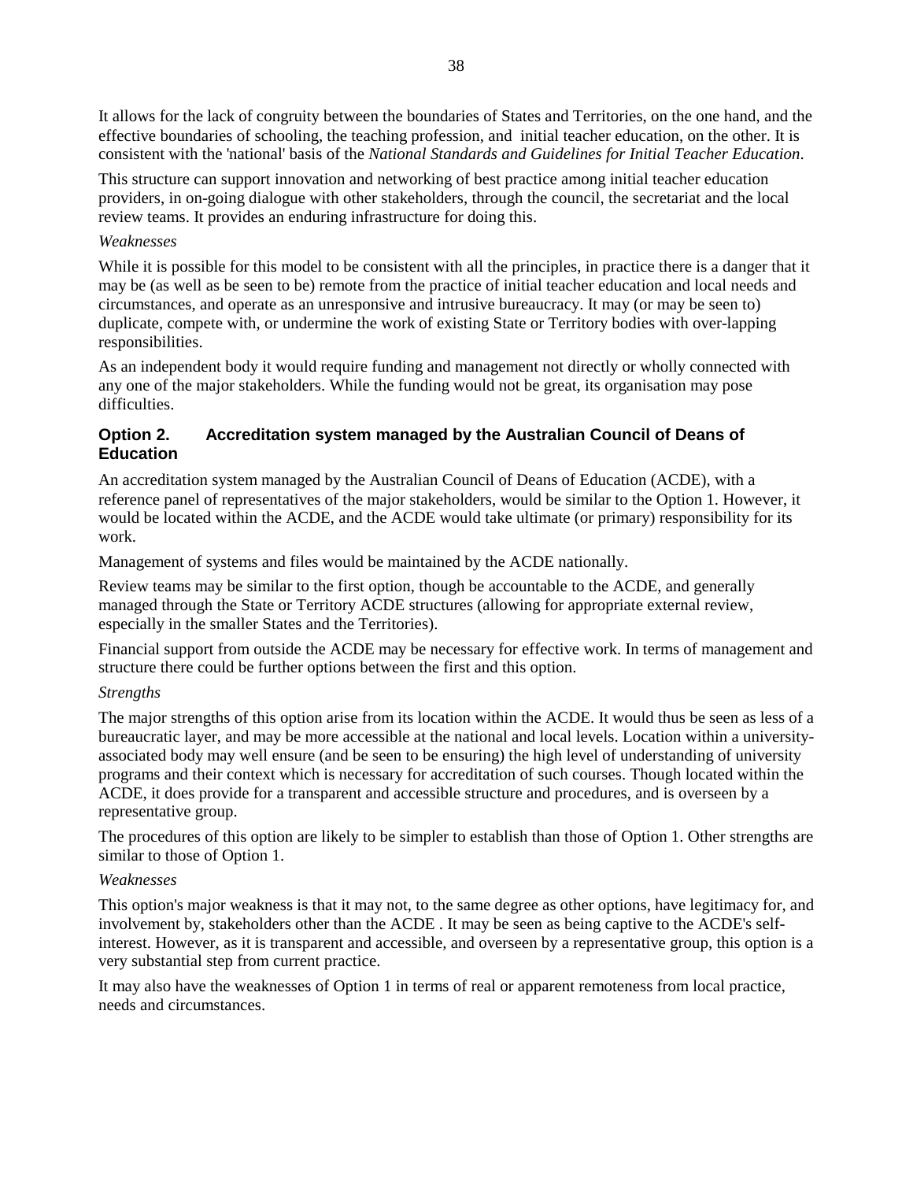It allows for the lack of congruity between the boundaries of States and Territories, on the one hand, and the effective boundaries of schooling, the teaching profession, and initial teacher education, on the other. It is consistent with the 'national' basis of the *National Standards and Guidelines for Initial Teacher Education*.

This structure can support innovation and networking of best practice among initial teacher education providers, in on-going dialogue with other stakeholders, through the council, the secretariat and the local review teams. It provides an enduring infrastructure for doing this.

*Weaknesses*

While it is possible for this model to be consistent with all the principles, in practice there is a danger that it may be (as well as be seen to be) remote from the practice of initial teacher education and local needs and circumstances, and operate as an unresponsive and intrusive bureaucracy. It may (or may be seen to) duplicate, compete with, or undermine the work of existing State or Territory bodies with over-lapping responsibilities.

As an independent body it would require funding and management not directly or wholly connected with any one of the major stakeholders. While the funding would not be great, its organisation may pose difficulties.

### Option 2. Accreditation system managed by the Australian Council of Deans of Education

An accreditation system managed by the Australian Council of Deans of Education (ACDE), with a reference panel of representatives of the major stakeholders, would be similar to the Option 1. However, it would be located within the ACDE, and the ACDE would take ultimate (or primary) responsibility for its work.

Management of systems and files would be maintained by the ACDE nationally.

Review teams may be similar to the first option, though be accountable to the ACDE, and generally managed through the State or Territory ACDE structures (allowing for appropriate external review, especially in the smaller States and the Territories).

Financial support from outside the ACDE may be necessary for effective work. In terms of management and structure there could be further options between the first and this option.

*Strengths*

The major strengths of this option arise from its location within the ACDE. It would thus be seen as less of a bureaucratic layer, and may be more accessible at the national and local levels. Location within a university-associated body may well ensure (and be seen to be ensuring) the high level of understanding of university programs and their context which is necessary for accreditation of such courses. Though located within the ACDE, it does provide for a transparent and accessible structure and procedures, and is overseen by a representative group.

The procedures of this option are likely to be simpler to establish than those of Option 1. Other strengths are similar to those of Option 1.

*Weaknesses*

This option's major weakness is that it may not, to the same degree as other options, have legitimacy for, and involvement by, stakeholders other than the ACDE . It may be seen as being captive to the ACDE's self-interest. However, as it is transparent and accessible, and overseen by a representative group, this option is a very substantial step from current practice.

It may also have the weaknesses of Option 1 in terms of real or apparent remoteness from local practice, needs and circumstances.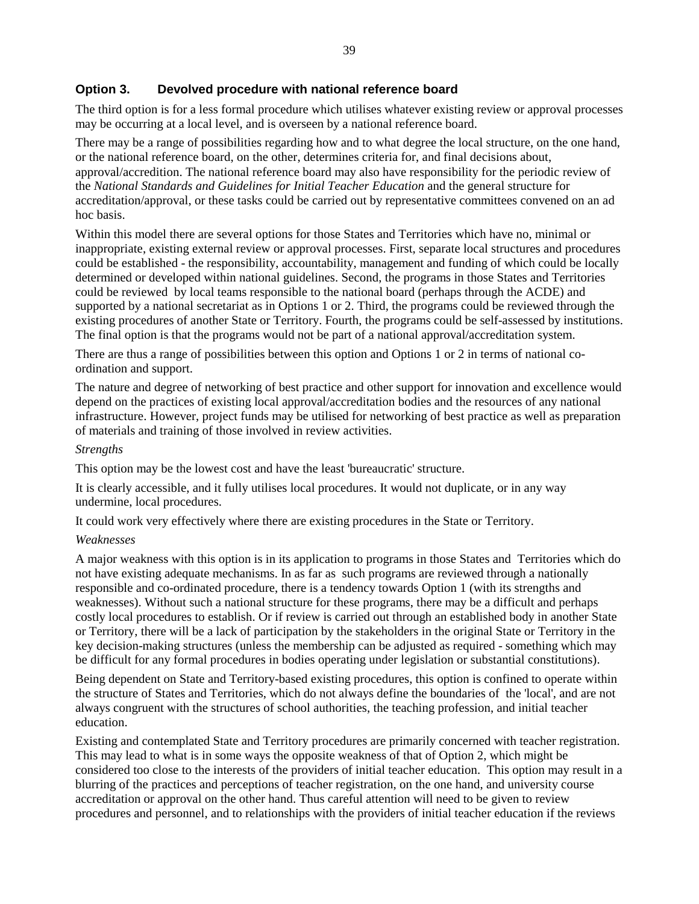### Option 3. Devolved procedure with national reference board

The third option is for a less formal procedure which utilises whatever existing review or approval processes may be occurring at a local level, and is overseen by a national reference board.

There may be a range of possibilities regarding how and to what degree the local structure, on the one hand, or the national reference board, on the other, determines criteria for, and final decisions about, approval/accreditation. The national reference board may also have responsibility for the periodic review of the *National Standards and Guidelines for Initial Teacher Education* and the general structure for accreditation/approval, or these tasks could be carried out by representative committees convened on an ad hoc basis.

Within this model there are several options for those States and Territories which have no, minimal or inappropriate, existing external review or approval processes. First, separate local structures and procedures could be established - the responsibility, accountability, management and funding of which could be locally determined or developed within national guidelines. Second, the programs in those States and Territories could be reviewed by local teams responsible to the national board (perhaps through the ACDE) and supported by a national secretariat as in Options 1 or 2. Third, the programs could be reviewed through the existing procedures of another State or Territory. Fourth, the programs could be self-assessed by institutions. The final option is that the programs would not be part of a national approval/accreditation system.

There are thus a range of possibilities between this option and Options 1 or 2 in terms of national co-ordination and support.

The nature and degree of networking of best practice and other support for innovation and excellence would depend on the practices of existing local approval/accreditation bodies and the resources of any national infrastructure. However, project funds may be utilised for networking of best practice as well as preparation of materials and training of those involved in review activities.

*Strengths*

This option may be the lowest cost and have the least 'bureaucratic' structure.

It is clearly accessible, and it fully utilises local procedures. It would not duplicate, or in any way undermine, local procedures.

It could work very effectively where there are existing procedures in the State or Territory.

*Weaknesses*

A major weakness with this option is in its application to programs in those States and Territories which do not have existing adequate mechanisms. In as far as such programs are reviewed through a nationally responsible and co-ordinated procedure, there is a tendency towards Option 1 (with its strengths and weaknesses). Without such a national structure for these programs, there may be a difficult and perhaps costly local procedures to establish. Or if review is carried out through an established body in another State or Territory, there will be a lack of participation by the stakeholders in the original State or Territory in the key decision-making structures (unless the membership can be adjusted as required - something which may be difficult for any formal procedures in bodies operating under legislation or substantial constitutions).

Being dependent on State and Territory-based existing procedures, this option is confined to operate within the structure of States and Territories, which do not always define the boundaries of the 'local', and are not always congruent with the structures of school authorities, the teaching profession, and initial teacher education.

Existing and contemplated State and Territory procedures are primarily concerned with teacher registration. This may lead to what is in some ways the opposite weakness of that of Option 2, which might be considered too close to the interests of the providers of initial teacher education. This option may result in a blurring of the practices and perceptions of teacher registration, on the one hand, and university course accreditation or approval on the other hand. Thus careful attention will need to be given to review procedures and personnel, and to relationships with the providers of initial teacher education if the reviews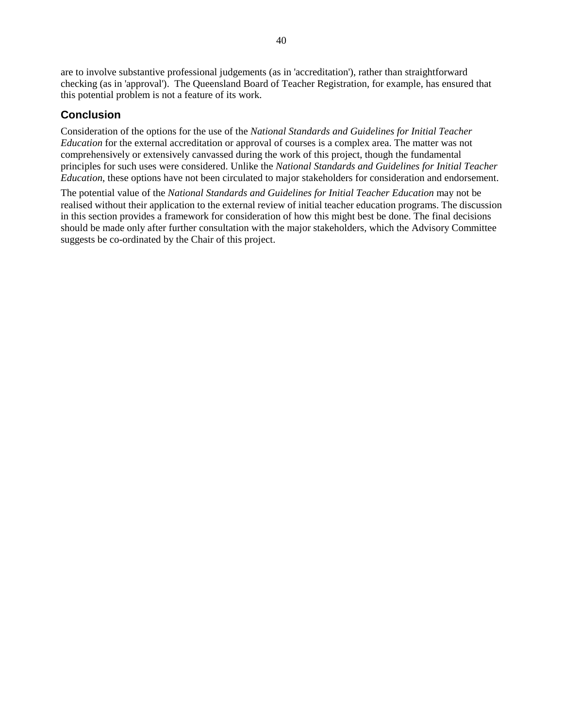are to involve substantive professional judgements (as in 'accreditation'), rather than straightforward checking (as in 'approval'). The Queensland Board of Teacher Registration, for example, has ensured that this potential problem is not a feature of its work.

## Conclusion

Consideration of the options for the use of the *National Standards and Guidelines for Initial Teacher Education* for the external accreditation or approval of courses is a complex area. The matter was not comprehensively or extensively canvassed during the work of this project, though the fundamental principles for such uses were considered. Unlike the *National Standards and Guidelines for Initial Teacher Education*, these options have not been circulated to major stakeholders for consideration and endorsement.

The potential value of the *National Standards and Guidelines for Initial Teacher Education* may not be realised without their application to the external review of initial teacher education programs. The discussion in this section provides a framework for consideration of how this might best be done. The final decisions should be made only after further consultation with the major stakeholders, which the Advisory Committee suggests be co-ordinated by the Chair of this project.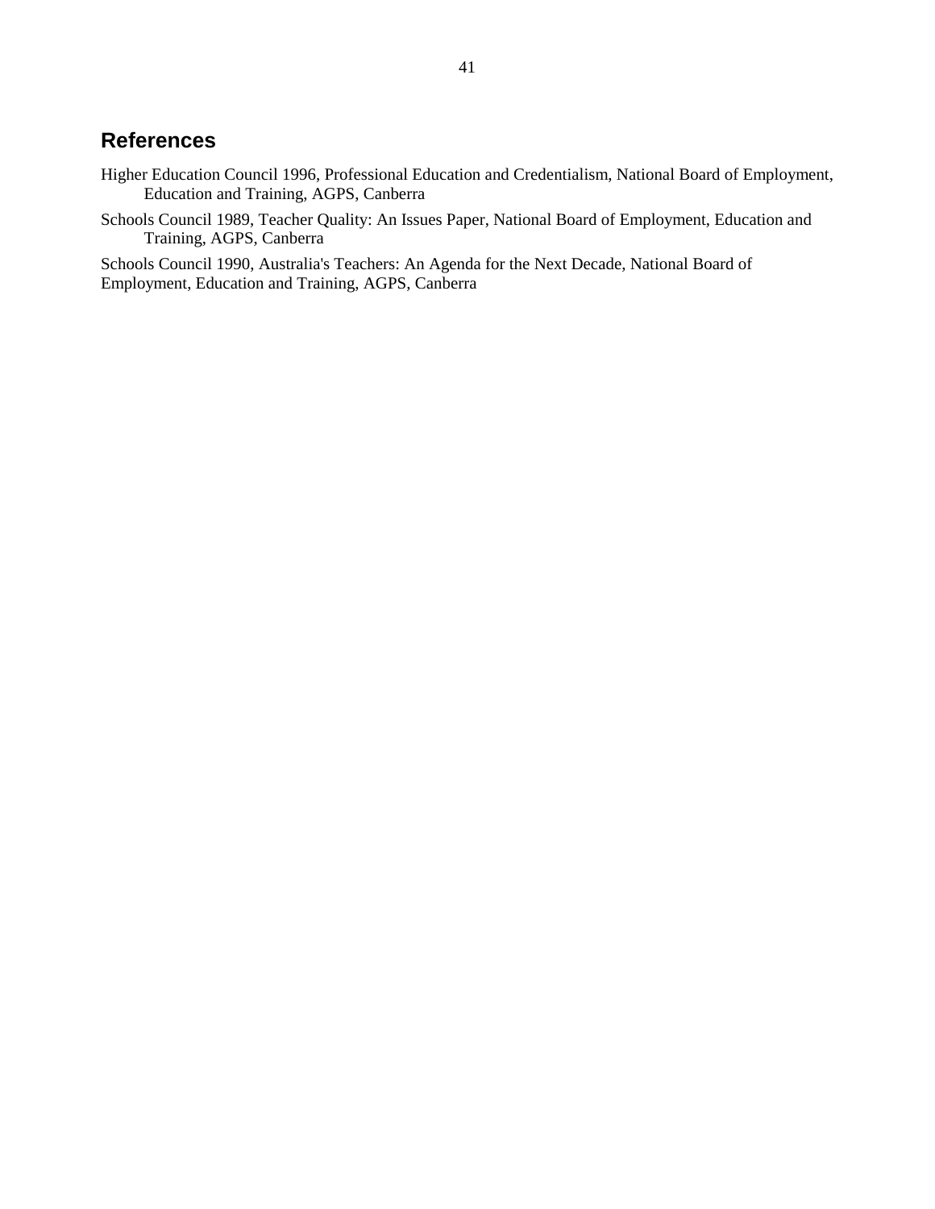## References

Higher Education Council 1996, Professional Education and Credentialism, National Board of Employment, Education and Training, AGPS, Canberra

Schools Council 1989, Teacher Quality: An Issues Paper, National Board of Employment, Education and Training, AGPS, Canberra

Schools Council 1990, Australia's Teachers: An Agenda for the Next Decade, National Board of Employment, Education and Training, AGPS, Canberra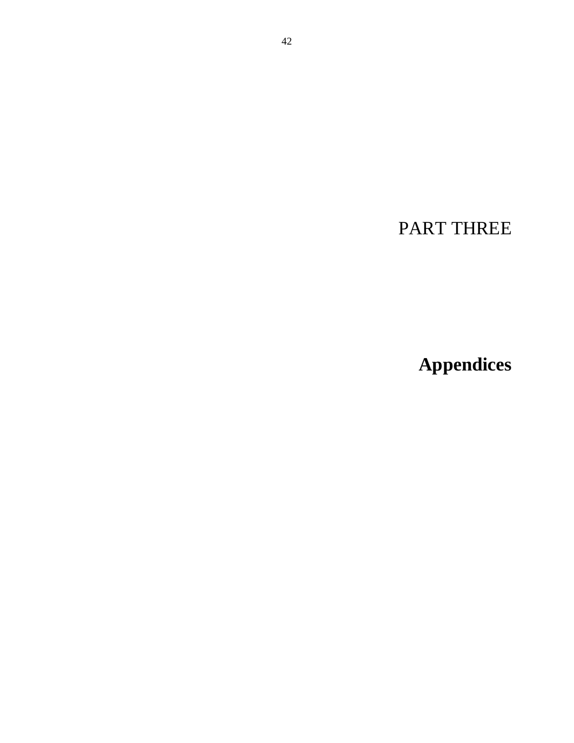# PART THREE

# **Appendices**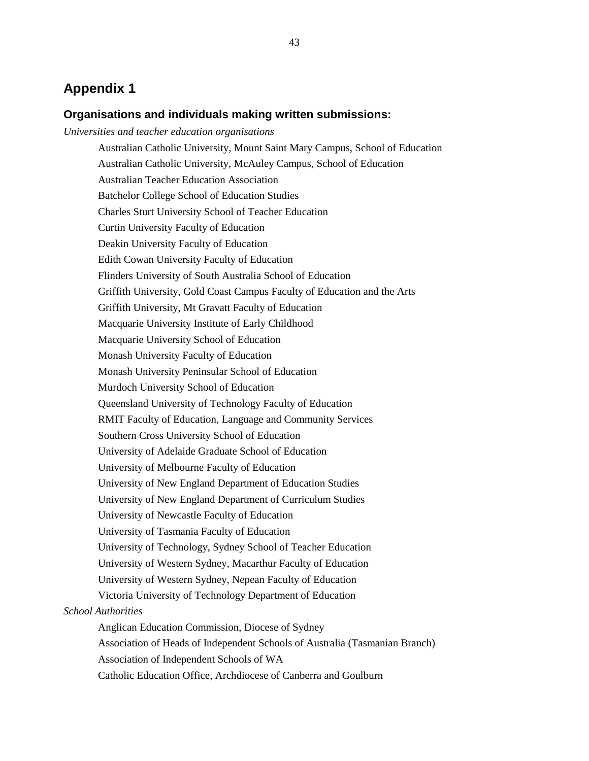# Appendix 1

## Organisations and individuals making written submissions:

*Universities and teacher education organisations*

Australian Catholic University, Mount Saint Mary Campus, School of Education

Australian Catholic University, McAuley Campus, School of Education

Australian Teacher Education Association

Batchelor College School of Education Studies

Charles Sturt University School of Teacher Education

Curtin University Faculty of Education

Deakin University Faculty of Education

Edith Cowan University Faculty of Education

Flinders University of South Australia School of Education

Griffith University, Gold Coast Campus Faculty of Education and the Arts

Griffith University, Mt Gravatt Faculty of Education

Macquarie University Institute of Early Childhood

Macquarie University School of Education

Monash University Faculty of Education

Monash University Peninsular School of Education

Murdoch University School of Education

Queensland University of Technology Faculty of Education

RMIT Faculty of Education, Language and Community Services

Southern Cross University School of Education

University of Adelaide Graduate School of Education

University of Melbourne Faculty of Education

University of New England Department of Education Studies

University of New England Department of Curriculum Studies

University of Newcastle Faculty of Education

University of Tasmania Faculty of Education

University of Technology, Sydney School of Teacher Education

University of Western Sydney, Macarthur Faculty of Education

University of Western Sydney, Nepean Faculty of Education

Victoria University of Technology Department of Education

*School Authorities*

Anglican Education Commission, Diocese of Sydney

Association of Heads of Independent Schools of Australia (Tasmanian Branch)

Association of Independent Schools of WA

Catholic Education Office, Archdiocese of Canberra and Goulburn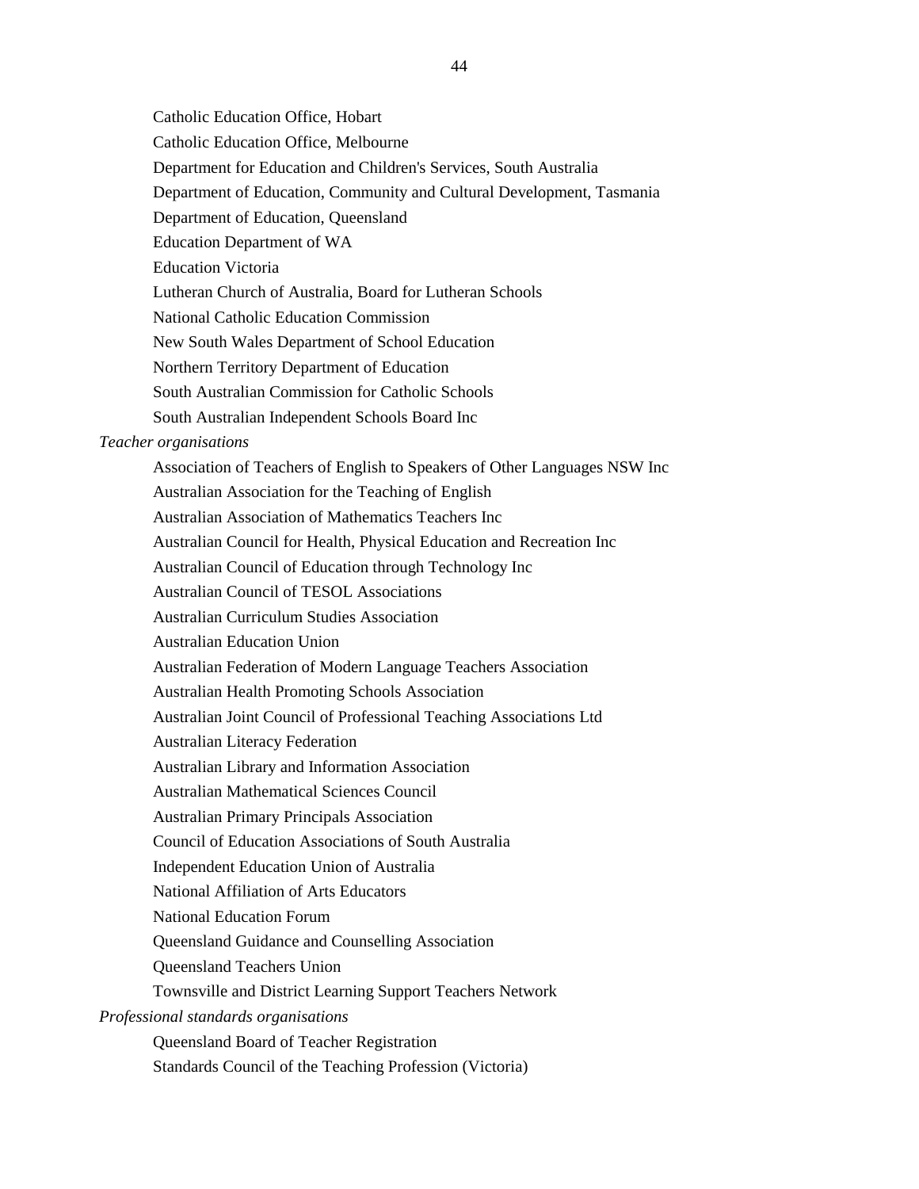Catholic Education Office, Hobart

Catholic Education Office, Melbourne

Department for Education and Children's Services, South Australia

Department of Education, Community and Cultural Development, Tasmania

Department of Education, Queensland

Education Department of WA

Education Victoria

Lutheran Church of Australia, Board for Lutheran Schools

National Catholic Education Commission

New South Wales Department of School Education

Northern Territory Department of Education

South Australian Commission for Catholic Schools

South Australian Independent Schools Board Inc

*Teacher organisations*

Association of Teachers of English to Speakers of Other Languages NSW Inc

Australian Association for the Teaching of English

Australian Association of Mathematics Teachers Inc

Australian Council for Health, Physical Education and Recreation Inc

Australian Council of Education through Technology Inc

Australian Council of TESOL Associations

Australian Curriculum Studies Association

Australian Education Union

Australian Federation of Modern Language Teachers Association

Australian Health Promoting Schools Association

Australian Joint Council of Professional Teaching Associations Ltd

Australian Literacy Federation

Australian Library and Information Association

Australian Mathematical Sciences Council

Australian Primary Principals Association

Council of Education Associations of South Australia

Independent Education Union of Australia

National Affiliation of Arts Educators

National Education Forum

Queensland Guidance and Counselling Association

Queensland Teachers Union

Townsville and District Learning Support Teachers Network

*Professional standards organisations*

Queensland Board of Teacher Registration

Standards Council of the Teaching Profession (Victoria)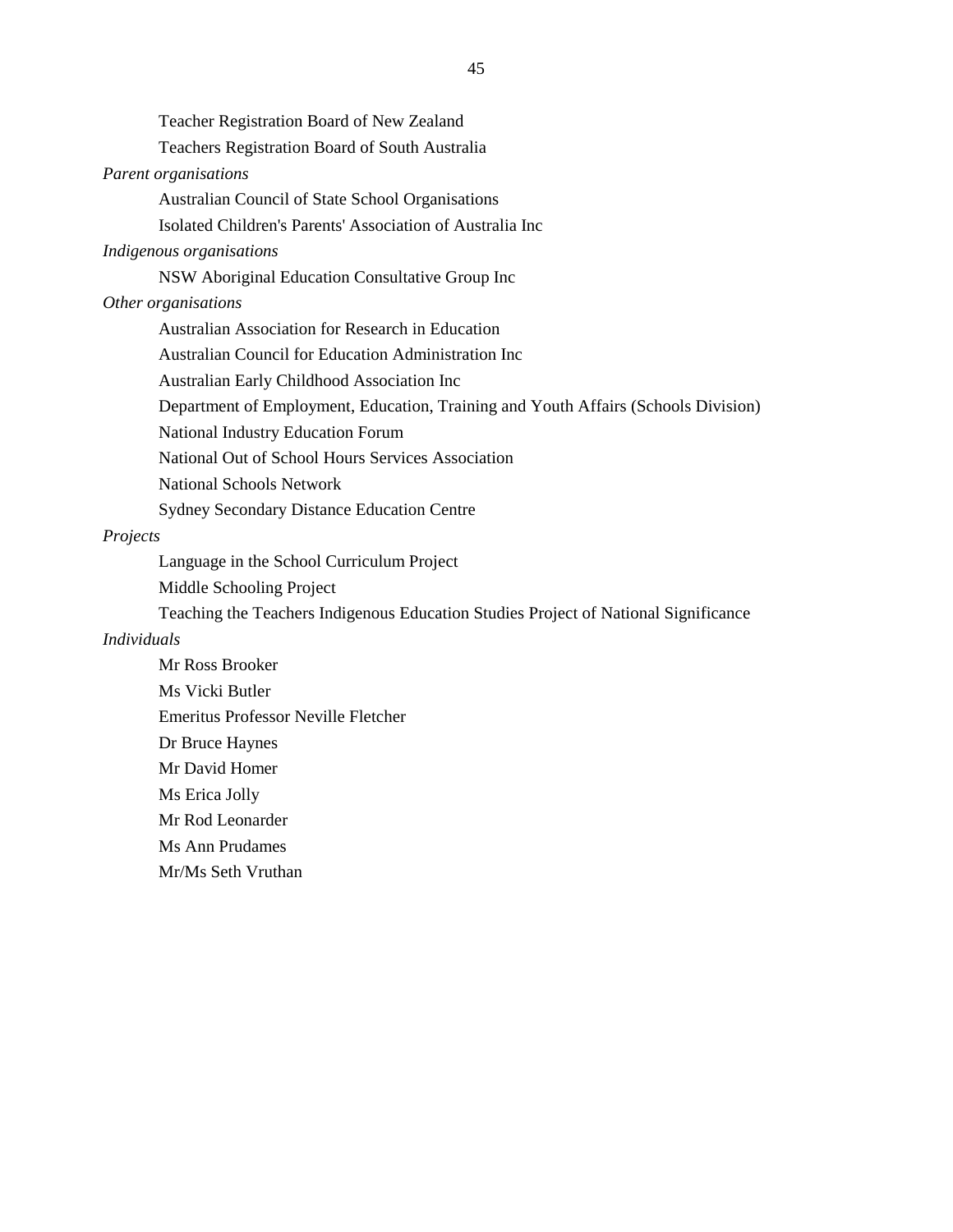Teacher Registration Board of New Zealand

Teachers Registration Board of South Australia

*Parent organisations*

Australian Council of State School Organisations

Isolated Children's Parents' Association of Australia Inc

*Indigenous organisations*

NSW Aboriginal Education Consultative Group Inc

*Other organisations*

Australian Association for Research in Education

Australian Council for Education Administration Inc

Australian Early Childhood Association Inc

Department of Employment, Education, Training and Youth Affairs (Schools Division)

National Industry Education Forum

National Out of School Hours Services Association

National Schools Network

Sydney Secondary Distance Education Centre

*Projects*

Language in the School Curriculum Project

Middle Schooling Project

Teaching the Teachers Indigenous Education Studies Project of National Significance

*Individuals*

Mr Ross Brooker

Ms Vicki Butler

Emeritus Professor Neville Fletcher

Dr Bruce Haynes

Mr David Homer

Ms Erica Jolly

Mr Rod Leonarder

Ms Ann Prudames

Mr/Ms Seth Vruthan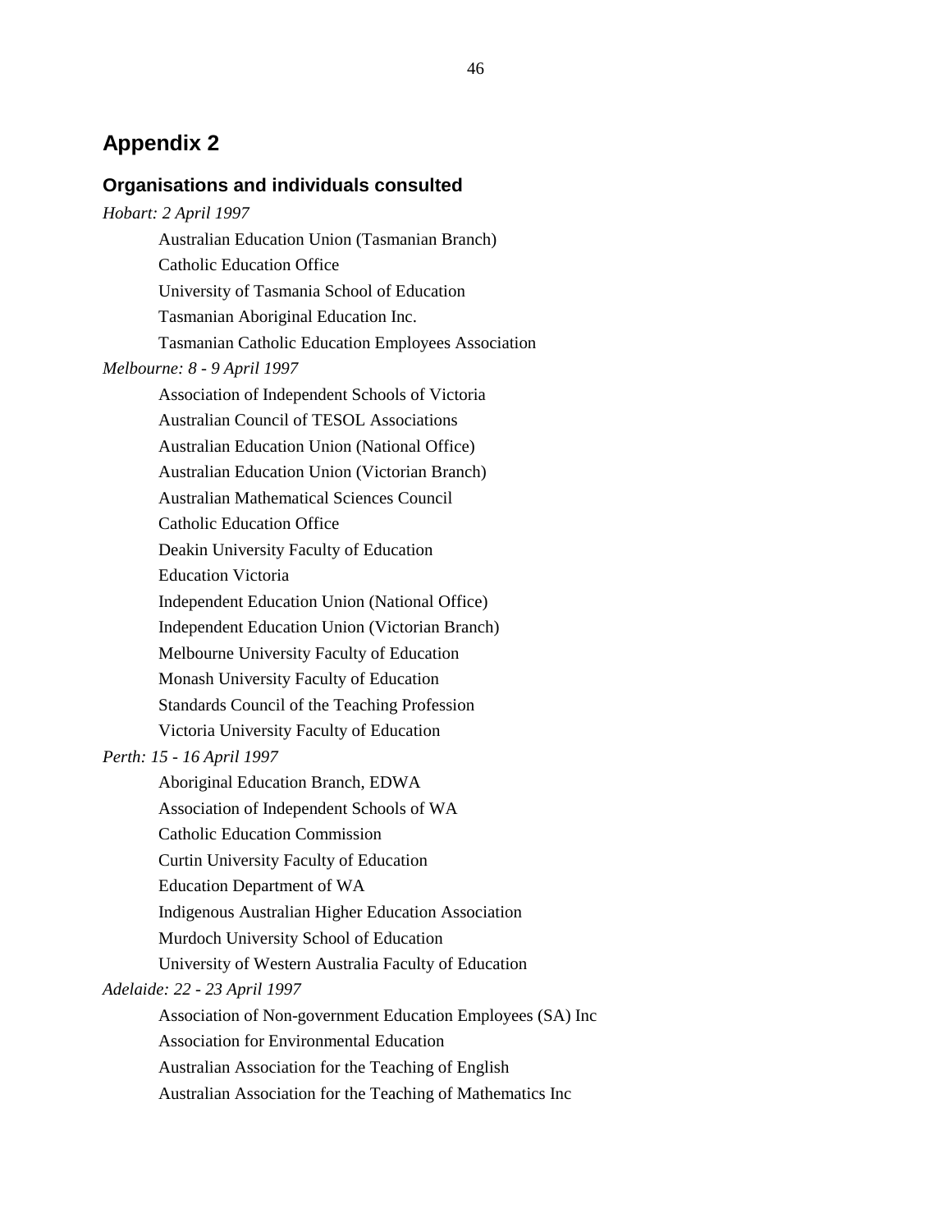# Appendix 2

## Organisations and individuals consulted

*Hobart: 2 April 1997*

Australian Education Union (Tasmanian Branch)
Catholic Education Office
University of Tasmania School of Education
Tasmanian Aboriginal Education Inc.
Tasmanian Catholic Education Employees Association

*Melbourne: 8 - 9 April 1997*

Association of Independent Schools of Victoria
Australian Council of TESOL Associations
Australian Education Union (National Office)
Australian Education Union (Victorian Branch)
Australian Mathematical Sciences Council
Catholic Education Office
Deakin University Faculty of Education
Education Victoria
Independent Education Union (National Office)
Independent Education Union (Victorian Branch)
Melbourne University Faculty of Education
Monash University Faculty of Education
Standards Council of the Teaching Profession
Victoria University Faculty of Education

*Perth: 15 - 16 April 1997*

Aboriginal Education Branch, EDWA
Association of Independent Schools of WA
Catholic Education Commission
Curtin University Faculty of Education
Education Department of WA
Indigenous Australian Higher Education Association
Murdoch University School of Education
University of Western Australia Faculty of Education

*Adelaide: 22 - 23 April 1997*

Association of Non-government Education Employees (SA) Inc
Association for Environmental Education
Australian Association for the Teaching of English
Australian Association for the Teaching of Mathematics Inc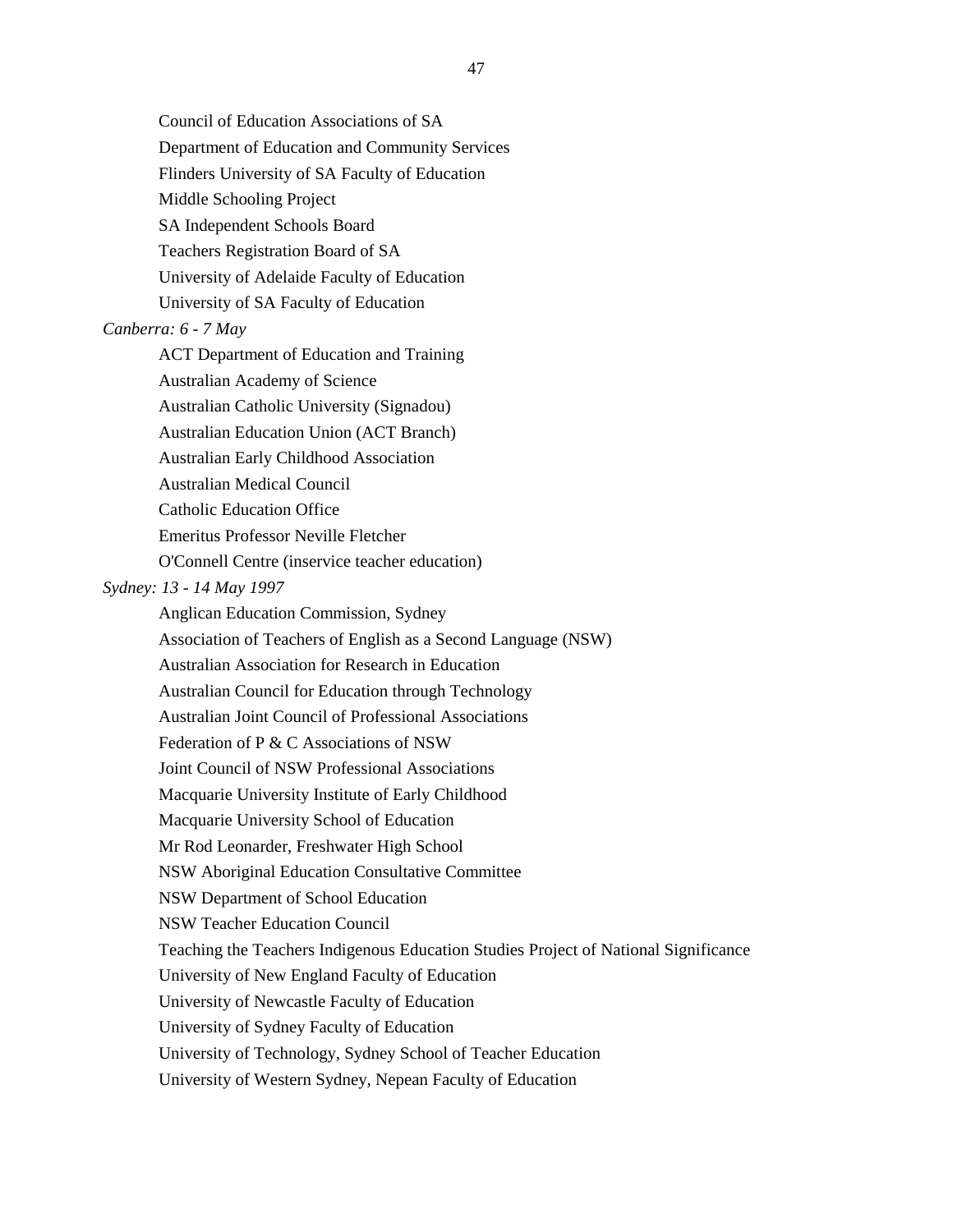Council of Education Associations of SA

Department of Education and Community Services

Flinders University of SA Faculty of Education

Middle Schooling Project

SA Independent Schools Board

Teachers Registration Board of SA

University of Adelaide Faculty of Education

University of SA Faculty of Education

*Canberra: 6 - 7 May*

ACT Department of Education and Training

Australian Academy of Science

Australian Catholic University (Signadou)

Australian Education Union (ACT Branch)

Australian Early Childhood Association

Australian Medical Council

Catholic Education Office

Emeritus Professor Neville Fletcher

O'Connell Centre (inservice teacher education)

*Sydney: 13 - 14 May 1997*

Anglican Education Commission, Sydney

Association of Teachers of English as a Second Language (NSW)

Australian Association for Research in Education

Australian Council for Education through Technology

Australian Joint Council of Professional Associations

Federation of P & C Associations of NSW

Joint Council of NSW Professional Associations

Macquarie University Institute of Early Childhood

Macquarie University School of Education

Mr Rod Leonarder, Freshwater High School

NSW Aboriginal Education Consultative Committee

NSW Department of School Education

NSW Teacher Education Council

Teaching the Teachers Indigenous Education Studies Project of National Significance

University of New England Faculty of Education

University of Newcastle Faculty of Education

University of Sydney Faculty of Education

University of Technology, Sydney School of Teacher Education

University of Western Sydney, Nepean Faculty of Education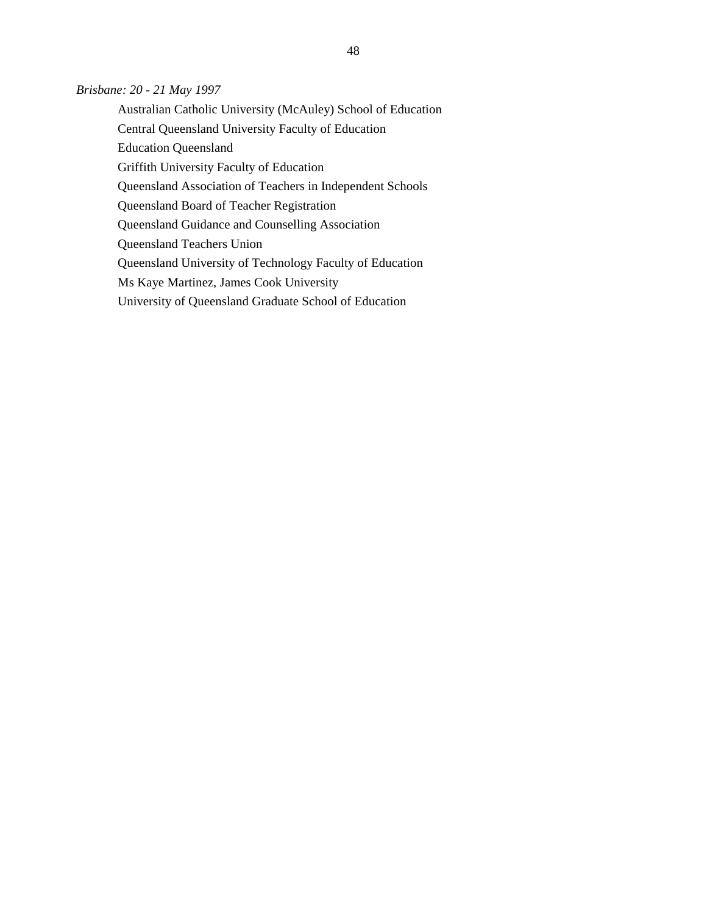*Brisbane: 20 - 21 May 1997*

Australian Catholic University (McAuley) School of Education

Central Queensland University Faculty of Education

Education Queensland

Griffith University Faculty of Education

Queensland Association of Teachers in Independent Schools

Queensland Board of Teacher Registration

Queensland Guidance and Counselling Association

Queensland Teachers Union

Queensland University of Technology Faculty of Education

Ms Kaye Martinez, James Cook University

University of Queensland Graduate School of Education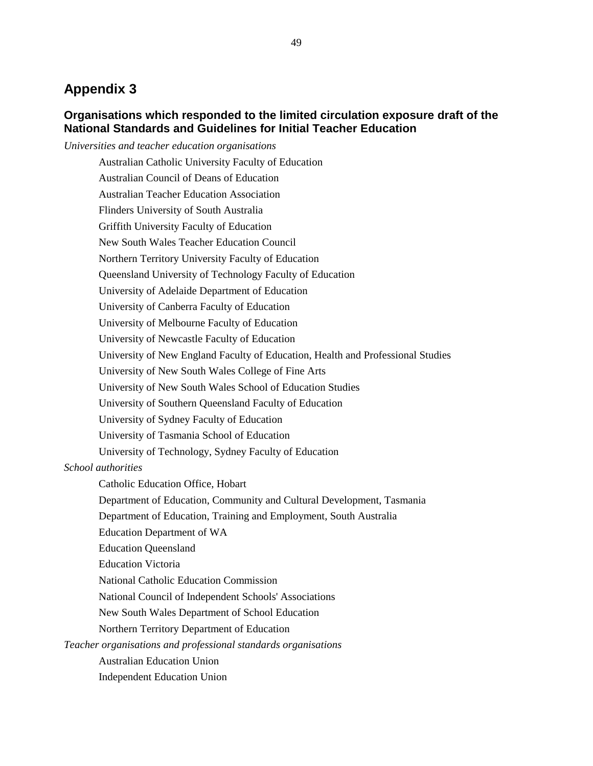# Appendix 3

## Organisations which responded to the limited circulation exposure draft of the National Standards and Guidelines for Initial Teacher Education

*Universities and teacher education organisations*

- Australian Catholic University Faculty of Education
- Australian Council of Deans of Education
- Australian Teacher Education Association
- Flinders University of South Australia
- Griffith University Faculty of Education
- New South Wales Teacher Education Council
- Northern Territory University Faculty of Education
- Queensland University of Technology Faculty of Education
- University of Adelaide Department of Education
- University of Canberra Faculty of Education
- University of Melbourne Faculty of Education
- University of Newcastle Faculty of Education
- University of New England Faculty of Education, Health and Professional Studies
- University of New South Wales College of Fine Arts
- University of New South Wales School of Education Studies
- University of Southern Queensland Faculty of Education
- University of Sydney Faculty of Education
- University of Tasmania School of Education
- University of Technology, Sydney Faculty of Education

*School authorities*

- Catholic Education Office, Hobart
- Department of Education, Community and Cultural Development, Tasmania
- Department of Education, Training and Employment, South Australia
- Education Department of WA
- Education Queensland
- Education Victoria
- National Catholic Education Commission
- National Council of Independent Schools' Associations
- New South Wales Department of School Education
- Northern Territory Department of Education

*Teacher organisations and professional standards organisations*

- Australian Education Union
- Independent Education Union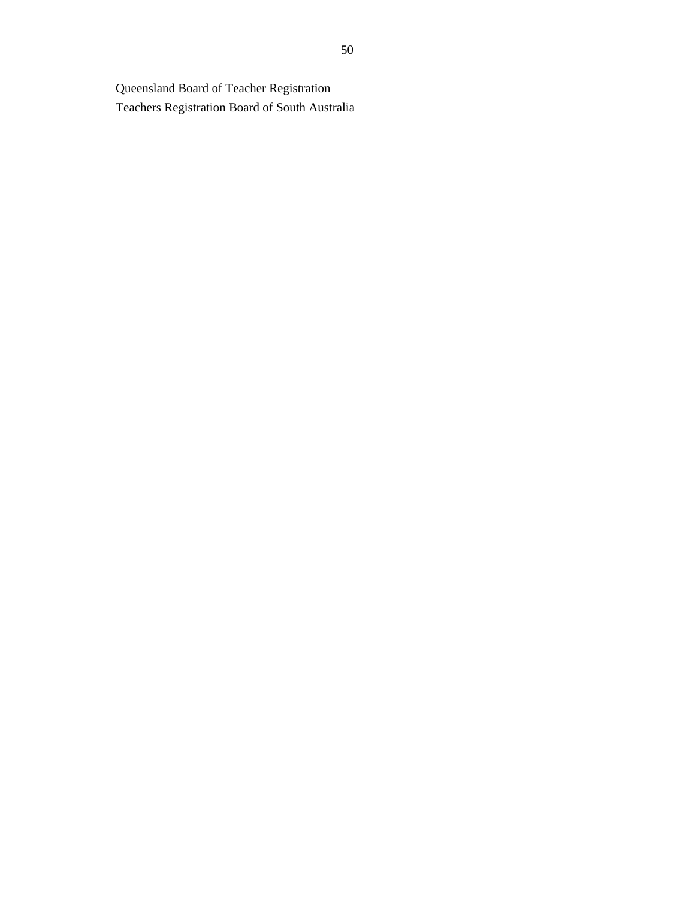Queensland Board of Teacher Registration
Teachers Registration Board of South Australia